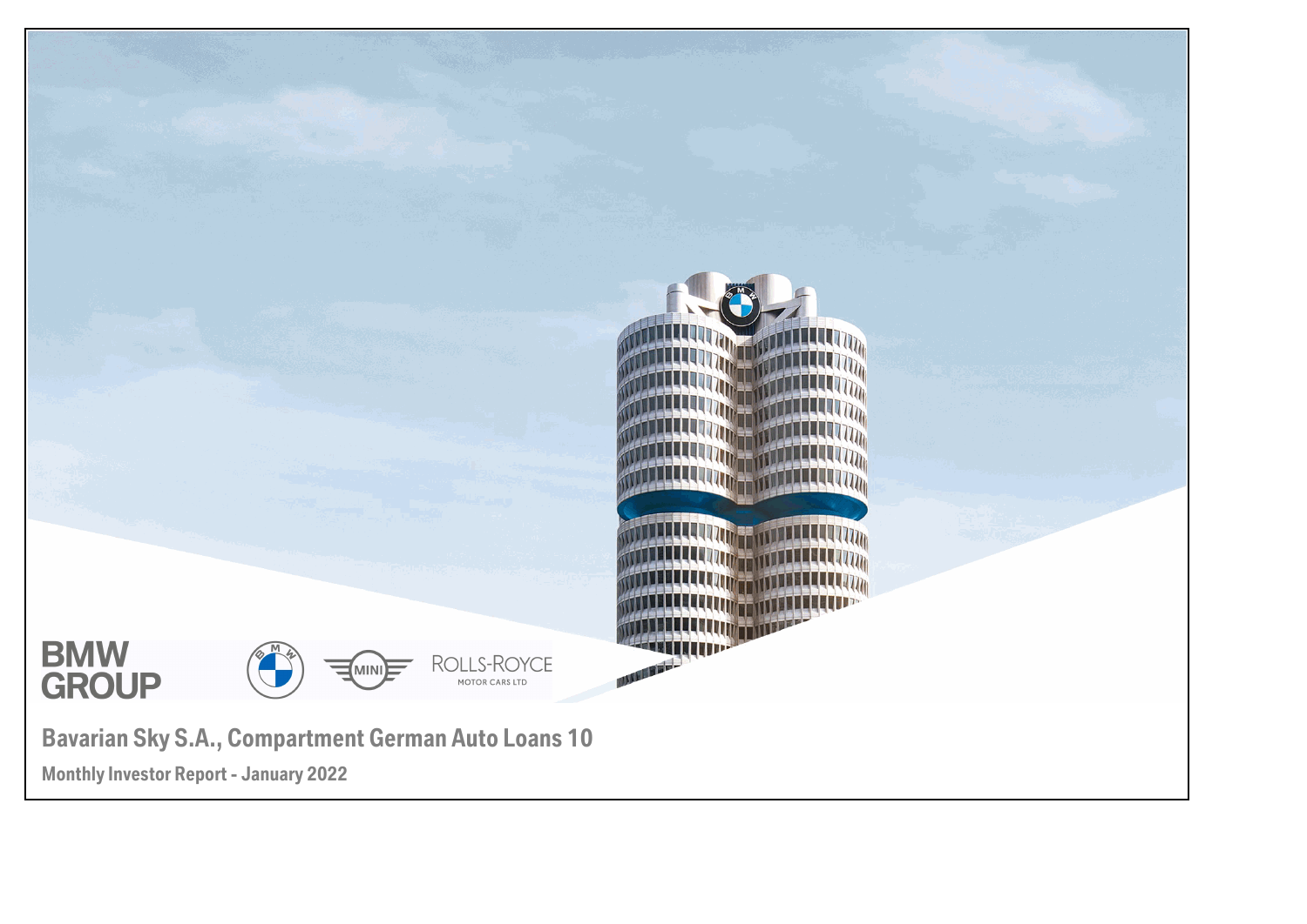# Bavarian Sky S.A., Compartment German Auto Loans 10

## Monthly Investor Report - January 2022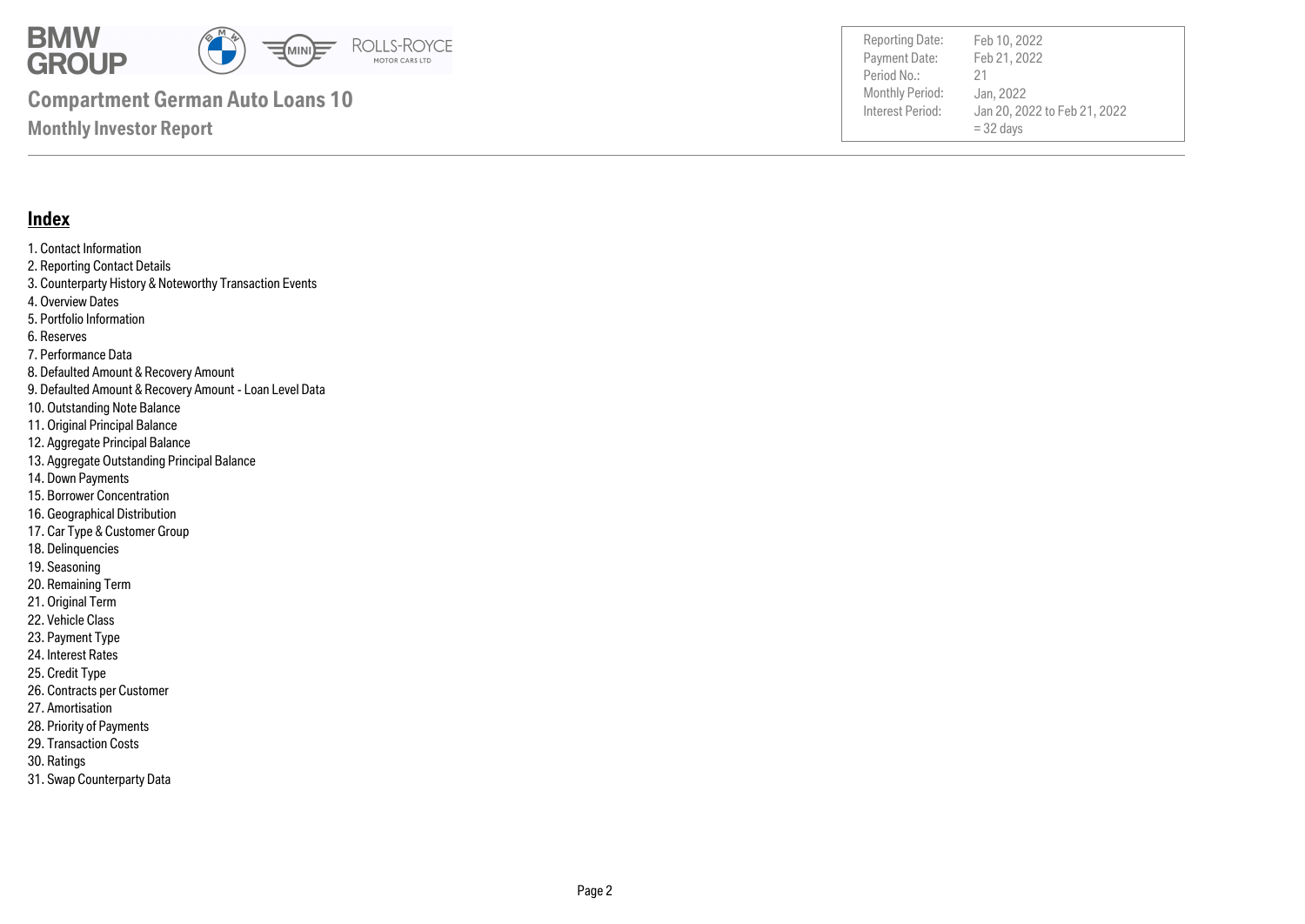# Compartment German Auto Loans 10

## Monthly Investor Report

| | |
|---|---|
| Reporting Date: | Feb 10, 2022 |
| Payment Date: | Feb 21, 2022 |
| Period No.: | 21 |
| Monthly Period: | Jan, 2022 |
| Interest Period: | Jan 20, 2022 to Feb 21, 2022 = 32 days |

## Index

1. Contact Information
2. Reporting Contact Details
3. Counterparty History & Noteworthy Transaction Events
4. Overview Dates
5. Portfolio Information
6. Reserves
7. Performance Data
8. Defaulted Amount & Recovery Amount
9. Defaulted Amount & Recovery Amount - Loan Level Data
10. Outstanding Note Balance
11. Original Principal Balance
12. Aggregate Principal Balance
13. Aggregate Outstanding Principal Balance
14. Down Payments
15. Borrower Concentration
16. Geographical Distribution
17. Car Type & Customer Group
18. Delinquencies
19. Seasoning
20. Remaining Term
21. Original Term
22. Vehicle Class
23. Payment Type
24. Interest Rates
25. Credit Type
26. Contracts per Customer
27. Amortisation
28. Priority of Payments
29. Transaction Costs
30. Ratings
31. Swap Counterparty Data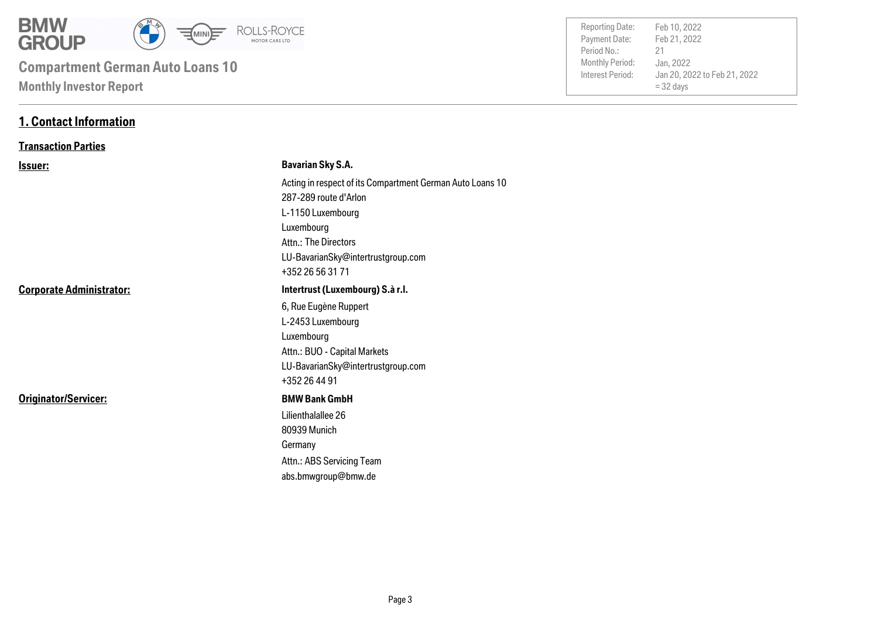# Compartment German Auto Loans 10

## Monthly Investor Report

| | |
|---|---|
| Reporting Date: | Feb 10, 2022 |
| Payment Date: | Feb 21, 2022 |
| Period No.: | 21 |
| Monthly Period: | Jan, 2022 |
| Interest Period: | Jan 20, 2022 to Feb 21, 2022 = 32 days |

## 1. Contact Information

### Transaction Parties

**Issuer:**

**Bavarian Sky S.A.**
Acting in respect of its Compartment German Auto Loans 10
287-289 route d'Arlon
L-1150 Luxembourg
Luxembourg
Attn.: The Directors
LU-BavarianSky@intertrustgroup.com
+352 26 56 31 71

**Corporate Administrator:**

**Intertrust (Luxembourg) S.à r.l.**
6, Rue Eugène Ruppert
L-2453 Luxembourg
Luxembourg
Attn.: BUO - Capital Markets
LU-BavarianSky@intertrustgroup.com
+352 26 44 91

**Originator/Servicer:**

**BMW Bank GmbH**
Lilienthalallee 26
80939 Munich
Germany
Attn.: ABS Servicing Team
abs.bmwgroup@bmw.de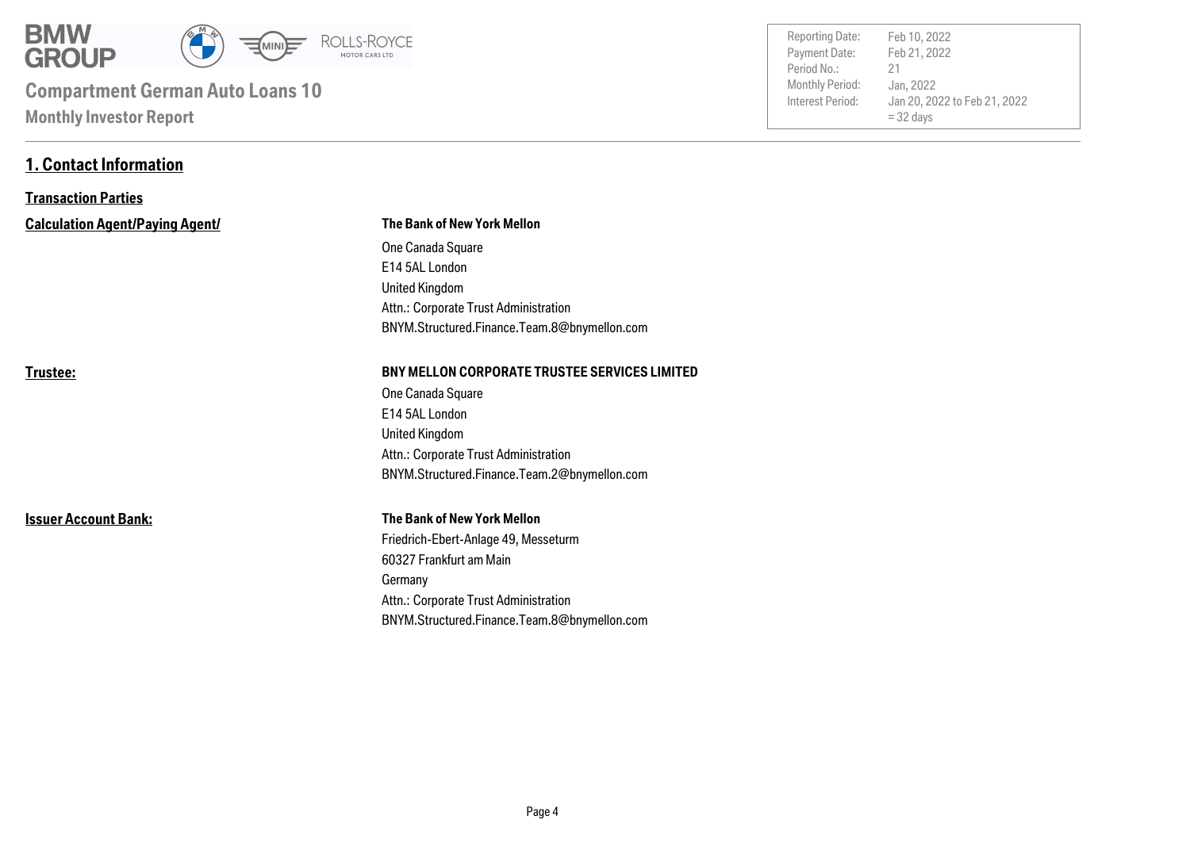**Compartment German Auto Loans 10**

**Monthly Investor Report**

| | |
|---|---|
| Reporting Date: | Feb 10, 2022 |
| Payment Date: | Feb 21, 2022 |
| Period No.: | 21 |
| Monthly Period: | Jan, 2022 |
| Interest Period: | Jan 20, 2022 to Feb 21, 2022 = 32 days |

## 1. Contact Information

### Transaction Parties

**Calculation Agent/Paying Agent/**

**The Bank of New York Mellon**
One Canada Square
E14 5AL London
United Kingdom
Attn.: Corporate Trust Administration
BNYM.Structured.Finance.Team.8@bnymellon.com

**Trustee:**

**BNY MELLON CORPORATE TRUSTEE SERVICES LIMITED**
One Canada Square
E14 5AL London
United Kingdom
Attn.: Corporate Trust Administration
BNYM.Structured.Finance.Team.2@bnymellon.com

**Issuer Account Bank:**

**The Bank of New York Mellon**
Friedrich-Ebert-Anlage 49, Messeturm
60327 Frankfurt am Main
Germany
Attn.: Corporate Trust Administration
BNYM.Structured.Finance.Team.8@bnymellon.com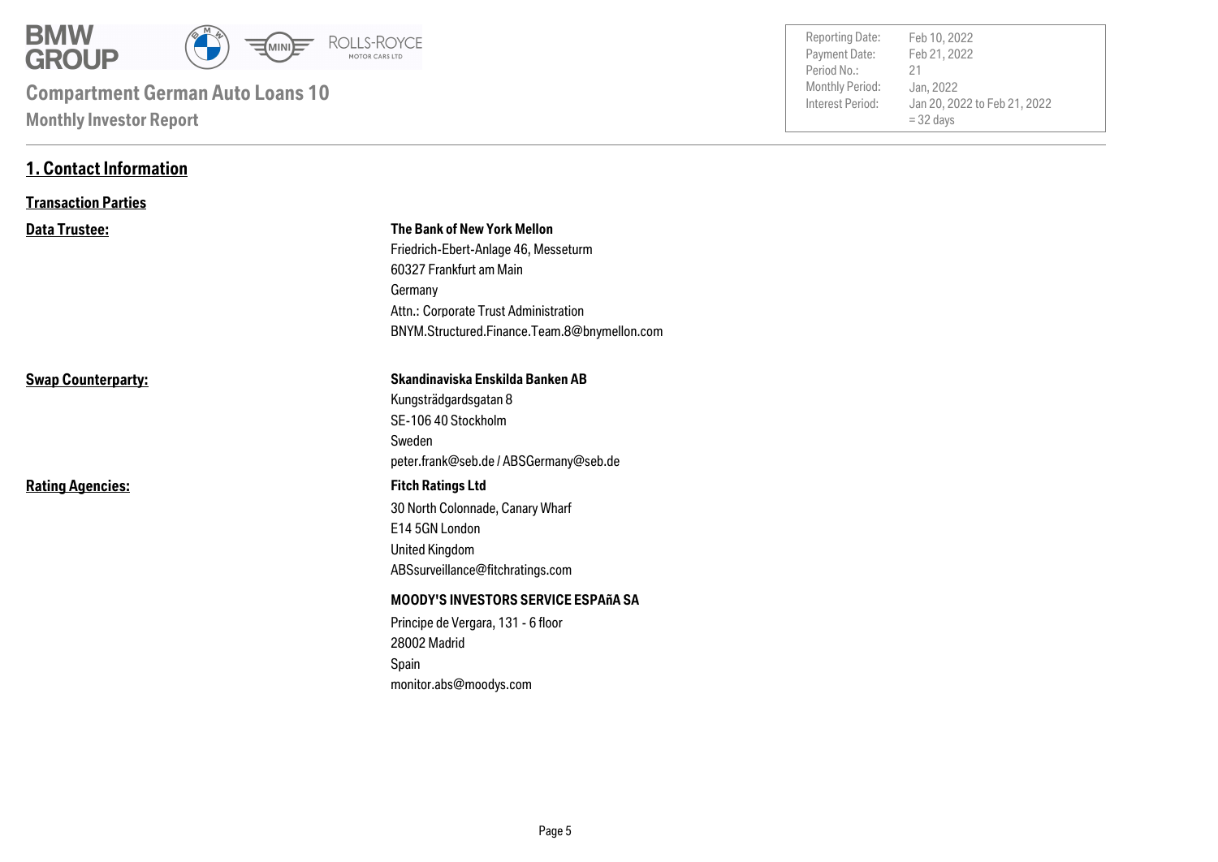# Compartment German Auto Loans 10

## Monthly Investor Report

| | |
|---|---|
| Reporting Date: | Feb 10, 2022 |
| Payment Date: | Feb 21, 2022 |
| Period No.: | 21 |
| Monthly Period: | Jan, 2022 |
| Interest Period: | Jan 20, 2022 to Feb 21, 2022<br>= 32 days |

## 1. Contact Information

### Transaction Parties

**Data Trustee:**

**The Bank of New York Mellon**
Friedrich-Ebert-Anlage 46, Messeturm
60327 Frankfurt am Main
Germany
Attn.: Corporate Trust Administration
BNYM.Structured.Finance.Team.8@bnymellon.com

**Swap Counterparty:**

**Skandinaviska Enskilda Banken AB**
Kungsträdgardsgatan 8
SE-106 40 Stockholm
Sweden
peter.frank@seb.de / ABSGermany@seb.de

**Rating Agencies:**

**Fitch Ratings Ltd**
30 North Colonnade, Canary Wharf
E14 5GN London
United Kingdom
ABSsurveillance@fitchratings.com

**MOODY'S INVESTORS SERVICE ESPAñA SA**
Principe de Vergara, 131 - 6 floor
28002 Madrid
Spain
monitor.abs@moodys.com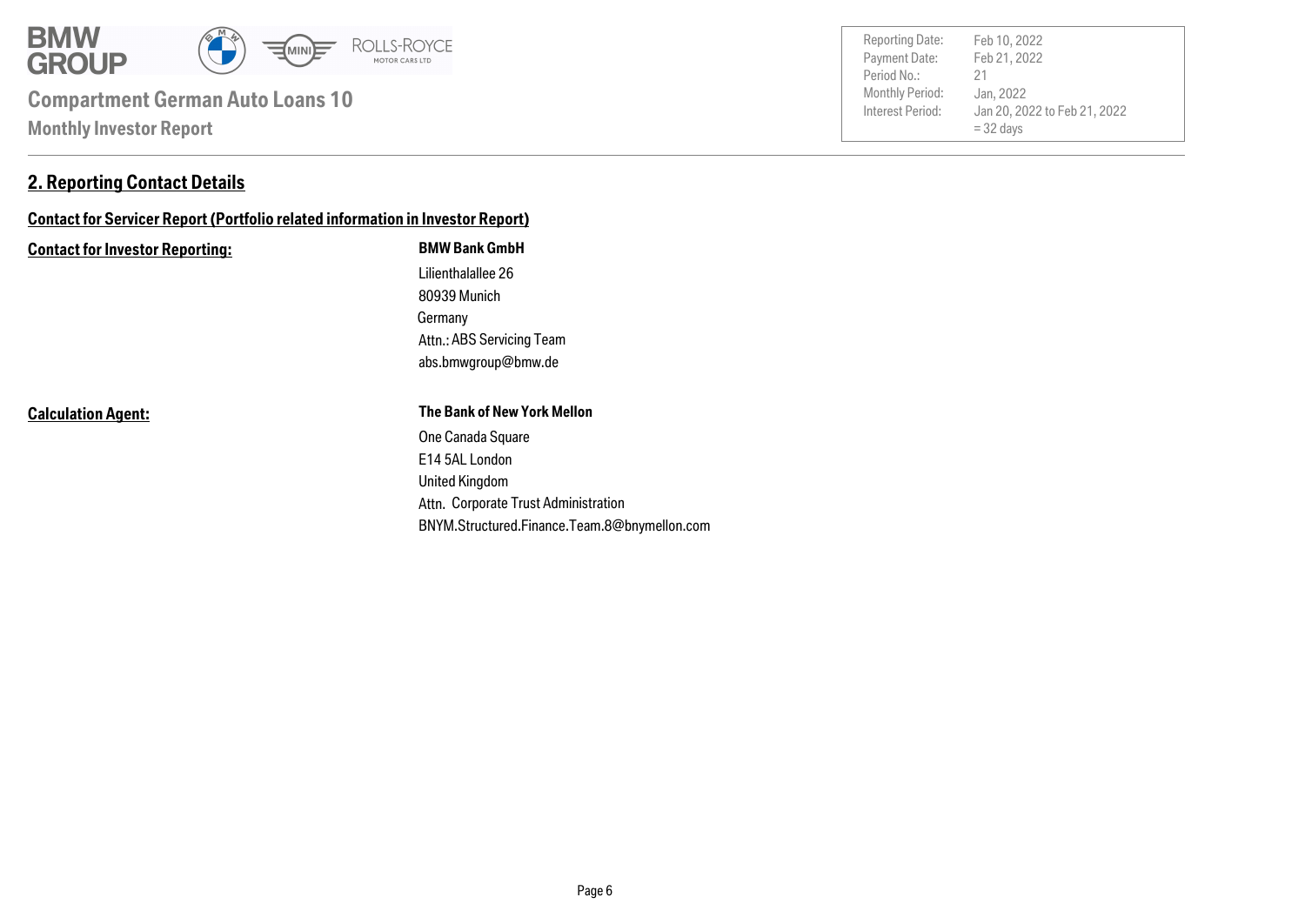## 2. Reporting Contact Details

**Contact for Servicer Report (Portfolio related information in Investor Report)**

| | |
|---|---|
| **Contact for Investor Reporting:** | **BMW Bank GmbH** |
| | Lilienthalallee 26 |
| | 80939 Munich |
| | Germany |
| | Attn.: ABS Servicing Team |
| | abs.bmwgroup@bmw.de |
| | |
| **Calculation Agent:** | **The Bank of New York Mellon** |
| | One Canada Square |
| | E14 5AL London |
| | United Kingdom |
| | Attn. Corporate Trust Administration |
| | BNYM.Structured.Finance.Team.8@bnymellon.com |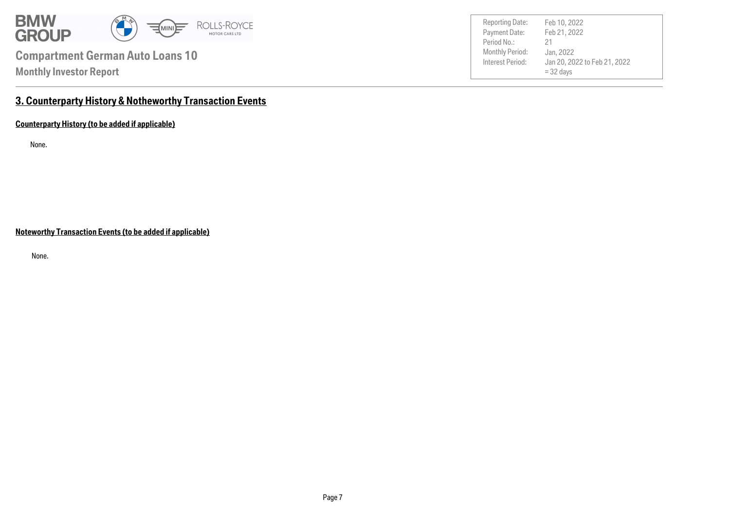## 3. Counterparty History & Notheworthy Transaction Events

### Counterparty History (to be added if applicable)

None.

### Noteworthy Transaction Events (to be added if applicable)

None.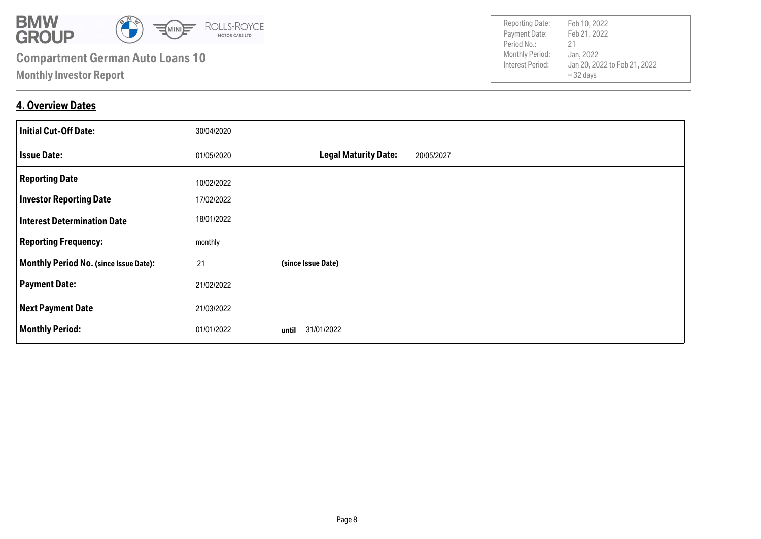## 4. Overview Dates

| | | | |
|---|---|---|---|
| **Initial Cut-Off Date:** | 30/04/2020 | | |
| **Issue Date:** | 01/05/2020 | **Legal Maturity Date:** | 20/05/2027 |
| **Reporting Date** | 10/02/2022 | | |
| **Investor Reporting Date** | 17/02/2022 | | |
| **Interest Determination Date** | 18/01/2022 | | |
| **Reporting Frequency:** | monthly | | |
| **Monthly Period No. (since Issue Date):** | 21 | **(since Issue Date)** | |
| **Payment Date:** | 21/02/2022 | | |
| **Next Payment Date** | 21/03/2022 | | |
| **Monthly Period:** | 01/01/2022 | **until** 31/01/2022 | |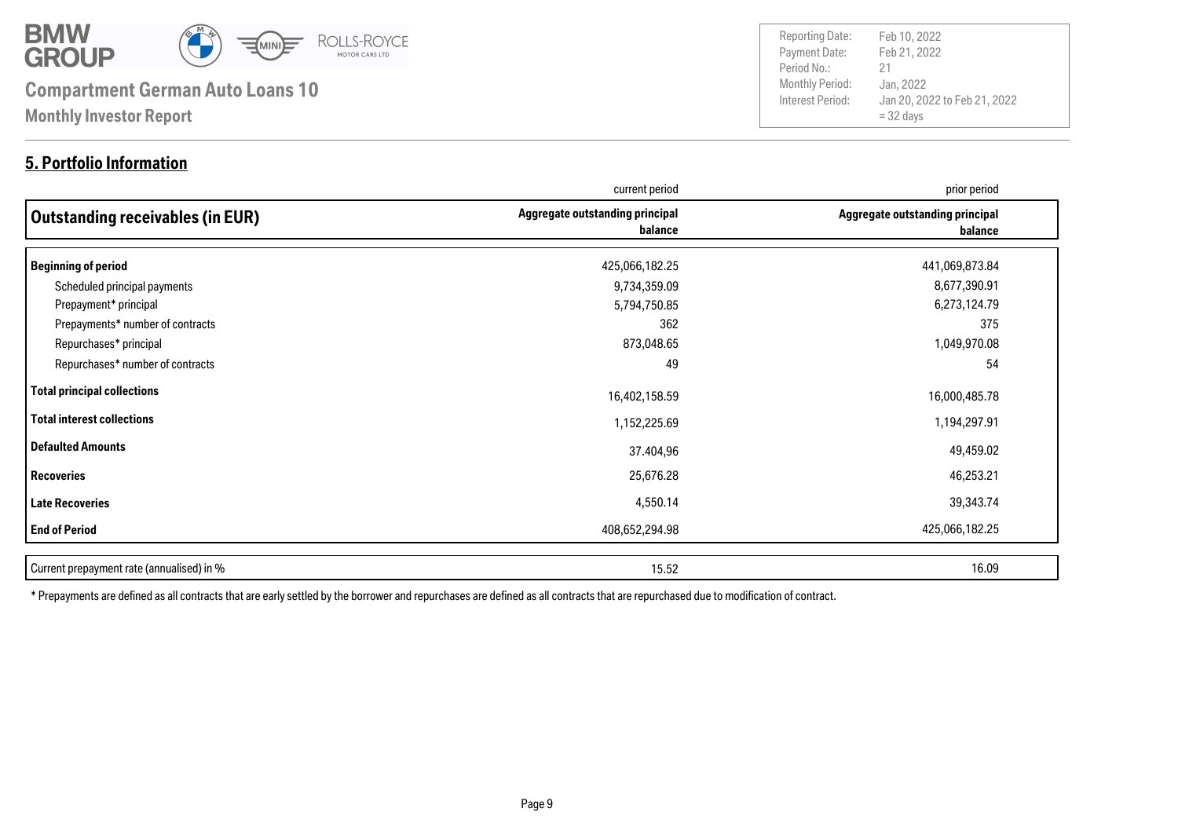# Compartment German Auto Loans 10

**Monthly Investor Report**

| | |
|---|---|
| Reporting Date: | Feb 10, 2022 |
| Payment Date: | Feb 21, 2022 |
| Period No.: | 21 |
| Monthly Period: | Jan, 2022 |
| Interest Period: | Jan 20, 2022 to Feb 21, 2022 = 32 days |

## 5. Portfolio Information

| | current period | prior period |
|---|---|---|
| **Outstanding receivables (in EUR)** | **Aggregate outstanding principal balance** | **Aggregate outstanding principal balance** |
| **Beginning of period** | 425,066,182.25 | 441,069,873.84 |
| Scheduled principal payments | 9,734,359.09 | 8,677,390.91 |
| Prepayment* principal | 5,794,750.85 | 6,273,124.79 |
| Prepayments* number of contracts | 362 | 375 |
| Repurchases* principal | 873,048.65 | 1,049,970.08 |
| Repurchases* number of contracts | 49 | 54 |
| **Total principal collections** | 16,402,158.59 | 16,000,485.78 |
| **Total interest collections** | 1,152,225.69 | 1,194,297.91 |
| **Defaulted Amounts** | 37.404,96 | 49,459.02 |
| **Recoveries** | 25,676.28 | 46,253.21 |
| **Late Recoveries** | 4,550.14 | 39,343.74 |
| **End of Period** | 408,652,294.98 | 425,066,182.25 |
| Current prepayment rate (annualised) in % | 15.52 | 16.09 |

* Prepayments are defined as all contracts that are early settled by the borrower and repurchases are defined as all contracts that are repurchased due to modification of contract.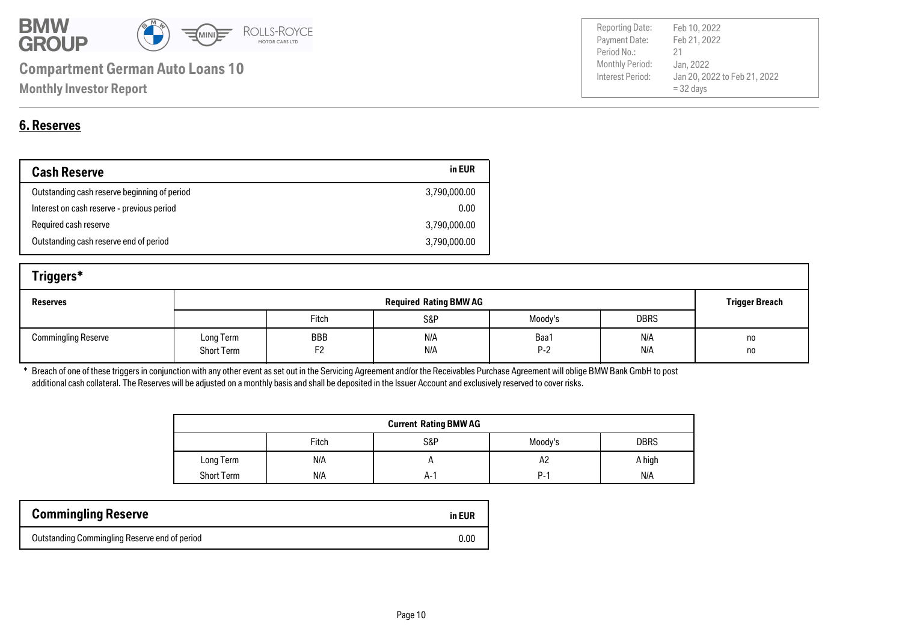## 6. Reserves

| Cash Reserve | in EUR |
|---|---|
| Outstanding cash reserve beginning of period | 3,790,000.00 |
| Interest on cash reserve - previous period | 0.00 |
| Required cash reserve | 3,790,000.00 |
| Outstanding cash reserve end of period | 3,790,000.00 |

### Triggers*

| Reserves | Required Rating BMW AG | | | | | Trigger Breach |
|---|---|---|---|---|---|---|
| | | Fitch | S&P | Moody's | DBRS | |
| Commingling Reserve | Long Term | BBB | N/A | Baa1 | N/A | no |
| | Short Term | F2 | N/A | P-2 | N/A | no |

* Breach of one of these triggers in conjunction with any other event as set out in the Servicing Agreement and/or the Receivables Purchase Agreement will oblige BMW Bank GmbH to post additional cash collateral. The Reserves will be adjusted on a monthly basis and shall be deposited in the Issuer Account and exclusively reserved to cover risks.

| Current Rating BMW AG | | | | |
|---|---|---|---|---|
| | Fitch | S&P | Moody's | DBRS |
| Long Term | N/A | A | A2 | A high |
| Short Term | N/A | A-1 | P-1 | N/A |

| Commingling Reserve | in EUR |
|---|---|
| Outstanding Commingling Reserve end of period | 0.00 |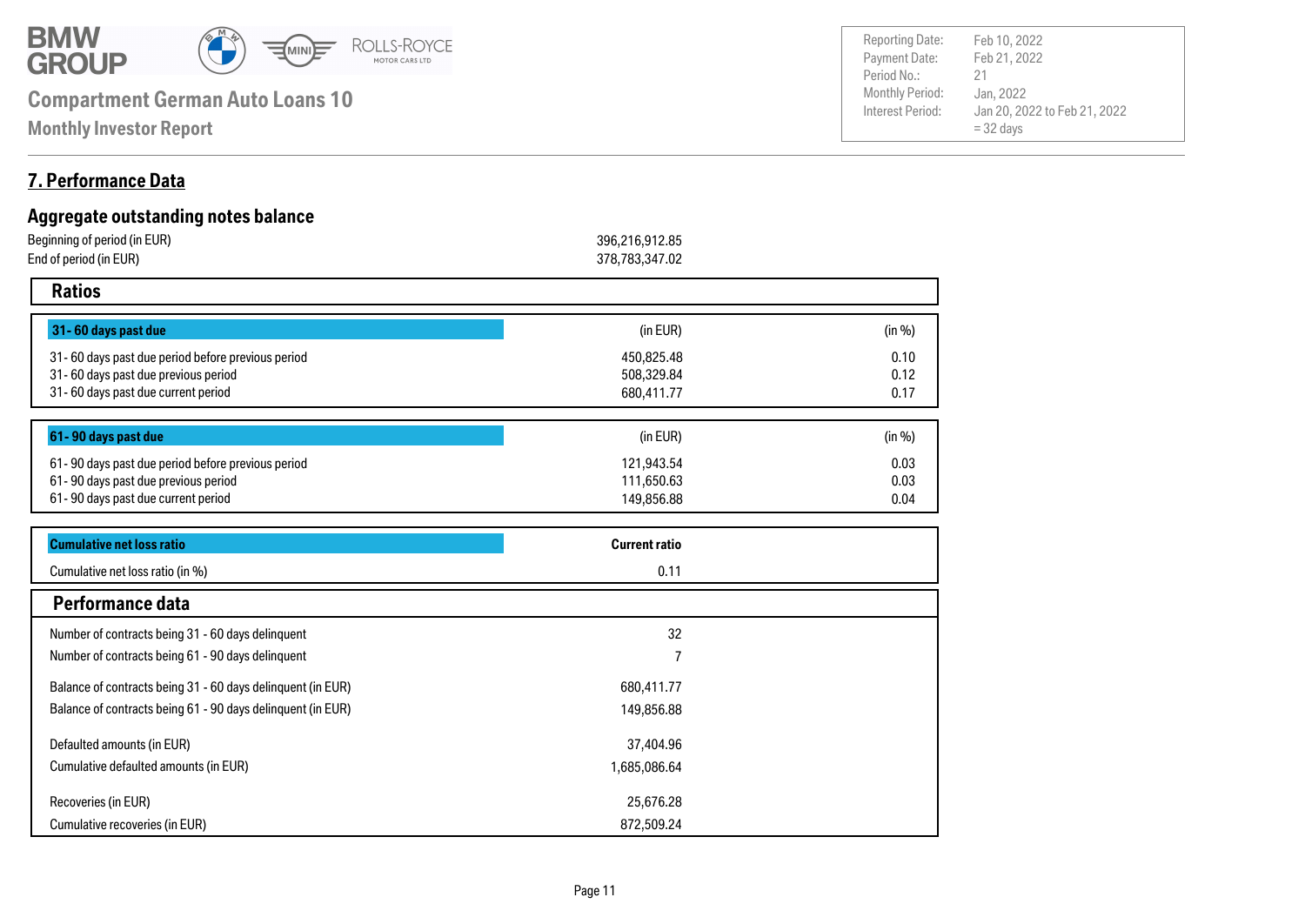## 7. Performance Data

### Aggregate outstanding notes balance

| | |
|---|---|
| Beginning of period (in EUR) | 396,216,912.85 |
| End of period (in EUR) | 378,783,347.02 |

### Ratios

| 31- 60 days past due | (in EUR) | (in %) |
|---|---|---|
| 31- 60 days past due period before previous period | 450,825.48 | 0.10 |
| 31- 60 days past due previous period | 508,329.84 | 0.12 |
| 31- 60 days past due current period | 680,411.77 | 0.17 |

| 61- 90 days past due | (in EUR) | (in %) |
|---|---|---|
| 61- 90 days past due period before previous period | 121,943.54 | 0.03 |
| 61- 90 days past due previous period | 111,650.63 | 0.03 |
| 61- 90 days past due current period | 149,856.88 | 0.04 |

| Cumulative net loss ratio | Current ratio |
|---|---|
| Cumulative net loss ratio (in %) | 0.11 |

### Performance data

| | |
|---|---|
| Number of contracts being 31 - 60 days delinquent | 32 |
| Number of contracts being 61 - 90 days delinquent | 7 |
| Balance of contracts being 31 - 60 days delinquent (in EUR) | 680,411.77 |
| Balance of contracts being 61 - 90 days delinquent (in EUR) | 149,856.88 |
| Defaulted amounts (in EUR) | 37,404.96 |
| Cumulative defaulted amounts (in EUR) | 1,685,086.64 |
| Recoveries (in EUR) | 25,676.28 |
| Cumulative recoveries (in EUR) | 872,509.24 |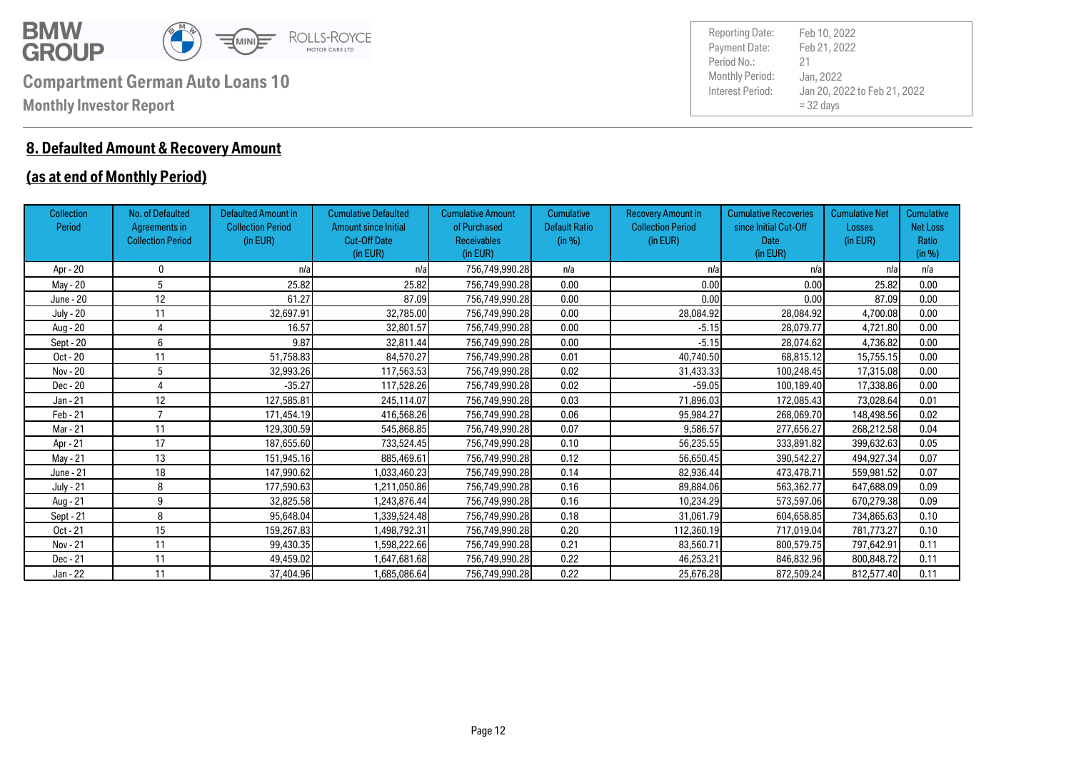**Compartment German Auto Loans 10**

**Monthly Investor Report**

| Reporting Date: | Feb 10, 2022 |
|---|---|
| Payment Date: | Feb 21, 2022 |
| Period No.: | 21 |
| Monthly Period: | Jan, 2022 |
| Interest Period: | Jan 20, 2022 to Feb 21, 2022 = 32 days |

## 8. Defaulted Amount & Recovery Amount

## (as at end of Monthly Period)

| Collection Period | No. of Defaulted Agreements in Collection Period | Defaulted Amount in Collection Period (in EUR) | Cumulative Defaulted Amount since Initial Cut-Off Date (in EUR) | Cumulative Amount of Purchased Receivables (in EUR) | Cumulative Default Ratio (in %) | Recovery Amount in Collection Period (in EUR) | Cumulative Recoveries since Initial Cut-Off Date (in EUR) | Cumulative Net Losses (in EUR) | Cumulative Net Loss Ratio (in %) |
|---|---|---|---|---|---|---|---|---|---|
| Apr - 20 | 0 | n/a | n/a | 756,749,990.28 | n/a | n/a | n/a | n/a | n/a |
| May - 20 | 5 | 25.82 | 25.82 | 756,749,990.28 | 0.00 | 0.00 | 0.00 | 25.82 | 0.00 |
| June - 20 | 12 | 61.27 | 87.09 | 756,749,990.28 | 0.00 | 0.00 | 0.00 | 87.09 | 0.00 |
| July - 20 | 11 | 32,697.91 | 32,785.00 | 756,749,990.28 | 0.00 | 28,084.92 | 28,084.92 | 4,700.08 | 0.00 |
| Aug - 20 | 4 | 16.57 | 32,801.57 | 756,749,990.28 | 0.00 | -5.15 | 28,079.77 | 4,721.80 | 0.00 |
| Sept - 20 | 6 | 9.87 | 32,811.44 | 756,749,990.28 | 0.00 | -5.15 | 28,074.62 | 4,736.82 | 0.00 |
| Oct - 20 | 11 | 51,758.83 | 84,570.27 | 756,749,990.28 | 0.01 | 40,740.50 | 68,815.12 | 15,755.15 | 0.00 |
| Nov - 20 | 5 | 32,993.26 | 117,563.53 | 756,749,990.28 | 0.02 | 31,433.33 | 100,248.45 | 17,315.08 | 0.00 |
| Dec - 20 | 4 | -35.27 | 117,528.26 | 756,749,990.28 | 0.02 | -59.05 | 100,189.40 | 17,338.86 | 0.00 |
| Jan - 21 | 12 | 127,585.81 | 245,114.07 | 756,749,990.28 | 0.03 | 71,896.03 | 172,085.43 | 73,028.64 | 0.01 |
| Feb - 21 | 7 | 171,454.19 | 416,568.26 | 756,749,990.28 | 0.06 | 95,984.27 | 268,069.70 | 148,498.56 | 0.02 |
| Mar - 21 | 11 | 129,300.59 | 545,868.85 | 756,749,990.28 | 0.07 | 9,586.57 | 277,656.27 | 268,212.58 | 0.04 |
| Apr - 21 | 17 | 187,655.60 | 733,524.45 | 756,749,990.28 | 0.10 | 56,235.55 | 333,891.82 | 399,632.63 | 0.05 |
| May - 21 | 13 | 151,945.16 | 885,469.61 | 756,749,990.28 | 0.12 | 56,650.45 | 390,542.27 | 494,927.34 | 0.07 |
| June - 21 | 18 | 147,990.62 | 1,033,460.23 | 756,749,990.28 | 0.14 | 82,936.44 | 473,478.71 | 559,981.52 | 0.07 |
| July - 21 | 8 | 177,590.63 | 1,211,050.86 | 756,749,990.28 | 0.16 | 89,884.06 | 563,362.77 | 647,688.09 | 0.09 |
| Aug - 21 | 9 | 32,825.58 | 1,243,876.44 | 756,749,990.28 | 0.16 | 10,234.29 | 573,597.06 | 670,279.38 | 0.09 |
| Sept - 21 | 8 | 95,648.04 | 1,339,524.48 | 756,749,990.28 | 0.18 | 31,061.79 | 604,658.85 | 734,865.63 | 0.10 |
| Oct - 21 | 15 | 159,267.83 | 1,498,792.31 | 756,749,990.28 | 0.20 | 112,360.19 | 717,019.04 | 781,773.27 | 0.10 |
| Nov - 21 | 11 | 99,430.35 | 1,598,222.66 | 756,749,990.28 | 0.21 | 83,560.71 | 800,579.75 | 797,642.91 | 0.11 |
| Dec - 21 | 11 | 49,459.02 | 1,647,681.68 | 756,749,990.28 | 0.22 | 46,253.21 | 846,832.96 | 800,848.72 | 0.11 |
| Jan - 22 | 11 | 37,404.96 | 1,685,086.64 | 756,749,990.28 | 0.22 | 25,676.28 | 872,509.24 | 812,577.40 | 0.11 |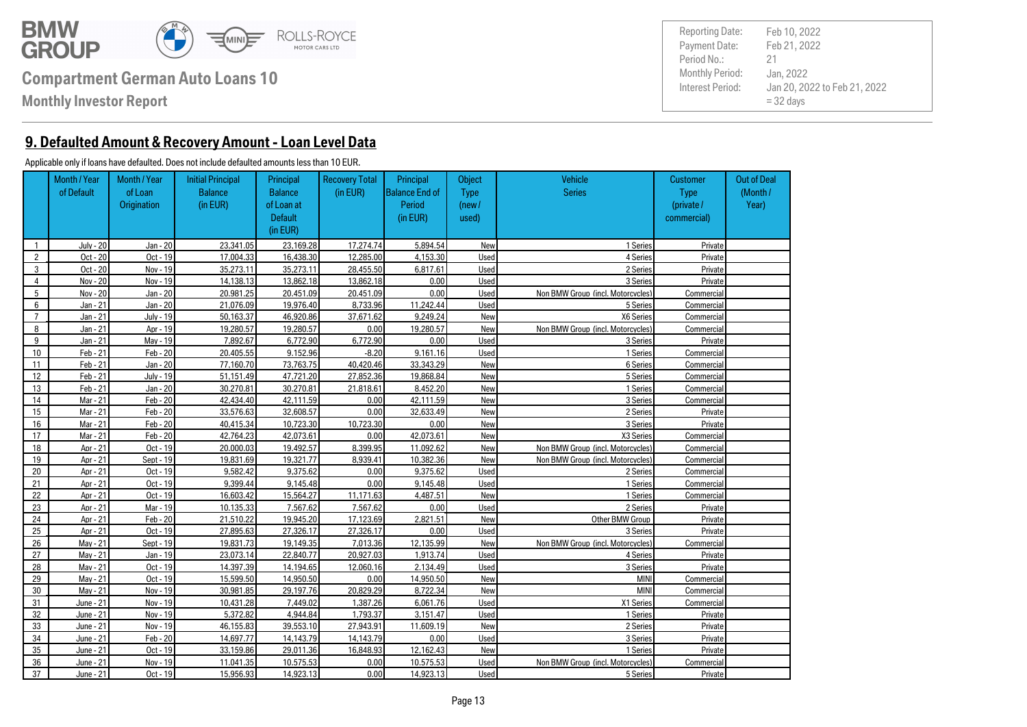## 9. Defaulted Amount & Recovery Amount - Loan Level Data

Applicable only if loans have defaulted. Does not include defaulted amounts less than 10 EUR.

| | Month / Year of Default | Month / Year of Loan Origination | Initial Principal Balance (in EUR) | Principal Balance of Loan at Default (in EUR) | Recovery Total (in EUR) | Principal Balance End of Period (in EUR) | Object Type (new / used) | Vehicle Series | Customer Type (private / commercial) | Out of Deal (Month / Year) |
|---|---|---|---|---|---|---|---|---|---|---|
| 1 | July - 20 | Jan - 20 | 23,341.05 | 23,169.28 | 17,274.74 | 5,894.54 | New | 1 Series | Private | |
| 2 | Oct - 20 | Oct - 19 | 17,004.33 | 16,438.30 | 12,285.00 | 4,153.30 | Used | 4 Series | Private | |
| 3 | Oct - 20 | Nov - 19 | 35,273.11 | 35,273.11 | 28,455.50 | 6,817.61 | Used | 2 Series | Private | |
| 4 | Nov - 20 | Nov - 19 | 14,138.13 | 13,862.18 | 13,862.18 | 0.00 | Used | 3 Series | Private | |
| 5 | Nov - 20 | Jan - 20 | 20,981.25 | 20,451.09 | 20,451.09 | 0.00 | Used | Non BMW Group (incl. Motorcycles) | Commercial | |
| 6 | Jan - 21 | Jan - 20 | 21,076.09 | 19,976.40 | 8,733.96 | 11,242.44 | Used | 5 Series | Commercial | |
| 7 | Jan - 21 | July - 19 | 50,163.37 | 46,920.86 | 37,671.62 | 9,249.24 | New | X6 Series | Commercial | |
| 8 | Jan - 21 | Apr - 19 | 19,280.57 | 19,280.57 | 0.00 | 19,280.57 | New | Non BMW Group (incl. Motorcycles) | Commercial | |
| 9 | Jan - 21 | May - 19 | 7,892.67 | 6,772.90 | 6,772.90 | 0.00 | Used | 3 Series | Private | |
| 10 | Feb - 21 | Feb - 20 | 20,405.55 | 9,152.96 | -8.20 | 9,161.16 | Used | 1 Series | Commercial | |
| 11 | Feb - 21 | Jan - 20 | 77,160.70 | 73,763.75 | 40,420.46 | 33,343.29 | New | 6 Series | Commercial | |
| 12 | Feb - 21 | July - 19 | 51,151.49 | 47,721.20 | 27,852.36 | 19,868.84 | New | 5 Series | Commercial | |
| 13 | Feb - 21 | Jan - 20 | 30,270.81 | 30,270.81 | 21,818.61 | 8,452.20 | New | 1 Series | Commercial | |
| 14 | Mar - 21 | Feb - 20 | 42,434.40 | 42,111.59 | 0.00 | 42,111.59 | New | 3 Series | Commercial | |
| 15 | Mar - 21 | Feb - 20 | 33,576.63 | 32,608.57 | 0.00 | 32,633.49 | New | 2 Series | Private | |
| 16 | Mar - 21 | Feb - 20 | 40,415.34 | 10,723.30 | 10,723.30 | 0.00 | New | 3 Series | Private | |
| 17 | Mar - 21 | Feb - 20 | 42,764.23 | 42,073.61 | 0.00 | 42,073.61 | New | X3 Series | Commercial | |
| 18 | Apr - 21 | Oct - 19 | 20,000.03 | 19,492.57 | 8,399.95 | 11,092.62 | New | Non BMW Group (incl. Motorcycles) | Commercial | |
| 19 | Apr - 21 | Sept - 19 | 19,831.69 | 19,321.77 | 8,939.41 | 10,382.36 | New | Non BMW Group (incl. Motorcycles) | Commercial | |
| 20 | Apr - 21 | Oct - 19 | 9,582.42 | 9,375.62 | 0.00 | 9,375.62 | Used | 2 Series | Commercial | |
| 21 | Apr - 21 | Oct - 19 | 9,399.44 | 9,145.48 | 0.00 | 9,145.48 | Used | 1 Series | Commercial | |
| 22 | Apr - 21 | Oct - 19 | 16,603.42 | 15,564.27 | 11,171.63 | 4,487.51 | New | 1 Series | Commercial | |
| 23 | Apr - 21 | Mar - 19 | 10,135.33 | 7,567.62 | 7,567.62 | 0.00 | Used | 2 Series | Private | |
| 24 | Apr - 21 | Feb - 20 | 21,510.22 | 19,945.20 | 17,123.69 | 2,821.51 | New | Other BMW Group | Private | |
| 25 | Apr - 21 | Oct - 19 | 27,895.63 | 27,326.17 | 27,326.17 | 0.00 | Used | 3 Series | Private | |
| 26 | May - 21 | Sept - 19 | 19,831.73 | 19,149.35 | 7,013.36 | 12,135.99 | New | Non BMW Group (incl. Motorcycles) | Commercial | |
| 27 | May - 21 | Jan - 19 | 23,073.14 | 22,840.77 | 20,927.03 | 1,913.74 | Used | 4 Series | Private | |
| 28 | May - 21 | Oct - 19 | 14,397.39 | 14,194.65 | 12,060.16 | 2,134.49 | Used | 3 Series | Private | |
| 29 | May - 21 | Oct - 19 | 15,599.50 | 14,950.50 | 0.00 | 14,950.50 | New | MINI | Commercial | |
| 30 | May - 21 | Nov - 19 | 30,981.85 | 29,197.76 | 20,829.29 | 8,722.34 | New | MINI | Commercial | |
| 31 | June - 21 | Nov - 19 | 10,431.28 | 7,449.02 | 1,387.26 | 6,061.76 | Used | X1 Series | Commercial | |
| 32 | June - 21 | Nov - 19 | 5,372.82 | 4,944.84 | 1,793.37 | 3,151.47 | Used | 1 Series | Private | |
| 33 | June - 21 | Nov - 19 | 46,155.83 | 39,553.10 | 27,943.91 | 11,609.19 | New | 2 Series | Private | |
| 34 | June - 21 | Feb - 20 | 14,697.77 | 14,143.79 | 14,143.79 | 0.00 | Used | 3 Series | Private | |
| 35 | June - 21 | Oct - 19 | 33,159.86 | 29,011.36 | 16,848.93 | 12,162.43 | New | 1 Series | Private | |
| 36 | June - 21 | Nov - 19 | 11,041.35 | 10,575.53 | 0.00 | 10,575.53 | Used | Non BMW Group (incl. Motorcycles) | Commercial | |
| 37 | June - 21 | Oct - 19 | 15,956.93 | 14,923.13 | 0.00 | 14,923.13 | Used | 5 Series | Private | |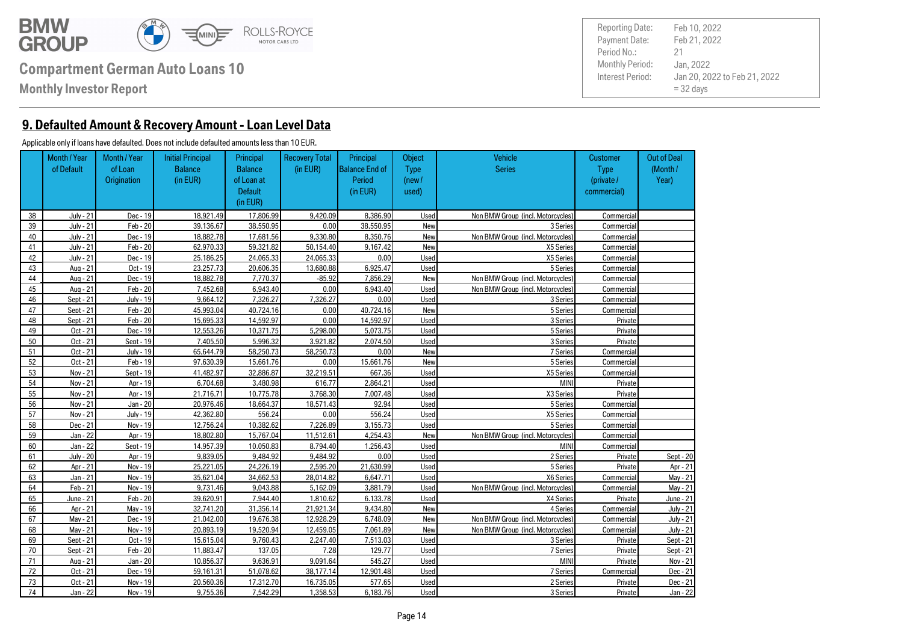**Compartment German Auto Loans 10**

**Monthly Investor Report**

| | |
|---|---|
| Reporting Date: | Feb 10, 2022 |
| Payment Date: | Feb 21, 2022 |
| Period No.: | 21 |
| Monthly Period: | Jan, 2022 |
| Interest Period: | Jan 20, 2022 to Feb 21, 2022 = 32 days |

## 9. Defaulted Amount & Recovery Amount - Loan Level Data

Applicable only if loans have defaulted. Does not include defaulted amounts less than 10 EUR.

| | Month / Year of Default | Month / Year of Loan Origination | Initial Principal Balance (in EUR) | Principal Balance of Loan at Default (in EUR) | Recovery Total (in EUR) | Principal Balance End of Period (in EUR) | Object Type (new / used) | Vehicle Series | Customer Type (private / commercial) | Out of Deal (Month / Year) |
|---|---|---|---|---|---|---|---|---|---|---|
| 38 | July - 21 | Dec - 19 | 18,921.49 | 17,806.99 | 9,420.09 | 8,386.90 | Used | Non BMW Group (incl. Motorcycles) | Commercial | |
| 39 | July - 21 | Feb - 20 | 39,136.67 | 38,550.95 | 0.00 | 38,550.95 | New | 3 Series | Commercial | |
| 40 | July - 21 | Dec - 19 | 18,882.78 | 17,681.56 | 9,330.80 | 8,350.76 | New | Non BMW Group (incl. Motorcycles) | Commercial | |
| 41 | July - 21 | Feb - 20 | 62,970.33 | 59,321.82 | 50,154.40 | 9,167.42 | New | X5 Series | Commercial | |
| 42 | July - 21 | Dec - 19 | 25,186.25 | 24,065.33 | 24,065.33 | 0.00 | Used | X5 Series | Commercial | |
| 43 | Aug - 21 | Oct - 19 | 23,257.73 | 20,606.35 | 13,680.88 | 6,925.47 | Used | 5 Series | Commercial | |
| 44 | Aug - 21 | Dec - 19 | 18,882.78 | 7,770.37 | -85.92 | 7,856.29 | New | Non BMW Group (incl. Motorcycles) | Commercial | |
| 45 | Aug - 21 | Feb - 20 | 7,452.68 | 6,943.40 | 0.00 | 6,943.40 | Used | Non BMW Group (incl. Motorcycles) | Commercial | |
| 46 | Sept - 21 | July - 19 | 9,664.12 | 7,326.27 | 7,326.27 | 0.00 | Used | 3 Series | Commercial | |
| 47 | Sept - 21 | Feb - 20 | 45,993.04 | 40,724.16 | 0.00 | 40,724.16 | New | 5 Series | Commercial | |
| 48 | Sept - 21 | Feb - 20 | 15,695.33 | 14,592.97 | 0.00 | 14,592.97 | Used | 3 Series | Private | |
| 49 | Oct - 21 | Dec - 19 | 12,553.26 | 10,371.75 | 5,298.00 | 5,073.75 | Used | 5 Series | Private | |
| 50 | Oct - 21 | Sept - 19 | 7,405.50 | 5,996.32 | 3,921.82 | 2,074.50 | Used | 3 Series | Private | |
| 51 | Oct - 21 | July - 19 | 65,644.79 | 58,250.73 | 58,250.73 | 0.00 | New | 7 Series | Commercial | |
| 52 | Oct - 21 | Feb - 19 | 97,630.39 | 15,661.76 | 0.00 | 15,661.76 | New | 5 Series | Commercial | |
| 53 | Nov - 21 | Sept - 19 | 41,482.97 | 32,886.87 | 32,219.51 | 667.36 | Used | X5 Series | Commercial | |
| 54 | Nov - 21 | Apr - 19 | 6,704.68 | 3,480.98 | 616.77 | 2,864.21 | Used | MINI | Private | |
| 55 | Nov - 21 | Apr - 19 | 21,716.71 | 10,775.78 | 3,768.30 | 7,007.48 | Used | X3 Series | Private | |
| 56 | Nov - 21 | Jan - 20 | 20,976.46 | 18,664.37 | 18,571.43 | 92.94 | Used | 5 Series | Commercial | |
| 57 | Nov - 21 | July - 19 | 42,362.80 | 556.24 | 0.00 | 556.24 | Used | X5 Series | Commercial | |
| 58 | Dec - 21 | Nov - 19 | 12,756.24 | 10,382.62 | 7,226.89 | 3,155.73 | Used | 5 Series | Commercial | |
| 59 | Jan - 22 | Apr - 19 | 18,802.80 | 15,767.04 | 11,512.61 | 4,254.43 | New | Non BMW Group (incl. Motorcycles) | Commercial | |
| 60 | Jan - 22 | Sept - 19 | 14,957.39 | 10,050.83 | 8,794.40 | 1,256.43 | Used | MINI | Commercial | |
| 61 | July - 20 | Apr - 19 | 9,839.05 | 9,484.92 | 9,484.92 | 0.00 | Used | 2 Series | Private | Sept - 20 |
| 62 | Apr - 21 | Nov - 19 | 25,221.05 | 24,226.19 | 2,595.20 | 21,630.99 | Used | 5 Series | Private | Apr - 21 |
| 63 | Jan - 21 | Nov - 19 | 35,621.04 | 34,662.53 | 28,014.82 | 6,647.71 | Used | X6 Series | Commercial | May - 21 |
| 64 | Feb - 21 | Nov - 19 | 9,731.46 | 9,043.88 | 5,162.09 | 3,881.79 | Used | Non BMW Group (incl. Motorcycles) | Commercial | May - 21 |
| 65 | June - 21 | Feb - 20 | 39,620.91 | 7,944.40 | 1,810.62 | 6,133.78 | Used | X4 Series | Private | June - 21 |
| 66 | Apr - 21 | May - 19 | 32,741.20 | 31,356.14 | 21,921.34 | 9,434.80 | New | 4 Series | Commercial | July - 21 |
| 67 | May - 21 | Dec - 19 | 21,042.00 | 19,676.38 | 12,928.29 | 6,748.09 | New | Non BMW Group (incl. Motorcycles) | Commercial | July - 21 |
| 68 | May - 21 | Nov - 19 | 20,893.19 | 19,520.94 | 12,459.05 | 7,061.89 | New | Non BMW Group (incl. Motorcycles) | Commercial | July - 21 |
| 69 | Sept - 21 | Oct - 19 | 15,615.04 | 9,760.43 | 2,247.40 | 7,513.03 | Used | 3 Series | Private | Sept - 21 |
| 70 | Sept - 21 | Feb - 20 | 11,883.47 | 137.05 | 7.28 | 129.77 | Used | 7 Series | Private | Sept - 21 |
| 71 | Aug - 21 | Jan - 20 | 10,856.37 | 9,636.91 | 9,091.64 | 545.27 | Used | MINI | Private | Nov - 21 |
| 72 | Oct - 21 | Dec - 19 | 59,161.31 | 51,078.62 | 38,177.14 | 12,901.48 | Used | 7 Series | Commercial | Dec - 21 |
| 73 | Oct - 21 | Nov - 19 | 20,560.36 | 17,312.70 | 16,735.05 | 577.65 | Used | 2 Series | Private | Dec - 21 |
| 74 | Jan - 22 | Nov - 19 | 9,755.36 | 7,542.29 | 1,358.53 | 6,183.76 | Used | 3 Series | Private | Jan - 22 |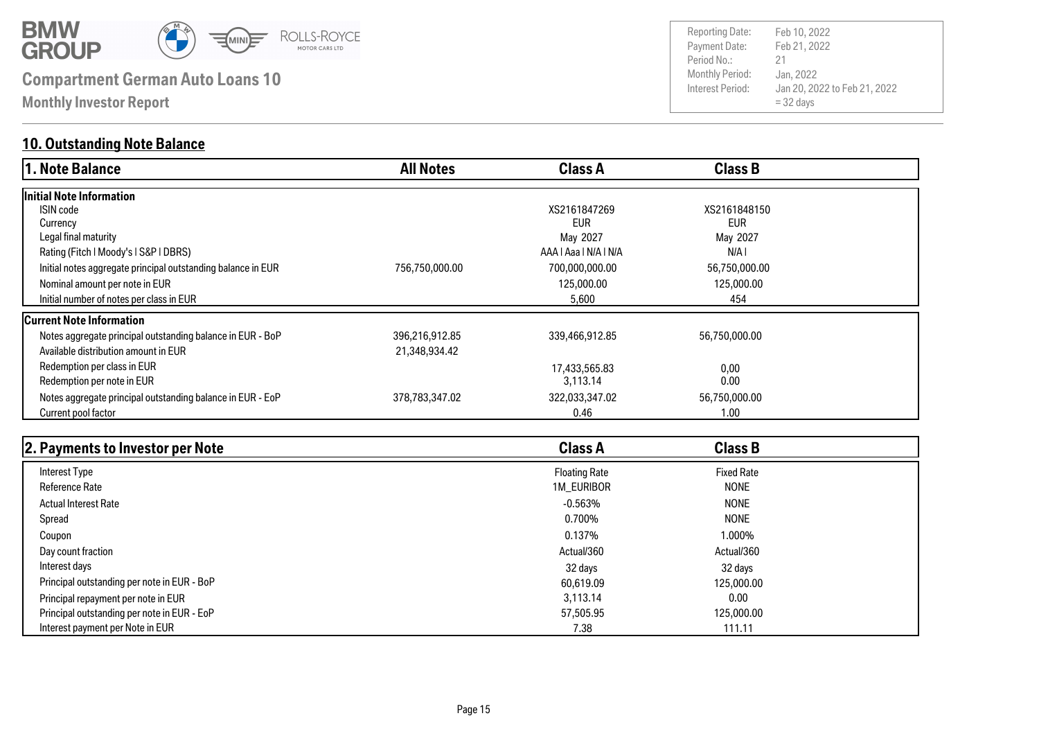# Compartment German Auto Loans 10

**Monthly Investor Report**

| | |
|---|---|
| Reporting Date: | Feb 10, 2022 |
| Payment Date: | Feb 21, 2022 |
| Period No.: | 21 |
| Monthly Period: | Jan, 2022 |
| Interest Period: | Jan 20, 2022 to Feb 21, 2022<br>= 32 days |

## 10. Outstanding Note Balance

| 1. Note Balance | All Notes | Class A | Class B |
|---|---|---|---|
| **Initial Note Information** | | | |
| ISIN code | | XS2161847269 | XS2161848150 |
| Currency | | EUR | EUR |
| Legal final maturity | | May 2027 | May 2027 |
| Rating (Fitch I Moody's I S&P I DBRS) | | AAA I Aaa I N/A I N/A | N/A I |
| Initial notes aggregate principal outstanding balance in EUR | 756,750,000.00 | 700,000,000.00 | 56,750,000.00 |
| Nominal amount per note in EUR | | 125,000.00 | 125,000.00 |
| Initial number of notes per class in EUR | | 5,600 | 454 |
| **Current Note Information** | | | |
| Notes aggregate principal outstanding balance in EUR - BoP | 396,216,912.85 | 339,466,912.85 | 56,750,000.00 |
| Available distribution amount in EUR | 21,348,934.42 | | |
| Redemption per class in EUR | | 17,433,565.83 | 0,00 |
| Redemption per note in EUR | | 3,113.14 | 0.00 |
| Notes aggregate principal outstanding balance in EUR - EoP | 378,783,347.02 | 322,033,347.02 | 56,750,000.00 |
| Current pool factor | | 0.46 | 1.00 |

| 2. Payments to Investor per Note | Class A | Class B |
|---|---|---|
| Interest Type | Floating Rate | Fixed Rate |
| Reference Rate | 1M_EURIBOR | NONE |
| Actual Interest Rate | -0.563% | NONE |
| Spread | 0.700% | NONE |
| Coupon | 0.137% | 1.000% |
| Day count fraction | Actual/360 | Actual/360 |
| Interest days | 32 days | 32 days |
| Principal outstanding per note in EUR - BoP | 60,619.09 | 125,000.00 |
| Principal repayment per note in EUR | 3,113.14 | 0.00 |
| Principal outstanding per note in EUR - EoP | 57,505.95 | 125,000.00 |
| Interest payment per Note in EUR | 7.38 | 111.11 |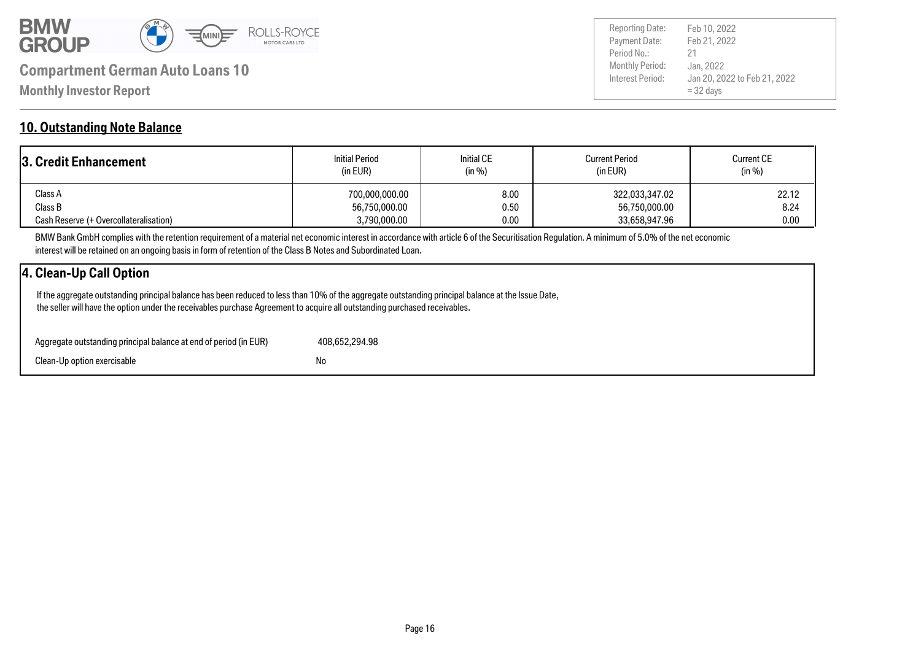## 10. Outstanding Note Balance

| 3. Credit Enhancement | Initial Period (in EUR) | Initial CE (in %) | Current Period (in EUR) | Current CE (in %) |
|---|---|---|---|---|
| Class A | 700,000,000.00 | 8.00 | 322,033,347.02 | 22.12 |
| Class B | 56,750,000.00 | 0.50 | 56,750,000.00 | 8.24 |
| Cash Reserve (+ Overcollateralisation) | 3,790,000.00 | 0.00 | 33,658,947.96 | 0.00 |

BMW Bank GmbH complies with the retention requirement of a material net economic interest in accordance with article 6 of the Securitisation Regulation. A minimum of 5.0% of the net economic interest will be retained on an ongoing basis in form of retention of the Class B Notes and Subordinated Loan.

### 4. Clean-Up Call Option

If the aggregate outstanding principal balance has been reduced to less than 10% of the aggregate outstanding principal balance at the Issue Date, the seller will have the option under the receivables purchase Agreement to acquire all outstanding purchased receivables.

| | |
|---|---|
| Aggregate outstanding principal balance at end of period (in EUR) | 408,652,294.98 |
| Clean-Up option exercisable | No |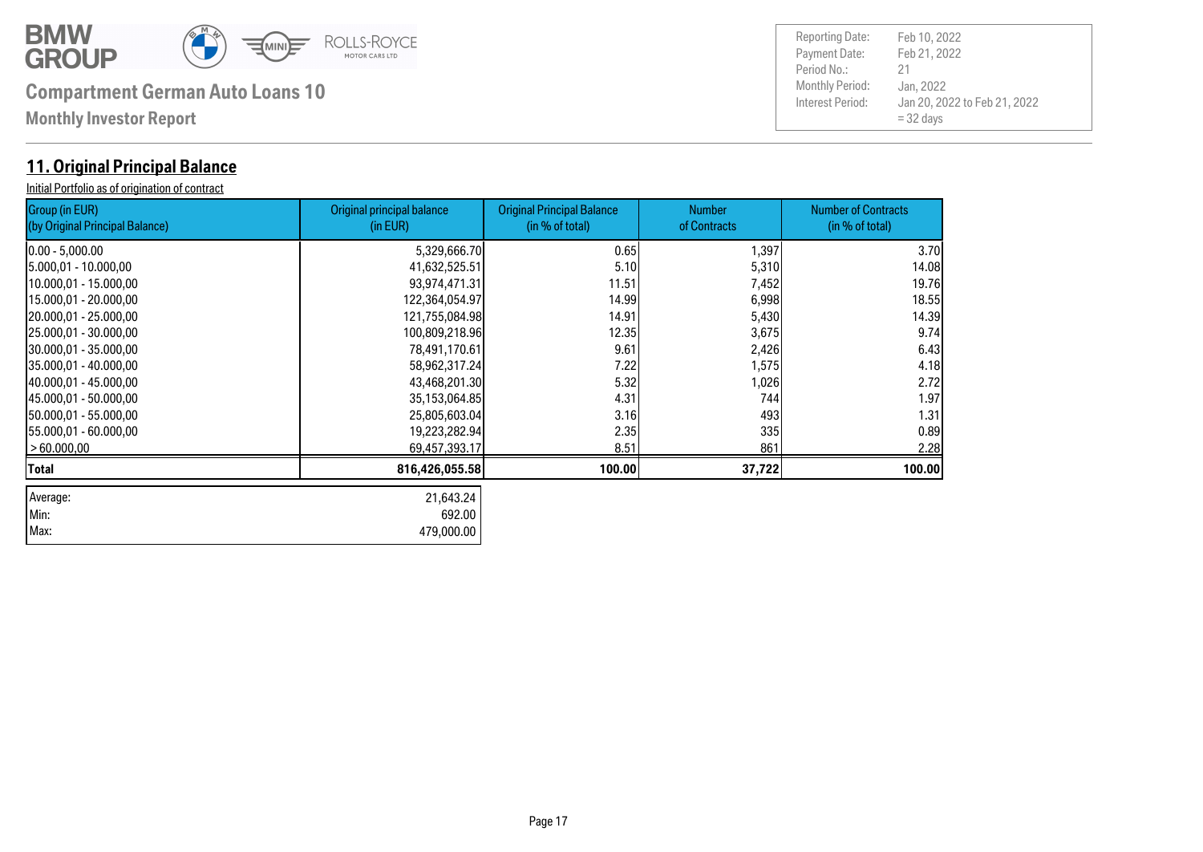**Compartment German Auto Loans 10**

**Monthly Investor Report**

| Reporting Date: | Feb 10, 2022 |
|---|---|
| Payment Date: | Feb 21, 2022 |
| Period No.: | 21 |
| Monthly Period: | Jan, 2022 |
| Interest Period: | Jan 20, 2022 to Feb 21, 2022<br>= 32 days |

## 11. Original Principal Balance

Initial Portfolio as of origination of contract

| Group (in EUR)<br>(by Original Principal Balance) | Original principal balance<br>(in EUR) | Original Principal Balance<br>(in % of total) | Number<br>of Contracts | Number of Contracts<br>(in % of total) |
|---|---|---|---|---|
| 0.00 - 5,000.00 | 5,329,666.70 | 0.65 | 1,397 | 3.70 |
| 5.000,01 - 10.000,00 | 41,632,525.51 | 5.10 | 5,310 | 14.08 |
| 10.000,01 - 15.000,00 | 93,974,471.31 | 11.51 | 7,452 | 19.76 |
| 15.000,01 - 20.000,00 | 122,364,054.97 | 14.99 | 6,998 | 18.55 |
| 20.000,01 - 25.000,00 | 121,755,084.98 | 14.91 | 5,430 | 14.39 |
| 25.000,01 - 30.000,00 | 100,809,218.96 | 12.35 | 3,675 | 9.74 |
| 30.000,01 - 35.000,00 | 78,491,170.61 | 9.61 | 2,426 | 6.43 |
| 35.000,01 - 40.000,00 | 58,962,317.24 | 7.22 | 1,575 | 4.18 |
| 40.000,01 - 45.000,00 | 43,468,201.30 | 5.32 | 1,026 | 2.72 |
| 45.000,01 - 50.000,00 | 35,153,064.85 | 4.31 | 744 | 1.97 |
| 50.000,01 - 55.000,00 | 25,805,603.04 | 3.16 | 493 | 1.31 |
| 55.000,01 - 60.000,00 | 19,223,282.94 | 2.35 | 335 | 0.89 |
| > 60.000,00 | 69,457,393.17 | 8.51 | 861 | 2.28 |
| **Total** | **816,426,055.58** | **100.00** | **37,722** | **100.00** |

| | |
|---|---|
| Average: | 21,643.24 |
| Min: | 692.00 |
| Max: | 479,000.00 |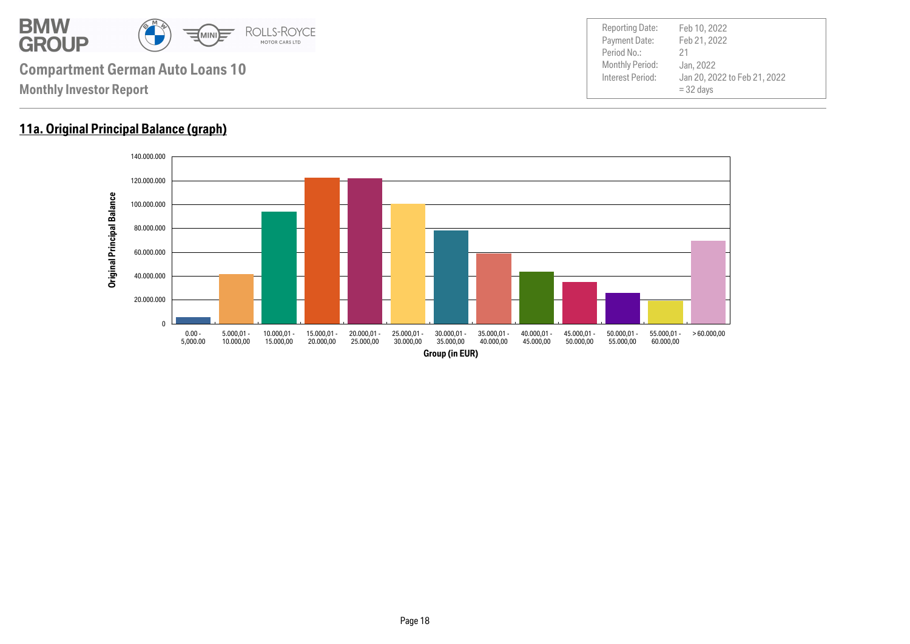**Compartment German Auto Loans 10**

**Monthly Investor Report**

| | |
|---|---|
| Reporting Date: | Feb 10, 2022 |
| Payment Date: | Feb 21, 2022 |
| Period No.: | 21 |
| Monthly Period: | Jan, 2022 |
| Interest Period: | Jan 20, 2022 to Feb 21, 2022 = 32 days |

## 11a. Original Principal Balance (graph)

Original Principal Balance

140.000.000
120.000.000
100.000.000
80.000.000
60.000.000
40.000.000
20.000.000
0

0.00 - 5,000.00 | 5.000,01 - 10.000,00 | 10.000,01 - 15.000,00 | 15.000,01 - 20.000,00 | 20.000,01 - 25.000,00 | 25.000,01 - 30.000,00 | 30.000,01 - 35.000,00 | 35.000,01 - 40.000,00 | 40.000,01 - 45.000,00 | 45.000,01 - 50.000,00 | 50.000,01 - 55.000,00 | 55.000,01 - 60.000,00 | > 60.000,00

Group (in EUR)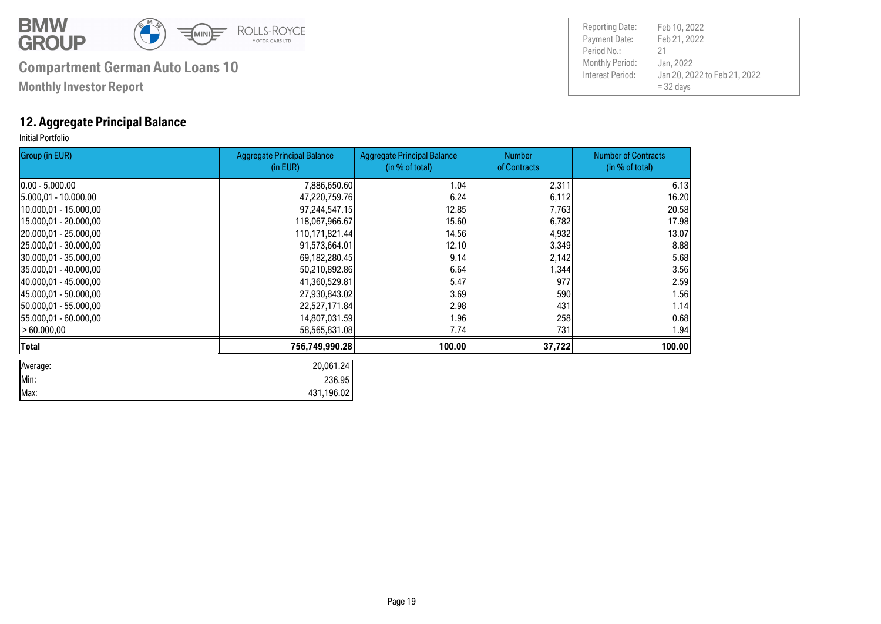**Compartment German Auto Loans 10**

**Monthly Investor Report**

| Reporting Date: | Feb 10, 2022 |
|---|---|
| Payment Date: | Feb 21, 2022 |
| Period No.: | 21 |
| Monthly Period: | Jan, 2022 |
| Interest Period: | Jan 20, 2022 to Feb 21, 2022<br>= 32 days |

## 12. Aggregate Principal Balance

Initial Portfolio

| Group (in EUR) | Aggregate Principal Balance (in EUR) | Aggregate Principal Balance (in % of total) | Number of Contracts | Number of Contracts (in % of total) |
|---|---|---|---|---|
| 0.00 - 5,000.00 | 7,886,650.60 | 1.04 | 2,311 | 6.13 |
| 5.000,01 - 10.000,00 | 47,220,759.76 | 6.24 | 6,112 | 16.20 |
| 10.000,01 - 15.000,00 | 97,244,547.15 | 12.85 | 7,763 | 20.58 |
| 15.000,01 - 20.000,00 | 118,067,966.67 | 15.60 | 6,782 | 17.98 |
| 20.000,01 - 25.000,00 | 110,171,821.44 | 14.56 | 4,932 | 13.07 |
| 25.000,01 - 30.000,00 | 91,573,664.01 | 12.10 | 3,349 | 8.88 |
| 30.000,01 - 35.000,00 | 69,182,280.45 | 9.14 | 2,142 | 5.68 |
| 35.000,01 - 40.000,00 | 50,210,892.86 | 6.64 | 1,344 | 3.56 |
| 40.000,01 - 45.000,00 | 41,360,529.81 | 5.47 | 977 | 2.59 |
| 45.000,01 - 50.000,00 | 27,930,843.02 | 3.69 | 590 | 1.56 |
| 50.000,01 - 55.000,00 | 22,527,171.84 | 2.98 | 431 | 1.14 |
| 55.000,01 - 60.000,00 | 14,807,031.59 | 1.96 | 258 | 0.68 |
| > 60.000,00 | 58,565,831.08 | 7.74 | 731 | 1.94 |
| **Total** | **756,749,990.28** | **100.00** | **37,722** | **100.00** |

| | |
|---|---|
| Average: | 20,061.24 |
| Min: | 236.95 |
| Max: | 431,196.02 |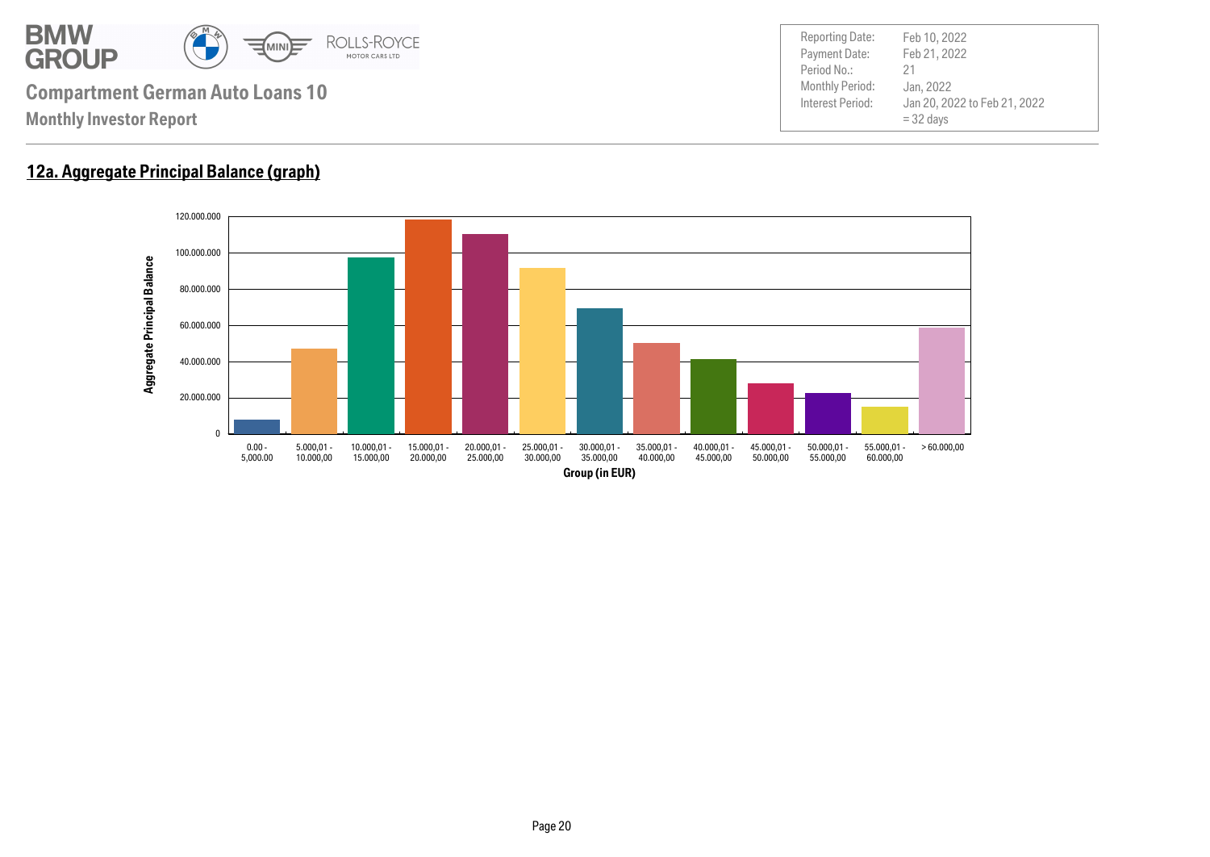# Compartment German Auto Loans 10

**Monthly Investor Report**

| | |
|---|---|
| Reporting Date: | Feb 10, 2022 |
| Payment Date: | Feb 21, 2022 |
| Period No.: | 21 |
| Monthly Period: | Jan, 2022 |
| Interest Period: | Jan 20, 2022 to Feb 21, 2022 = 32 days |

## 12a. Aggregate Principal Balance (graph)

Aggregate Principal Balance

120.000.000
100.000.000
80.000.000
60.000.000
40.000.000
20.000.000
0

0.00 - 5,000.00 | 5.000,01 - 10.000,00 | 10.000,01 - 15.000,00 | 15.000,01 - 20.000,00 | 20.000,01 - 25.000,00 | 25.000,01 - 30.000,00 | 30.000,01 - 35.000,00 | 35.000,01 - 40.000,00 | 40.000,01 - 45.000,00 | 45.000,01 - 50.000,00 | 50.000,01 - 55.000,00 | 55.000,01 - 60.000,00 | > 60.000,00

Group (in EUR)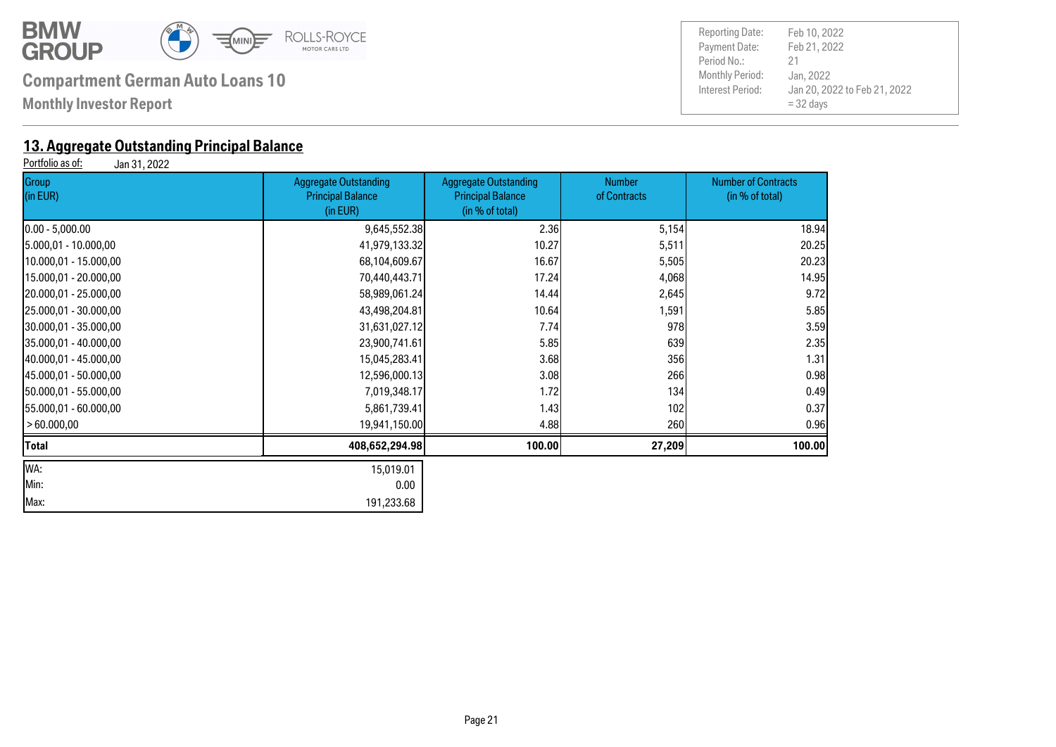**Compartment German Auto Loans 10**

**Monthly Investor Report**

| | |
|---|---|
| Reporting Date: | Feb 10, 2022 |
| Payment Date: | Feb 21, 2022 |
| Period No.: | 21 |
| Monthly Period: | Jan, 2022 |
| Interest Period: | Jan 20, 2022 to Feb 21, 2022<br>= 32 days |

## 13. Aggregate Outstanding Principal Balance

Portfolio as of: Jan 31, 2022

| Group (in EUR) | Aggregate Outstanding Principal Balance (in EUR) | Aggregate Outstanding Principal Balance (in % of total) | Number of Contracts | Number of Contracts (in % of total) |
|---|---:|---:|---:|---:|
| 0.00 - 5,000.00 | 9,645,552.38 | 2.36 | 5,154 | 18.94 |
| 5.000,01 - 10.000,00 | 41,979,133.32 | 10.27 | 5,511 | 20.25 |
| 10.000,01 - 15.000,00 | 68,104,609.67 | 16.67 | 5,505 | 20.23 |
| 15.000,01 - 20.000,00 | 70,440,443.71 | 17.24 | 4,068 | 14.95 |
| 20.000,01 - 25.000,00 | 58,989,061.24 | 14.44 | 2,645 | 9.72 |
| 25.000,01 - 30.000,00 | 43,498,204.81 | 10.64 | 1,591 | 5.85 |
| 30.000,01 - 35.000,00 | 31,631,027.12 | 7.74 | 978 | 3.59 |
| 35.000,01 - 40.000,00 | 23,900,741.61 | 5.85 | 639 | 2.35 |
| 40.000,01 - 45.000,00 | 15,045,283.41 | 3.68 | 356 | 1.31 |
| 45.000,01 - 50.000,00 | 12,596,000.13 | 3.08 | 266 | 0.98 |
| 50.000,01 - 55.000,00 | 7,019,348.17 | 1.72 | 134 | 0.49 |
| 55.000,01 - 60.000,00 | 5,861,739.41 | 1.43 | 102 | 0.37 |
| > 60.000,00 | 19,941,150.00 | 4.88 | 260 | 0.96 |
| **Total** | **408,652,294.98** | **100.00** | **27,209** | **100.00** |

| | |
|---|---:|
| WA: | 15,019.01 |
| Min: | 0.00 |
| Max: | 191,233.68 |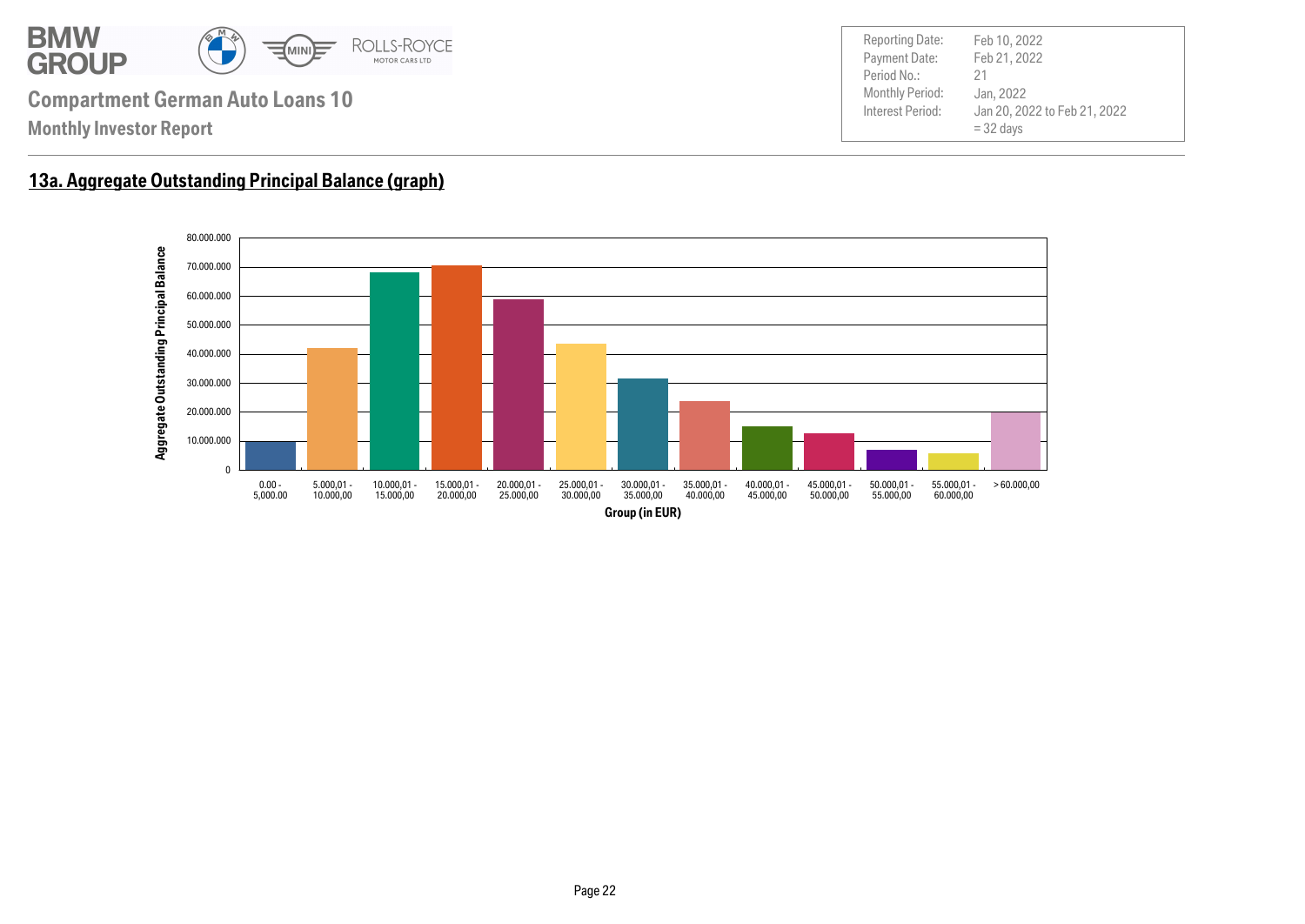# Compartment German Auto Loans 10

**Monthly Investor Report**

| | |
|---|---|
| Reporting Date: | Feb 10, 2022 |
| Payment Date: | Feb 21, 2022 |
| Period No.: | 21 |
| Monthly Period: | Jan, 2022 |
| Interest Period: | Jan 20, 2022 to Feb 21, 2022 = 32 days |

## 13a. Aggregate Outstanding Principal Balance (graph)

Aggregate Outstanding Principal Balance

80.000.000
70.000.000
60.000.000
50.000.000
40.000.000
30.000.000
20.000.000
10.000.000
0

0.00 - 5,000.00 | 5.000,01 - 10.000,00 | 10.000,01 - 15.000,00 | 15.000,01 - 20.000,00 | 20.000,01 - 25.000,00 | 25.000,01 - 30.000,00 | 30.000,01 - 35.000,00 | 35.000,01 - 40.000,00 | 40.000,01 - 45.000,00 | 45.000,01 - 50.000,00 | 50.000,01 - 55.000,00 | 55.000,01 - 60.000,00 | > 60.000,00

Group (in EUR)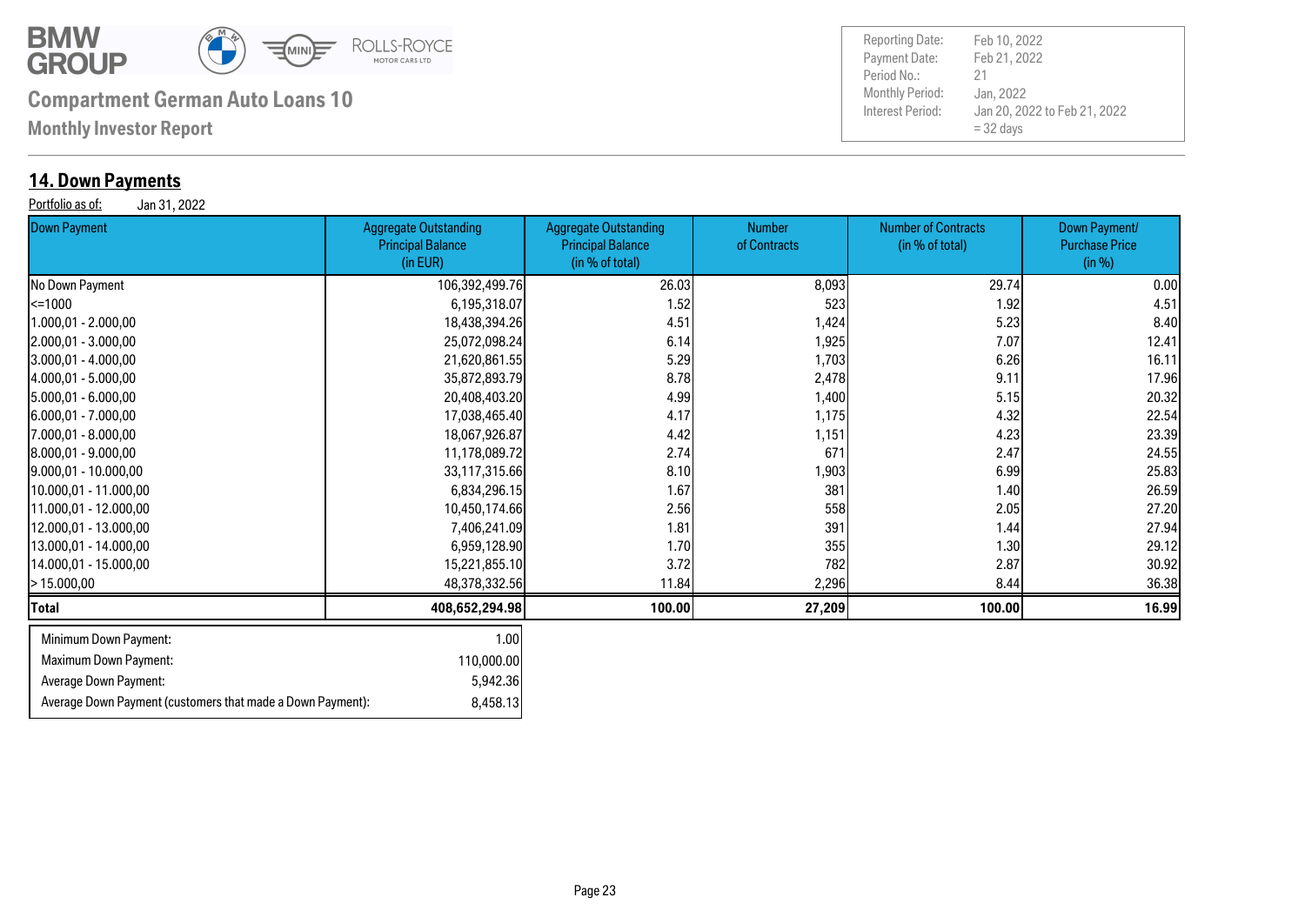**Compartment German Auto Loans 10**

**Monthly Investor Report**

| | |
|---|---|
| Reporting Date: | Feb 10, 2022 |
| Payment Date: | Feb 21, 2022 |
| Period No.: | 21 |
| Monthly Period: | Jan, 2022 |
| Interest Period: | Jan 20, 2022 to Feb 21, 2022<br>= 32 days |

## 14. Down Payments

Portfolio as of: Jan 31, 2022

| Down Payment | Aggregate Outstanding Principal Balance (in EUR) | Aggregate Outstanding Principal Balance (in % of total) | Number of Contracts | Number of Contracts (in % of total) | Down Payment/ Purchase Price (in %) |
|---|---|---|---|---|---|
| No Down Payment | 106,392,499.76 | 26.03 | 8,093 | 29.74 | 0.00 |
| <=1000 | 6,195,318.07 | 1.52 | 523 | 1.92 | 4.51 |
| 1.000,01 - 2.000,00 | 18,438,394.26 | 4.51 | 1,424 | 5.23 | 8.40 |
| 2.000,01 - 3.000,00 | 25,072,098.24 | 6.14 | 1,925 | 7.07 | 12.41 |
| 3.000,01 - 4.000,00 | 21,620,861.55 | 5.29 | 1,703 | 6.26 | 16.11 |
| 4.000,01 - 5.000,00 | 35,872,893.79 | 8.78 | 2,478 | 9.11 | 17.96 |
| 5.000,01 - 6.000,00 | 20,408,403.20 | 4.99 | 1,400 | 5.15 | 20.32 |
| 6.000,01 - 7.000,00 | 17,038,465.40 | 4.17 | 1,175 | 4.32 | 22.54 |
| 7.000,01 - 8.000,00 | 18,067,926.87 | 4.42 | 1,151 | 4.23 | 23.39 |
| 8.000,01 - 9.000,00 | 11,178,089.72 | 2.74 | 671 | 2.47 | 24.55 |
| 9.000,01 - 10.000,00 | 33,117,315.66 | 8.10 | 1,903 | 6.99 | 25.83 |
| 10.000,01 - 11.000,00 | 6,834,296.15 | 1.67 | 381 | 1.40 | 26.59 |
| 11.000,01 - 12.000,00 | 10,450,174.66 | 2.56 | 558 | 2.05 | 27.20 |
| 12.000,01 - 13.000,00 | 7,406,241.09 | 1.81 | 391 | 1.44 | 27.94 |
| 13.000,01 - 14.000,00 | 6,959,128.90 | 1.70 | 355 | 1.30 | 29.12 |
| 14.000,01 - 15.000,00 | 15,221,855.10 | 3.72 | 782 | 2.87 | 30.92 |
| > 15.000,00 | 48,378,332.56 | 11.84 | 2,296 | 8.44 | 36.38 |
| **Total** | **408,652,294.98** | **100.00** | **27,209** | **100.00** | **16.99** |

| | |
|---|---|
| Minimum Down Payment: | 1.00 |
| Maximum Down Payment: | 110,000.00 |
| Average Down Payment: | 5,942.36 |
| Average Down Payment (customers that made a Down Payment): | 8,458.13 |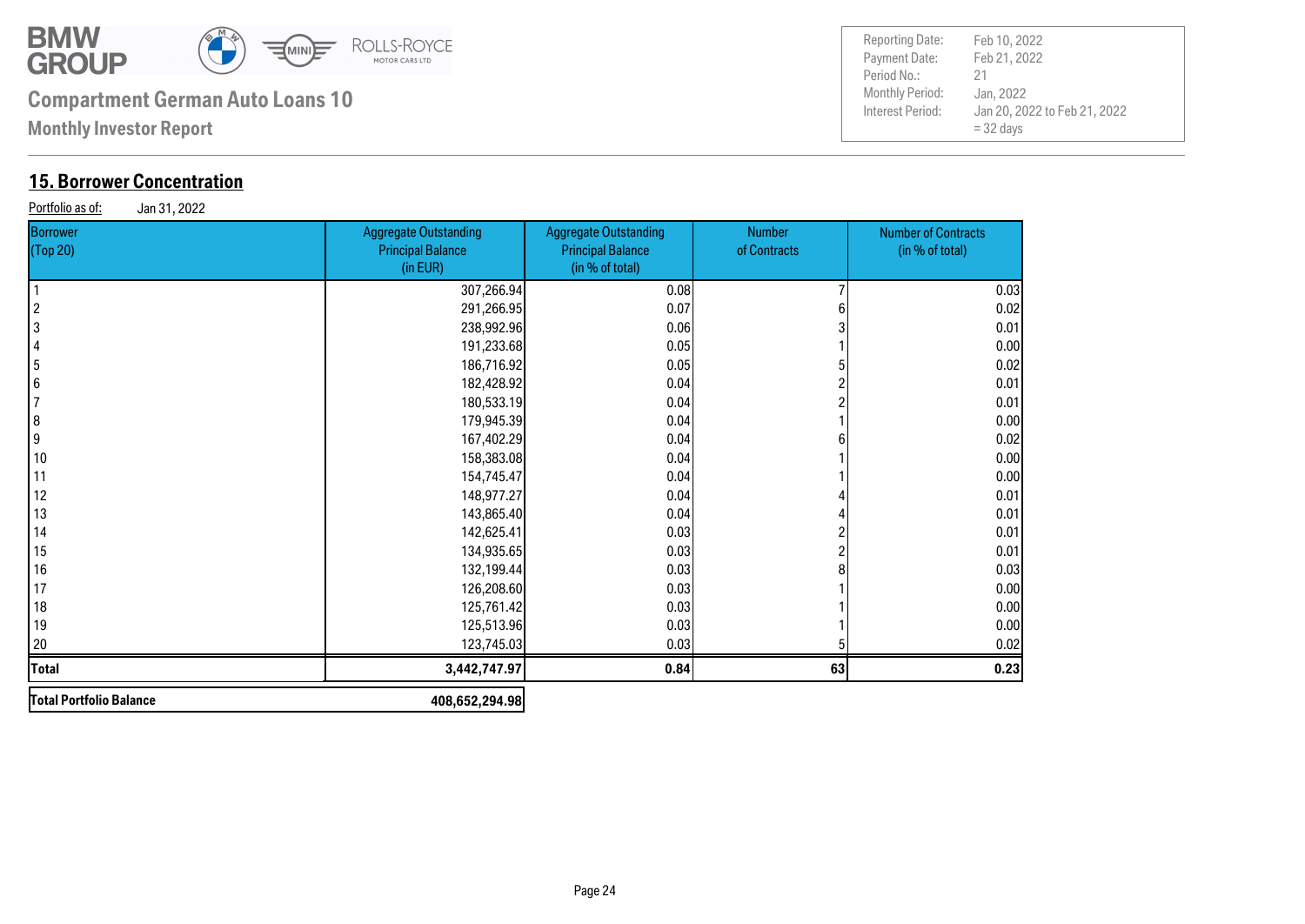**Compartment German Auto Loans 10**

**Monthly Investor Report**

| | |
|---|---|
| Reporting Date: | Feb 10, 2022 |
| Payment Date: | Feb 21, 2022 |
| Period No.: | 21 |
| Monthly Period: | Jan, 2022 |
| Interest Period: | Jan 20, 2022 to Feb 21, 2022 = 32 days |

## 15. Borrower Concentration

Portfolio as of: Jan 31, 2022

| Borrower (Top 20) | Aggregate Outstanding Principal Balance (in EUR) | Aggregate Outstanding Principal Balance (in % of total) | Number of Contracts | Number of Contracts (in % of total) |
|---|---|---|---|---|
| 1 | 307,266.94 | 0.08 | 7 | 0.03 |
| 2 | 291,266.95 | 0.07 | 6 | 0.02 |
| 3 | 238,992.96 | 0.06 | 3 | 0.01 |
| 4 | 191,233.68 | 0.05 | 1 | 0.00 |
| 5 | 186,716.92 | 0.05 | 5 | 0.02 |
| 6 | 182,428.92 | 0.04 | 2 | 0.01 |
| 7 | 180,533.19 | 0.04 | 2 | 0.01 |
| 8 | 179,945.39 | 0.04 | 1 | 0.00 |
| 9 | 167,402.29 | 0.04 | 6 | 0.02 |
| 10 | 158,383.08 | 0.04 | 1 | 0.00 |
| 11 | 154,745.47 | 0.04 | 1 | 0.00 |
| 12 | 148,977.27 | 0.04 | 4 | 0.01 |
| 13 | 143,865.40 | 0.04 | 4 | 0.01 |
| 14 | 142,625.41 | 0.03 | 2 | 0.01 |
| 15 | 134,935.65 | 0.03 | 2 | 0.01 |
| 16 | 132,199.44 | 0.03 | 8 | 0.03 |
| 17 | 126,208.60 | 0.03 | 1 | 0.00 |
| 18 | 125,761.42 | 0.03 | 1 | 0.00 |
| 19 | 125,513.96 | 0.03 | 1 | 0.00 |
| 20 | 123,745.03 | 0.03 | 5 | 0.02 |
| **Total** | **3,442,747.97** | **0.84** | **63** | **0.23** |

| | |
|---|---|
| **Total Portfolio Balance** | **408,652,294.98** |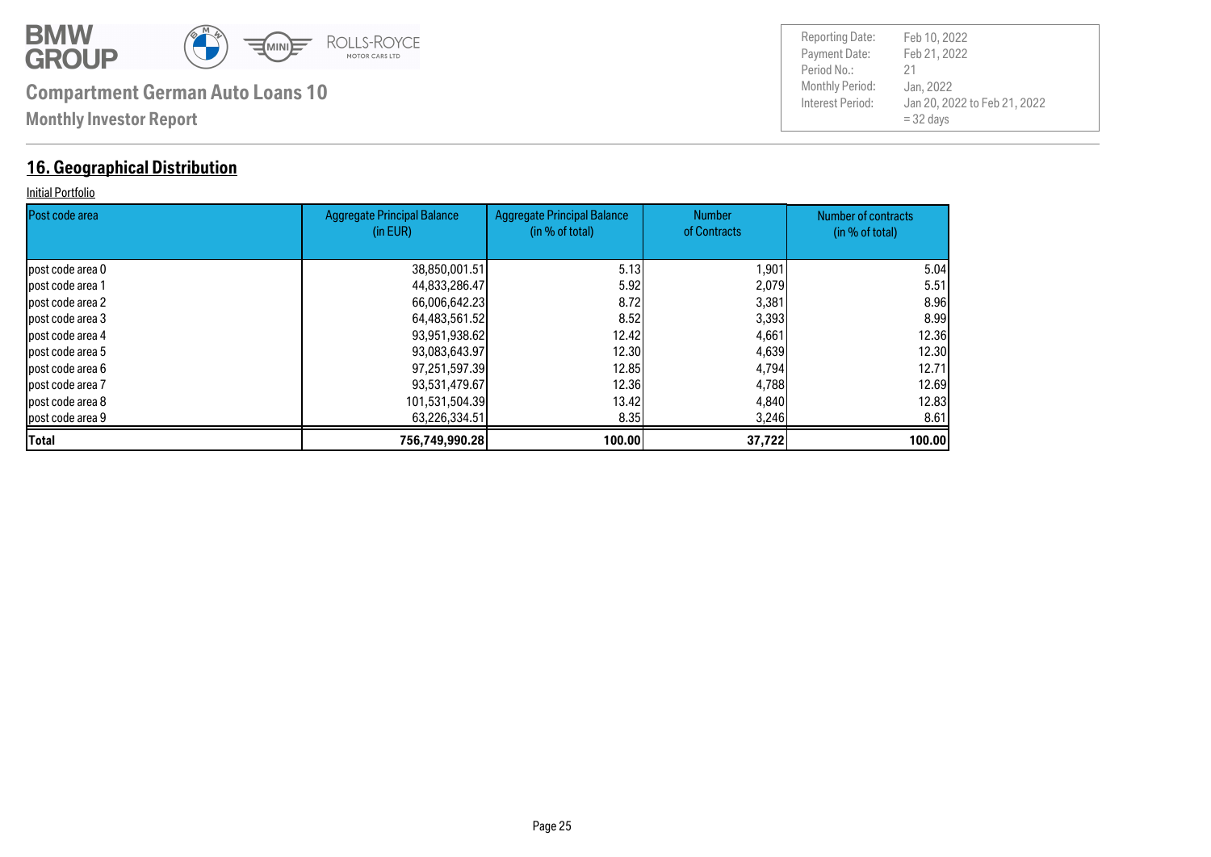# Compartment German Auto Loans 10

**Monthly Investor Report**

| Reporting Date: | Feb 10, 2022 |
|---|---|
| Payment Date: | Feb 21, 2022 |
| Period No.: | 21 |
| Monthly Period: | Jan, 2022 |
| Interest Period: | Jan 20, 2022 to Feb 21, 2022 = 32 days |

## 16. Geographical Distribution

Initial Portfolio

| Post code area | Aggregate Principal Balance (in EUR) | Aggregate Principal Balance (in % of total) | Number of Contracts | Number of contracts (in % of total) |
|---|---|---|---|---|
| post code area 0 | 38,850,001.51 | 5.13 | 1,901 | 5.04 |
| post code area 1 | 44,833,286.47 | 5.92 | 2,079 | 5.51 |
| post code area 2 | 66,006,642.23 | 8.72 | 3,381 | 8.96 |
| post code area 3 | 64,483,561.52 | 8.52 | 3,393 | 8.99 |
| post code area 4 | 93,951,938.62 | 12.42 | 4,661 | 12.36 |
| post code area 5 | 93,083,643.97 | 12.30 | 4,639 | 12.30 |
| post code area 6 | 97,251,597.39 | 12.85 | 4,794 | 12.71 |
| post code area 7 | 93,531,479.67 | 12.36 | 4,788 | 12.69 |
| post code area 8 | 101,531,504.39 | 13.42 | 4,840 | 12.83 |
| post code area 9 | 63,226,334.51 | 8.35 | 3,246 | 8.61 |
| **Total** | **756,749,990.28** | **100.00** | **37,722** | **100.00** |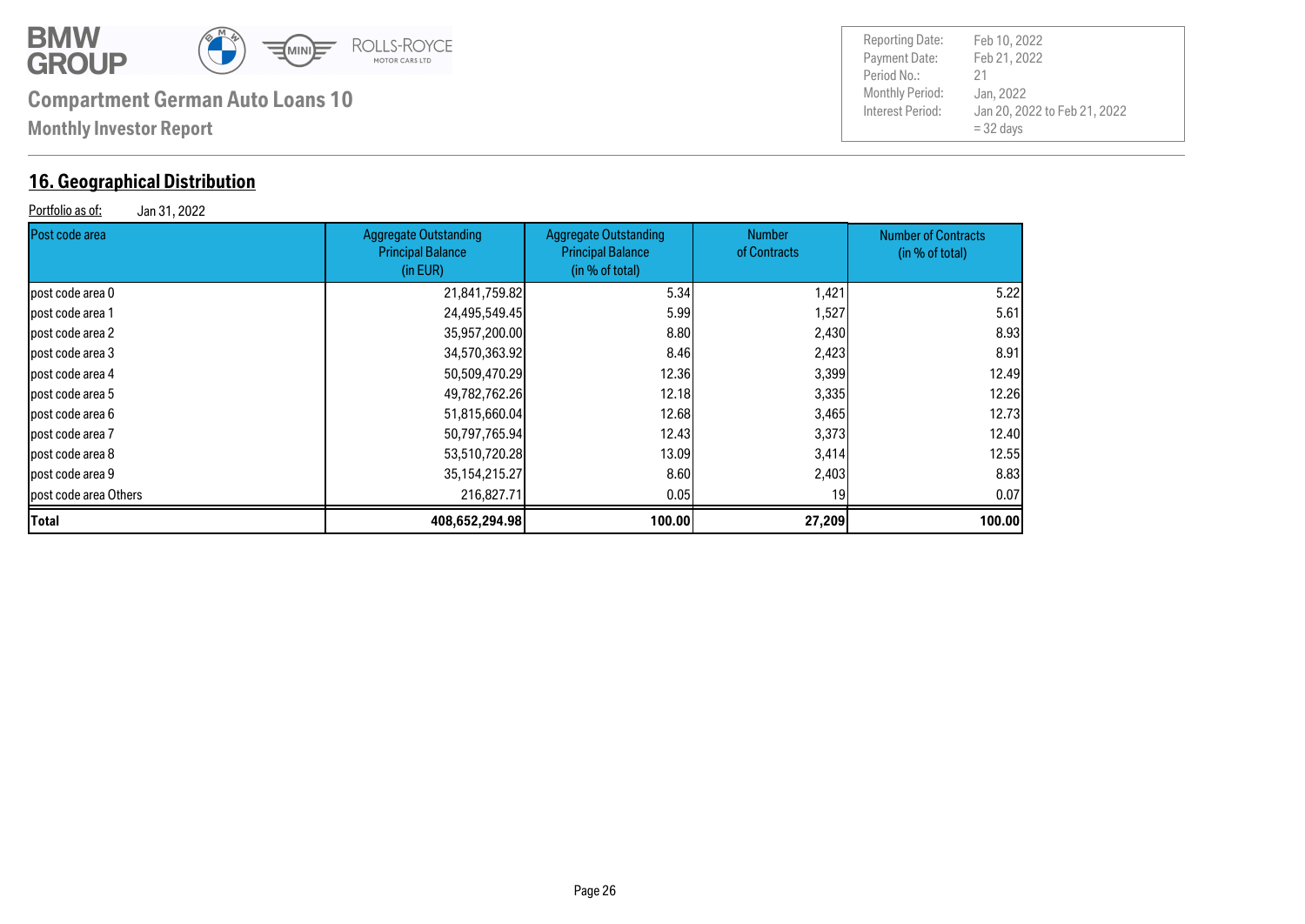# Compartment German Auto Loans 10

**Monthly Investor Report**

| | |
|---|---|
| Reporting Date: | Feb 10, 2022 |
| Payment Date: | Feb 21, 2022 |
| Period No.: | 21 |
| Monthly Period: | Jan, 2022 |
| Interest Period: | Jan 20, 2022 to Feb 21, 2022 = 32 days |

## 16. Geographical Distribution

Portfolio as of: Jan 31, 2022

| Post code area | Aggregate Outstanding Principal Balance (in EUR) | Aggregate Outstanding Principal Balance (in % of total) | Number of Contracts | Number of Contracts (in % of total) |
|---|---:|---:|---:|---:|
| post code area 0 | 21,841,759.82 | 5.34 | 1,421 | 5.22 |
| post code area 1 | 24,495,549.45 | 5.99 | 1,527 | 5.61 |
| post code area 2 | 35,957,200.00 | 8.80 | 2,430 | 8.93 |
| post code area 3 | 34,570,363.92 | 8.46 | 2,423 | 8.91 |
| post code area 4 | 50,509,470.29 | 12.36 | 3,399 | 12.49 |
| post code area 5 | 49,782,762.26 | 12.18 | 3,335 | 12.26 |
| post code area 6 | 51,815,660.04 | 12.68 | 3,465 | 12.73 |
| post code area 7 | 50,797,765.94 | 12.43 | 3,373 | 12.40 |
| post code area 8 | 53,510,720.28 | 13.09 | 3,414 | 12.55 |
| post code area 9 | 35,154,215.27 | 8.60 | 2,403 | 8.83 |
| post code area Others | 216,827.71 | 0.05 | 19 | 0.07 |
| **Total** | **408,652,294.98** | **100.00** | **27,209** | **100.00** |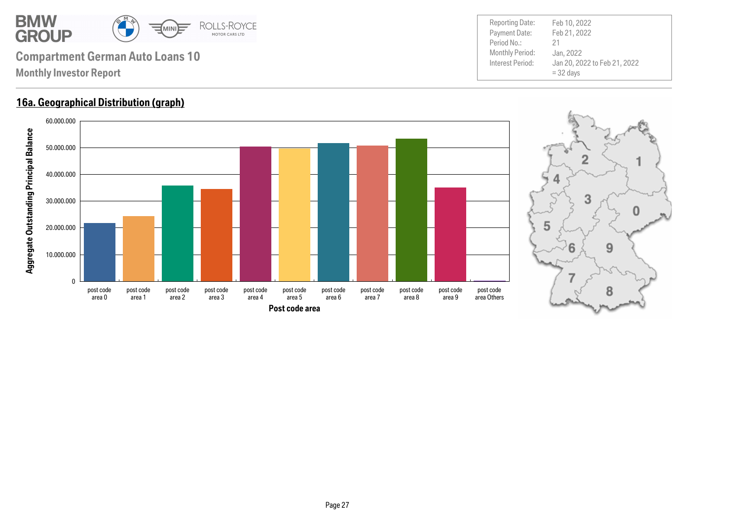# Compartment German Auto Loans 10

**Monthly Investor Report**

| | |
|---|---|
| Reporting Date: | Feb 10, 2022 |
| Payment Date: | Feb 21, 2022 |
| Period No.: | 21 |
| Monthly Period: | Jan, 2022 |
| Interest Period: | Jan 20, 2022 to Feb 21, 2022<br>= 32 days |

## 16a. Geographical Distribution (graph)

Aggregate Outstanding Principal Balance

60.000.000
50.000.000
40.000.000
30.000.000
20.000.000
10.000.000
0

post code area 0 | post code area 1 | post code area 2 | post code area 3 | post code area 4 | post code area 5 | post code area 6 | post code area 7 | post code area 8 | post code area 9 | post code area Others

Post code area

2 1 4 3 0 5 6 9 7 8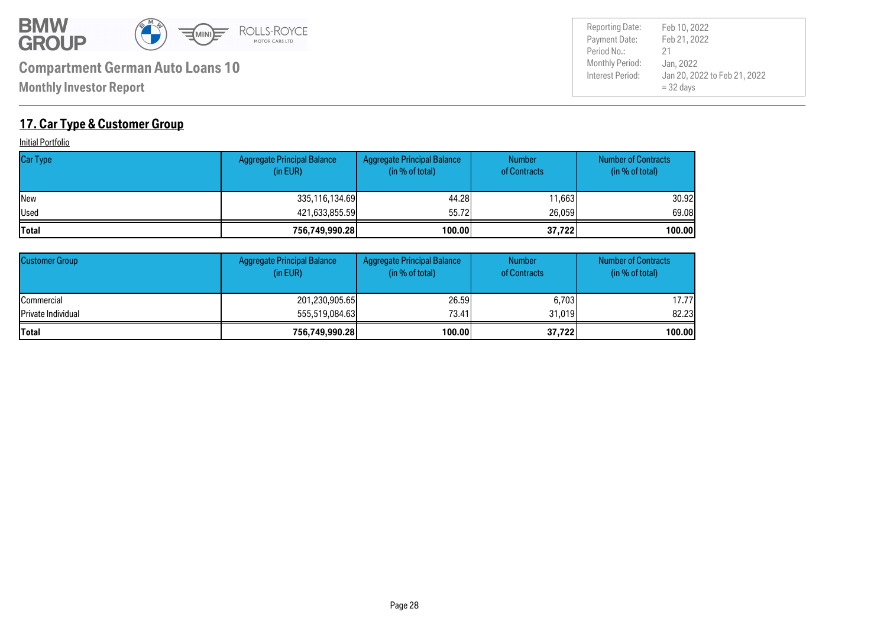**Compartment German Auto Loans 10**

**Monthly Investor Report**

| | |
|---|---|
| Reporting Date: | Feb 10, 2022 |
| Payment Date: | Feb 21, 2022 |
| Period No.: | 21 |
| Monthly Period: | Jan, 2022 |
| Interest Period: | Jan 20, 2022 to Feb 21, 2022 = 32 days |

## 17. Car Type & Customer Group

Initial Portfolio

| Car Type | Aggregate Principal Balance (in EUR) | Aggregate Principal Balance (in % of total) | Number of Contracts | Number of Contracts (in % of total) |
|---|---|---|---|---|
| New | 335,116,134.69 | 44.28 | 11,663 | 30.92 |
| Used | 421,633,855.59 | 55.72 | 26,059 | 69.08 |
| **Total** | **756,749,990.28** | **100.00** | **37,722** | **100.00** |

| Customer Group | Aggregate Principal Balance (in EUR) | Aggregate Principal Balance (in % of total) | Number of Contracts | Number of Contracts (in % of total) |
|---|---|---|---|---|
| Commercial | 201,230,905.65 | 26.59 | 6,703 | 17.77 |
| Private Individual | 555,519,084.63 | 73.41 | 31,019 | 82.23 |
| **Total** | **756,749,990.28** | **100.00** | **37,722** | **100.00** |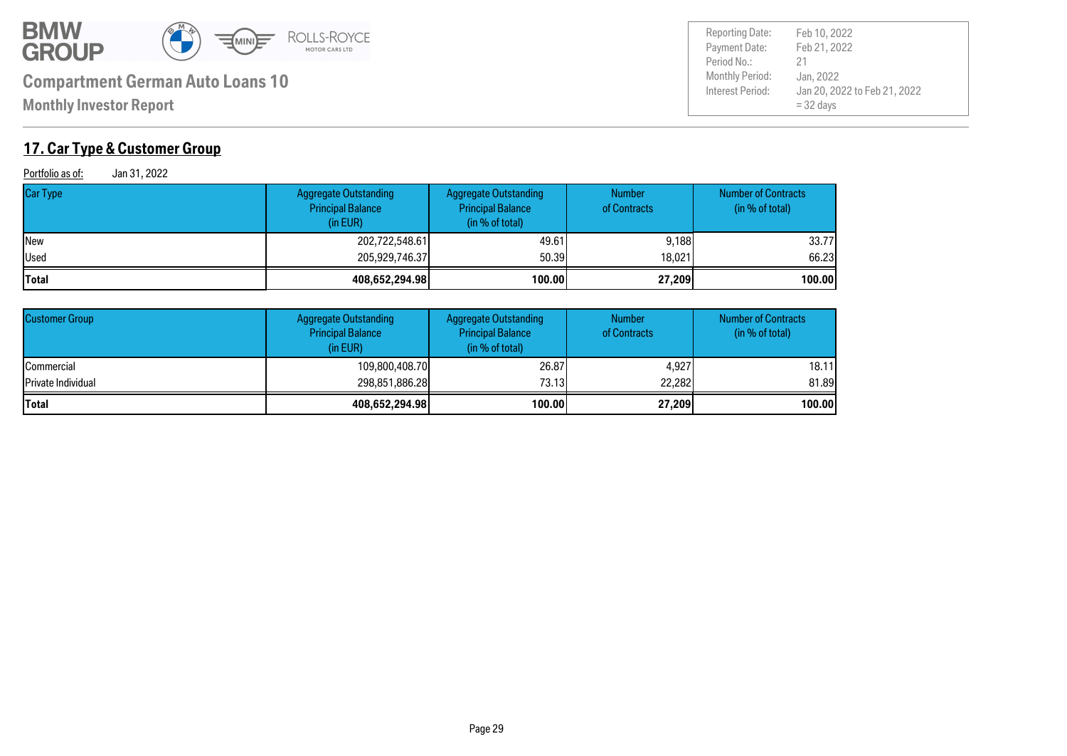# Compartment German Auto Loans 10

**Monthly Investor Report**

| | |
|---|---|
| Reporting Date: | Feb 10, 2022 |
| Payment Date: | Feb 21, 2022 |
| Period No.: | 21 |
| Monthly Period: | Jan, 2022 |
| Interest Period: | Jan 20, 2022 to Feb 21, 2022 = 32 days |

## 17. Car Type & Customer Group

Portfolio as of: Jan 31, 2022

| Car Type | Aggregate Outstanding Principal Balance (in EUR) | Aggregate Outstanding Principal Balance (in % of total) | Number of Contracts | Number of Contracts (in % of total) |
|---|---|---|---|---|
| New | 202,722,548.61 | 49.61 | 9,188 | 33.77 |
| Used | 205,929,746.37 | 50.39 | 18,021 | 66.23 |
| **Total** | **408,652,294.98** | **100.00** | **27,209** | **100.00** |

| Customer Group | Aggregate Outstanding Principal Balance (in EUR) | Aggregate Outstanding Principal Balance (in % of total) | Number of Contracts | Number of Contracts (in % of total) |
|---|---|---|---|---|
| Commercial | 109,800,408.70 | 26.87 | 4,927 | 18.11 |
| Private Individual | 298,851,886.28 | 73.13 | 22,282 | 81.89 |
| **Total** | **408,652,294.98** | **100.00** | **27,209** | **100.00** |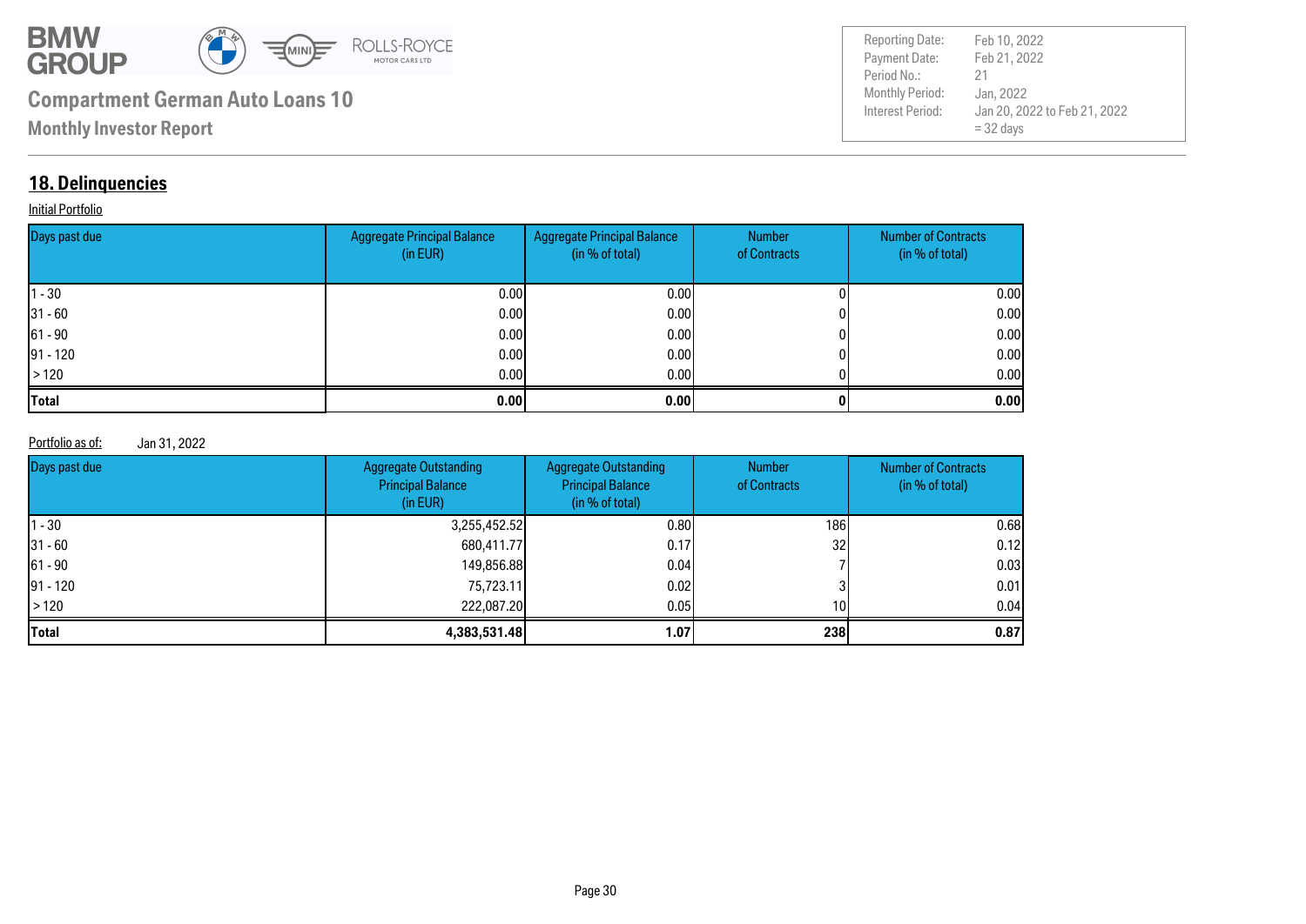## 18. Delinquencies

Initial Portfolio

| Days past due | Aggregate Principal Balance (in EUR) | Aggregate Principal Balance (in % of total) | Number of Contracts | Number of Contracts (in % of total) |
|---|---|---|---|---|
| 1 - 30 | 0.00 | 0.00 | 0 | 0.00 |
| 31 - 60 | 0.00 | 0.00 | 0 | 0.00 |
| 61 - 90 | 0.00 | 0.00 | 0 | 0.00 |
| 91 - 120 | 0.00 | 0.00 | 0 | 0.00 |
| > 120 | 0.00 | 0.00 | 0 | 0.00 |
| **Total** | **0.00** | **0.00** | **0** | **0.00** |

Portfolio as of: Jan 31, 2022

| Days past due | Aggregate Outstanding Principal Balance (in EUR) | Aggregate Outstanding Principal Balance (in % of total) | Number of Contracts | Number of Contracts (in % of total) |
|---|---|---|---|---|
| 1 - 30 | 3,255,452.52 | 0.80 | 186 | 0.68 |
| 31 - 60 | 680,411.77 | 0.17 | 32 | 0.12 |
| 61 - 90 | 149,856.88 | 0.04 | 7 | 0.03 |
| 91 - 120 | 75,723.11 | 0.02 | 3 | 0.01 |
| > 120 | 222,087.20 | 0.05 | 10 | 0.04 |
| **Total** | **4,383,531.48** | **1.07** | **238** | **0.87** |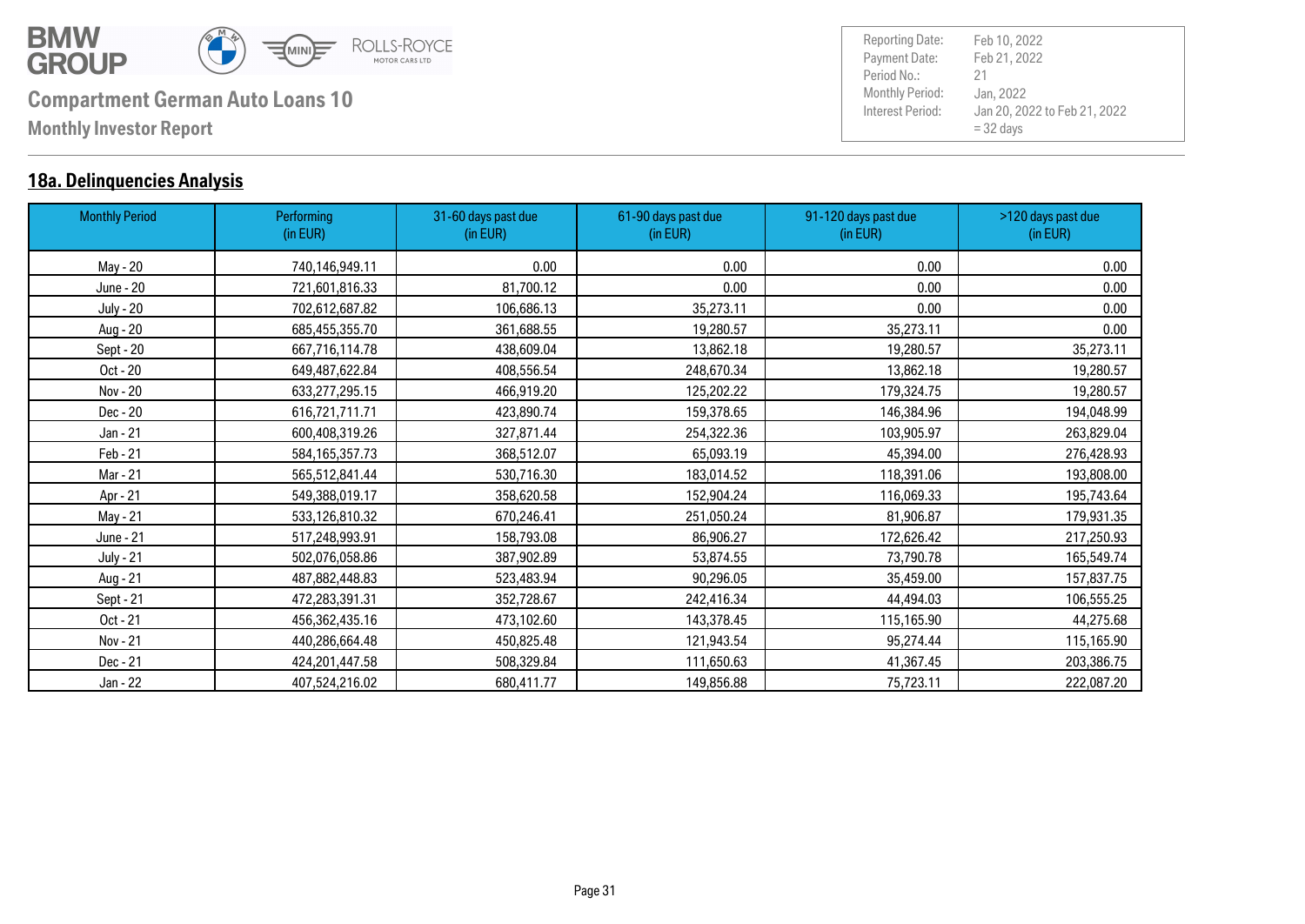# Compartment German Auto Loans 10

**Monthly Investor Report**

| Reporting Date: | Feb 10, 2022 |
| --- | --- |
| Payment Date: | Feb 21, 2022 |
| Period No.: | 21 |
| Monthly Period: | Jan, 2022 |
| Interest Period: | Jan 20, 2022 to Feb 21, 2022 = 32 days |

## 18a. Delinquencies Analysis

| Monthly Period | Performing (in EUR) | 31-60 days past due (in EUR) | 61-90 days past due (in EUR) | 91-120 days past due (in EUR) | >120 days past due (in EUR) |
| --- | --- | --- | --- | --- | --- |
| May - 20 | 740,146,949.11 | 0.00 | 0.00 | 0.00 | 0.00 |
| June - 20 | 721,601,816.33 | 81,700.12 | 0.00 | 0.00 | 0.00 |
| July - 20 | 702,612,687.82 | 106,686.13 | 35,273.11 | 0.00 | 0.00 |
| Aug - 20 | 685,455,355.70 | 361,688.55 | 19,280.57 | 35,273.11 | 0.00 |
| Sept - 20 | 667,716,114.78 | 438,609.04 | 13,862.18 | 19,280.57 | 35,273.11 |
| Oct - 20 | 649,487,622.84 | 408,556.54 | 248,670.34 | 13,862.18 | 19,280.57 |
| Nov - 20 | 633,277,295.15 | 466,919.20 | 125,202.22 | 179,324.75 | 19,280.57 |
| Dec - 20 | 616,721,711.71 | 423,890.74 | 159,378.65 | 146,384.96 | 194,048.99 |
| Jan - 21 | 600,408,319.26 | 327,871.44 | 254,322.36 | 103,905.97 | 263,829.04 |
| Feb - 21 | 584,165,357.73 | 368,512.07 | 65,093.19 | 45,394.00 | 276,428.93 |
| Mar - 21 | 565,512,841.44 | 530,716.30 | 183,014.52 | 118,391.06 | 193,808.00 |
| Apr - 21 | 549,388,019.17 | 358,620.58 | 152,904.24 | 116,069.33 | 195,743.64 |
| May - 21 | 533,126,810.32 | 670,246.41 | 251,050.24 | 81,906.87 | 179,931.35 |
| June - 21 | 517,248,993.91 | 158,793.08 | 86,906.27 | 172,626.42 | 217,250.93 |
| July - 21 | 502,076,058.86 | 387,902.89 | 53,874.55 | 73,790.78 | 165,549.74 |
| Aug - 21 | 487,882,448.83 | 523,483.94 | 90,296.05 | 35,459.00 | 157,837.75 |
| Sept - 21 | 472,283,391.31 | 352,728.67 | 242,416.34 | 44,494.03 | 106,555.25 |
| Oct - 21 | 456,362,435.16 | 473,102.60 | 143,378.45 | 115,165.90 | 44,275.68 |
| Nov - 21 | 440,286,664.48 | 450,825.48 | 121,943.54 | 95,274.44 | 115,165.90 |
| Dec - 21 | 424,201,447.58 | 508,329.84 | 111,650.63 | 41,367.45 | 203,386.75 |
| Jan - 22 | 407,524,216.02 | 680,411.77 | 149,856.88 | 75,723.11 | 222,087.20 |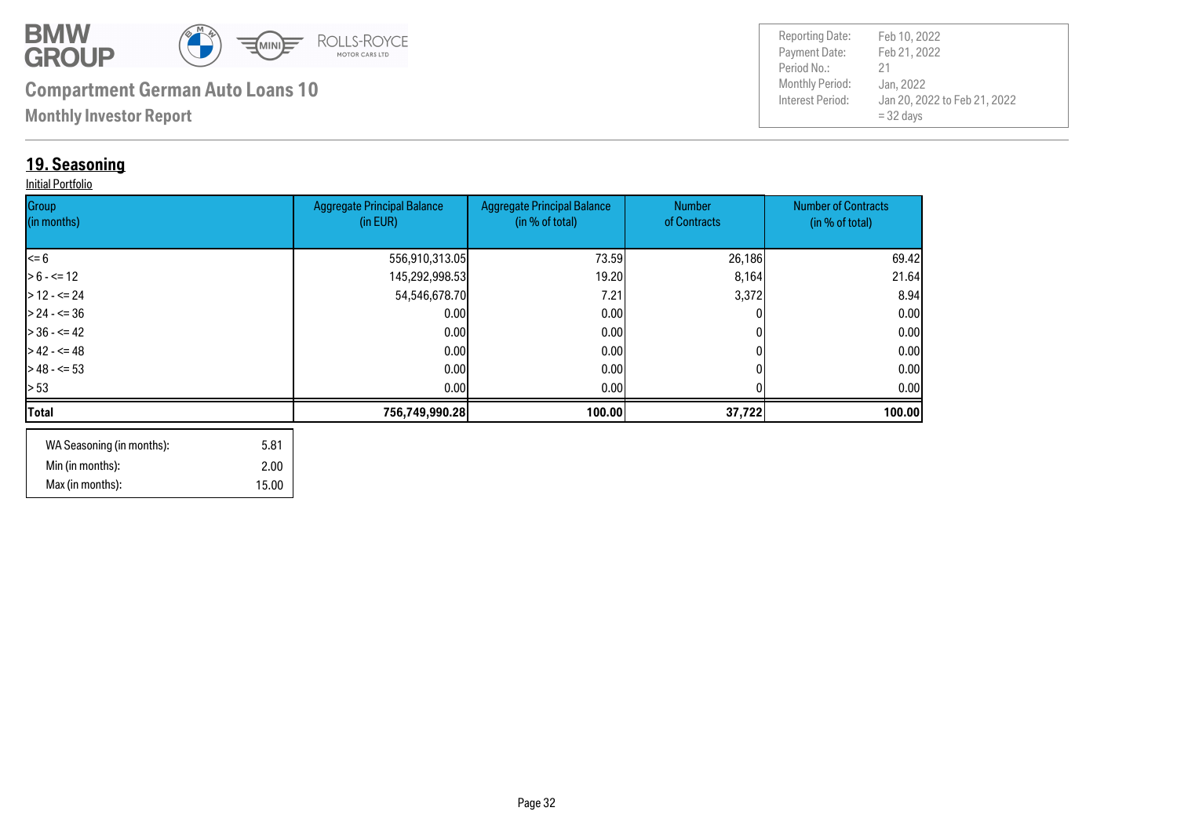# Compartment German Auto Loans 10

**Monthly Investor Report**

| | |
|---|---|
| Reporting Date: | Feb 10, 2022 |
| Payment Date: | Feb 21, 2022 |
| Period No.: | 21 |
| Monthly Period: | Jan, 2022 |
| Interest Period: | Jan 20, 2022 to Feb 21, 2022 = 32 days |

## 19. Seasoning

Initial Portfolio

| Group (in months) | Aggregate Principal Balance (in EUR) | Aggregate Principal Balance (in % of total) | Number of Contracts | Number of Contracts (in % of total) |
|---|---|---|---|---|
| <= 6 | 556,910,313.05 | 73.59 | 26,186 | 69.42 |
| > 6 - <= 12 | 145,292,998.53 | 19.20 | 8,164 | 21.64 |
| > 12 - <= 24 | 54,546,678.70 | 7.21 | 3,372 | 8.94 |
| > 24 - <= 36 | 0.00 | 0.00 | 0 | 0.00 |
| > 36 - <= 42 | 0.00 | 0.00 | 0 | 0.00 |
| > 42 - <= 48 | 0.00 | 0.00 | 0 | 0.00 |
| > 48 - <= 53 | 0.00 | 0.00 | 0 | 0.00 |
| > 53 | 0.00 | 0.00 | 0 | 0.00 |
| **Total** | **756,749,990.28** | **100.00** | **37,722** | **100.00** |

| | |
|---|---|
| WA Seasoning (in months): | 5.81 |
| Min (in months): | 2.00 |
| Max (in months): | 15.00 |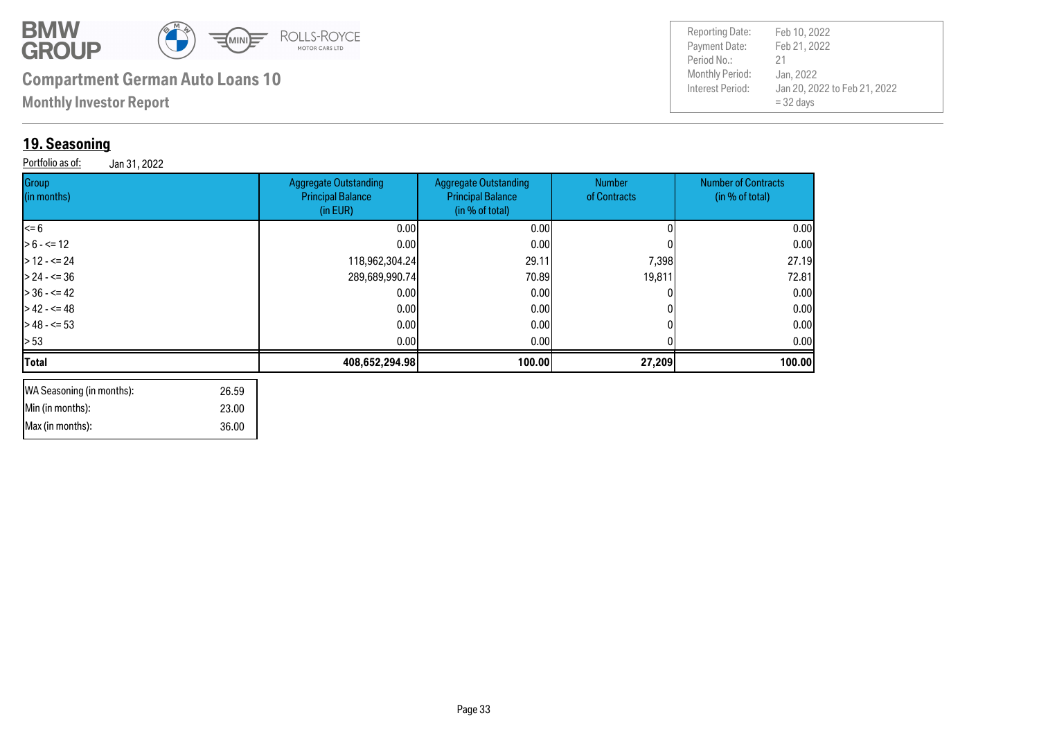**Compartment German Auto Loans 10**

**Monthly Investor Report**

| Reporting Date: | Feb 10, 2022 |
|---|---|
| Payment Date: | Feb 21, 2022 |
| Period No.: | 21 |
| Monthly Period: | Jan, 2022 |
| Interest Period: | Jan 20, 2022 to Feb 21, 2022 = 32 days |

## 19. Seasoning

Portfolio as of: Jan 31, 2022

| Group (in months) | Aggregate Outstanding Principal Balance (in EUR) | Aggregate Outstanding Principal Balance (in % of total) | Number of Contracts | Number of Contracts (in % of total) |
|---|---|---|---|---|
| <= 6 | 0.00 | 0.00 | 0 | 0.00 |
| > 6 - <= 12 | 0.00 | 0.00 | 0 | 0.00 |
| > 12 - <= 24 | 118,962,304.24 | 29.11 | 7,398 | 27.19 |
| > 24 - <= 36 | 289,689,990.74 | 70.89 | 19,811 | 72.81 |
| > 36 - <= 42 | 0.00 | 0.00 | 0 | 0.00 |
| > 42 - <= 48 | 0.00 | 0.00 | 0 | 0.00 |
| > 48 - <= 53 | 0.00 | 0.00 | 0 | 0.00 |
| > 53 | 0.00 | 0.00 | 0 | 0.00 |
| **Total** | **408,652,294.98** | **100.00** | **27,209** | **100.00** |

| | |
|---|---|
| WA Seasoning (in months): | 26.59 |
| Min (in months): | 23.00 |
| Max (in months): | 36.00 |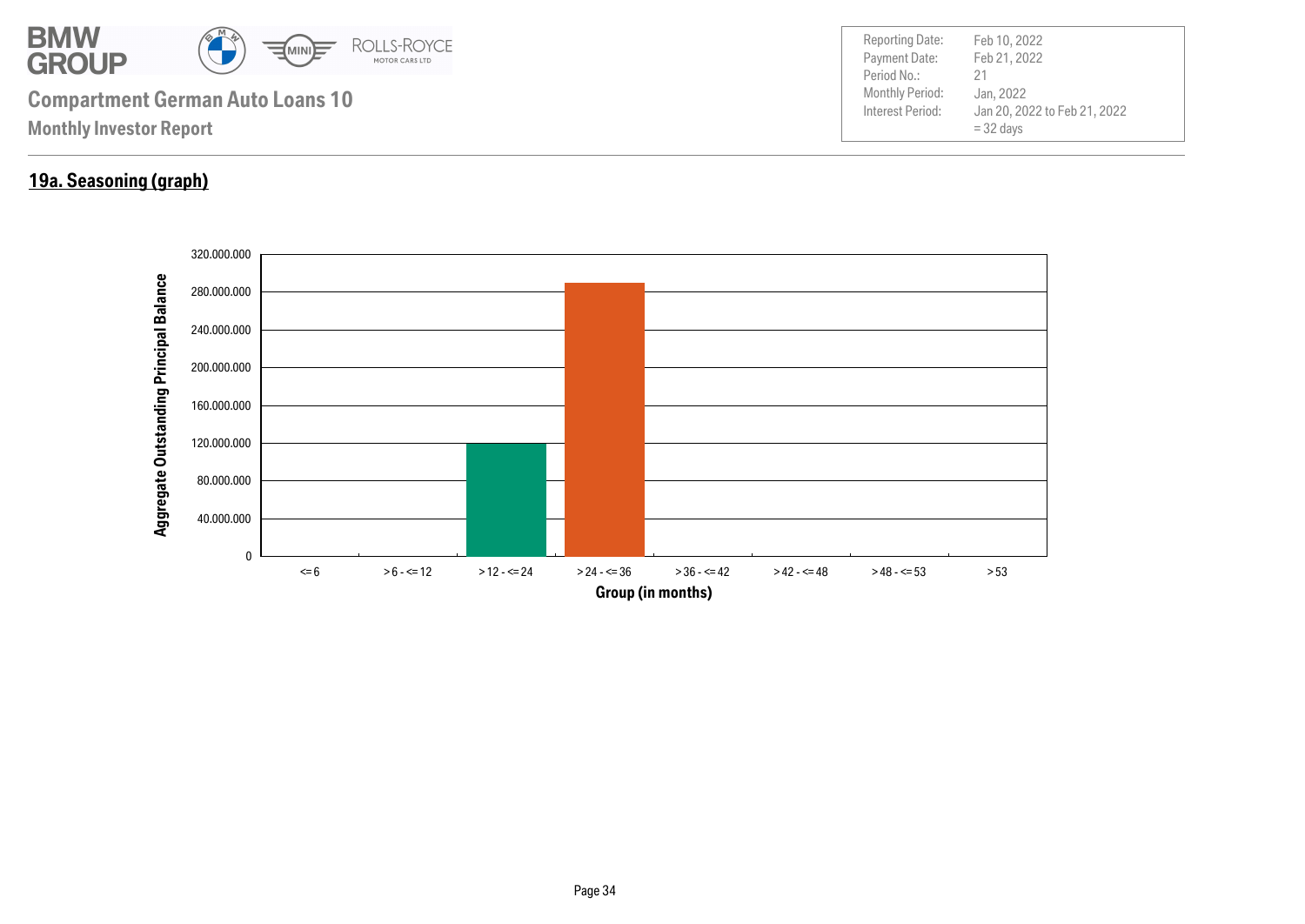**Compartment German Auto Loans 10**

**Monthly Investor Report**

| | |
|---|---|
| Reporting Date: | Feb 10, 2022 |
| Payment Date: | Feb 21, 2022 |
| Period No.: | 21 |
| Monthly Period: | Jan, 2022 |
| Interest Period: | Jan 20, 2022 to Feb 21, 2022 = 32 days |

## 19a. Seasoning (graph)

Aggregate Outstanding Principal Balance

320.000.000
280.000.000
240.000.000
200.000.000
160.000.000
120.000.000
80.000.000
40.000.000
0

<= 6 | > 6 - <= 12 | > 12 - <= 24 | > 24 - <= 36 | > 36 - <= 42 | > 42 - <= 48 | > 48 - <= 53 | > 53

Group (in months)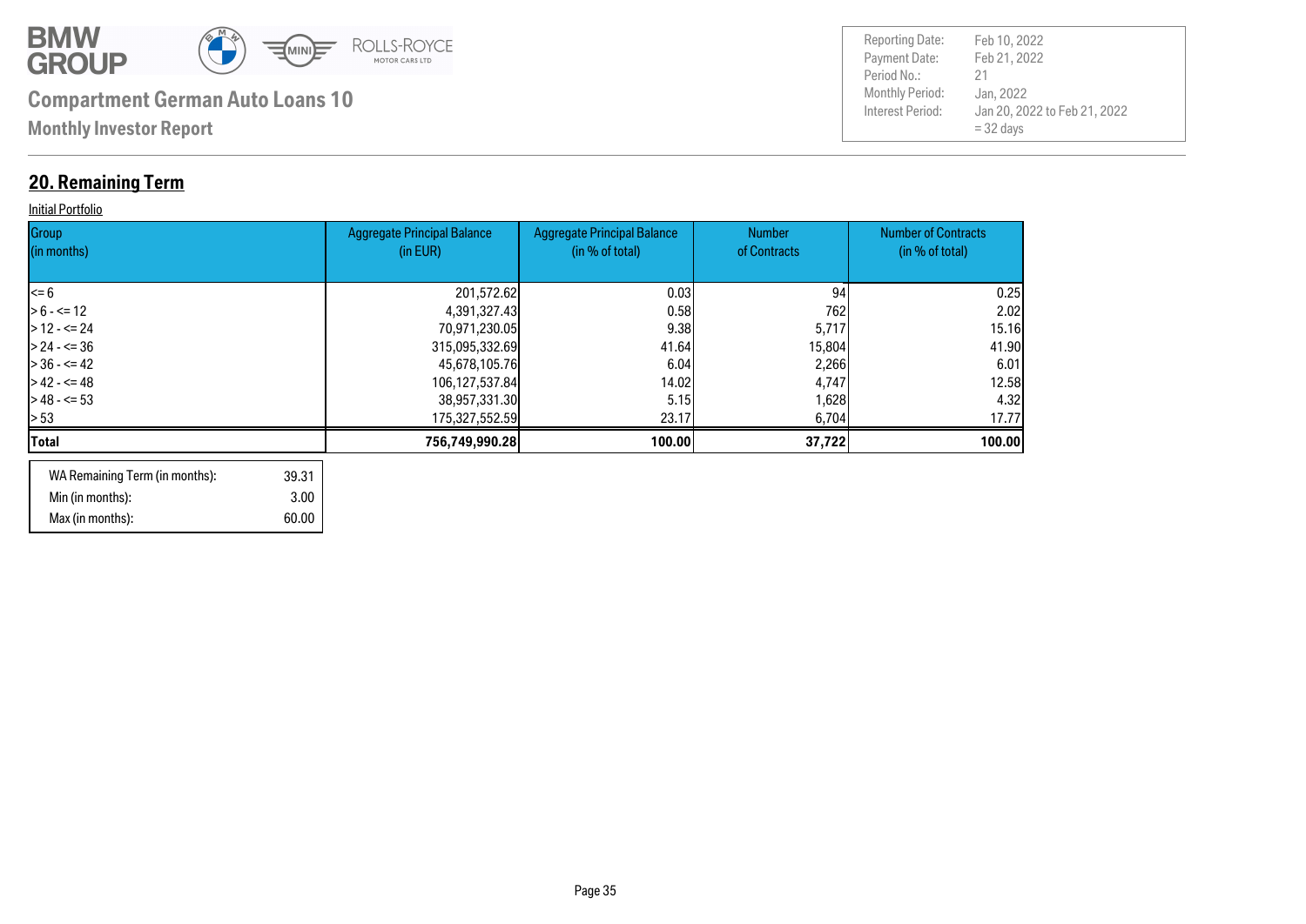# Compartment German Auto Loans 10

**Monthly Investor Report**

| | |
|---|---|
| Reporting Date: | Feb 10, 2022 |
| Payment Date: | Feb 21, 2022 |
| Period No.: | 21 |
| Monthly Period: | Jan, 2022 |
| Interest Period: | Jan 20, 2022 to Feb 21, 2022 = 32 days |

## 20. Remaining Term

Initial Portfolio

| Group (in months) | Aggregate Principal Balance (in EUR) | Aggregate Principal Balance (in % of total) | Number of Contracts | Number of Contracts (in % of total) |
|---|---|---|---|---|
| <= 6 | 201,572.62 | 0.03 | 94 | 0.25 |
| > 6 - <= 12 | 4,391,327.43 | 0.58 | 762 | 2.02 |
| > 12 - <= 24 | 70,971,230.05 | 9.38 | 5,717 | 15.16 |
| > 24 - <= 36 | 315,095,332.69 | 41.64 | 15,804 | 41.90 |
| > 36 - <= 42 | 45,678,105.76 | 6.04 | 2,266 | 6.01 |
| > 42 - <= 48 | 106,127,537.84 | 14.02 | 4,747 | 12.58 |
| > 48 - <= 53 | 38,957,331.30 | 5.15 | 1,628 | 4.32 |
| > 53 | 175,327,552.59 | 23.17 | 6,704 | 17.77 |
| **Total** | **756,749,990.28** | **100.00** | **37,722** | **100.00** |

| | |
|---|---|
| WA Remaining Term (in months): | 39.31 |
| Min (in months): | 3.00 |
| Max (in months): | 60.00 |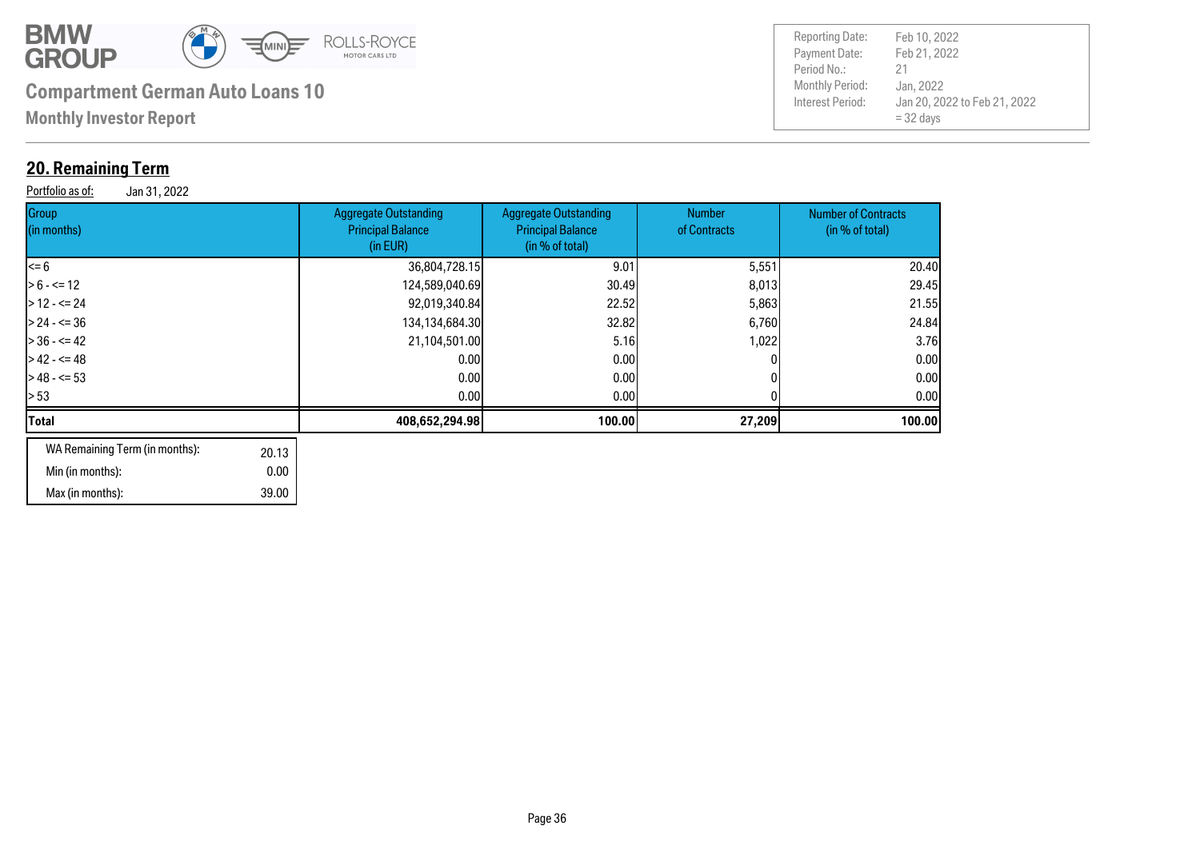**Compartment German Auto Loans 10**

**Monthly Investor Report**

| | |
|---|---|
| Reporting Date: | Feb 10, 2022 |
| Payment Date: | Feb 21, 2022 |
| Period No.: | 21 |
| Monthly Period: | Jan, 2022 |
| Interest Period: | Jan 20, 2022 to Feb 21, 2022 = 32 days |

## 20. Remaining Term

Portfolio as of: Jan 31, 2022

| Group (in months) | Aggregate Outstanding Principal Balance (in EUR) | Aggregate Outstanding Principal Balance (in % of total) | Number of Contracts | Number of Contracts (in % of total) |
|---|---|---|---|---|
| <= 6 | 36,804,728.15 | 9.01 | 5,551 | 20.40 |
| > 6 - <= 12 | 124,589,040.69 | 30.49 | 8,013 | 29.45 |
| > 12 - <= 24 | 92,019,340.84 | 22.52 | 5,863 | 21.55 |
| > 24 - <= 36 | 134,134,684.30 | 32.82 | 6,760 | 24.84 |
| > 36 - <= 42 | 21,104,501.00 | 5.16 | 1,022 | 3.76 |
| > 42 - <= 48 | 0.00 | 0.00 | 0 | 0.00 |
| > 48 - <= 53 | 0.00 | 0.00 | 0 | 0.00 |
| > 53 | 0.00 | 0.00 | 0 | 0.00 |
| **Total** | **408,652,294.98** | **100.00** | **27,209** | **100.00** |

| | |
|---|---|
| WA Remaining Term (in months): | 20.13 |
| Min (in months): | 0.00 |
| Max (in months): | 39.00 |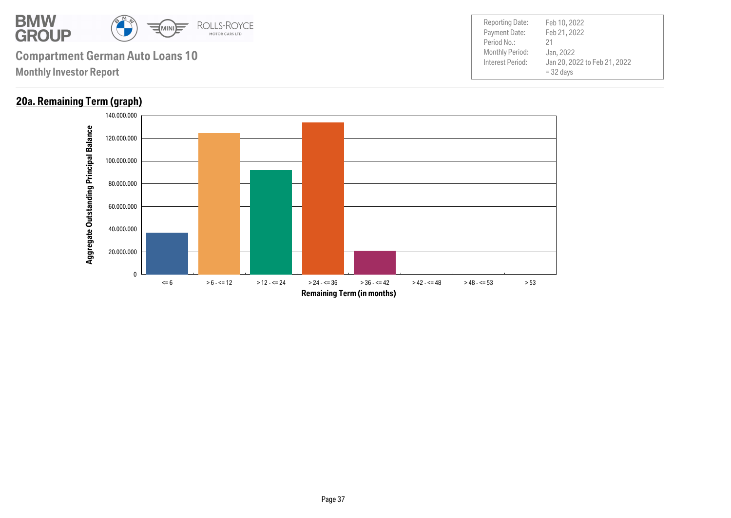## 20a. Remaining Term (graph)

Aggregate Outstanding Principal Balance

140.000.000
120.000.000
100.000.000
80.000.000
60.000.000
40.000.000
20.000.000
0

<= 6 | > 6 - <= 12 | > 12 - <= 24 | > 24 - <= 36 | > 36 - <= 42 | > 42 - <= 48 | > 48 - <= 53 | > 53

Remaining Term (in months)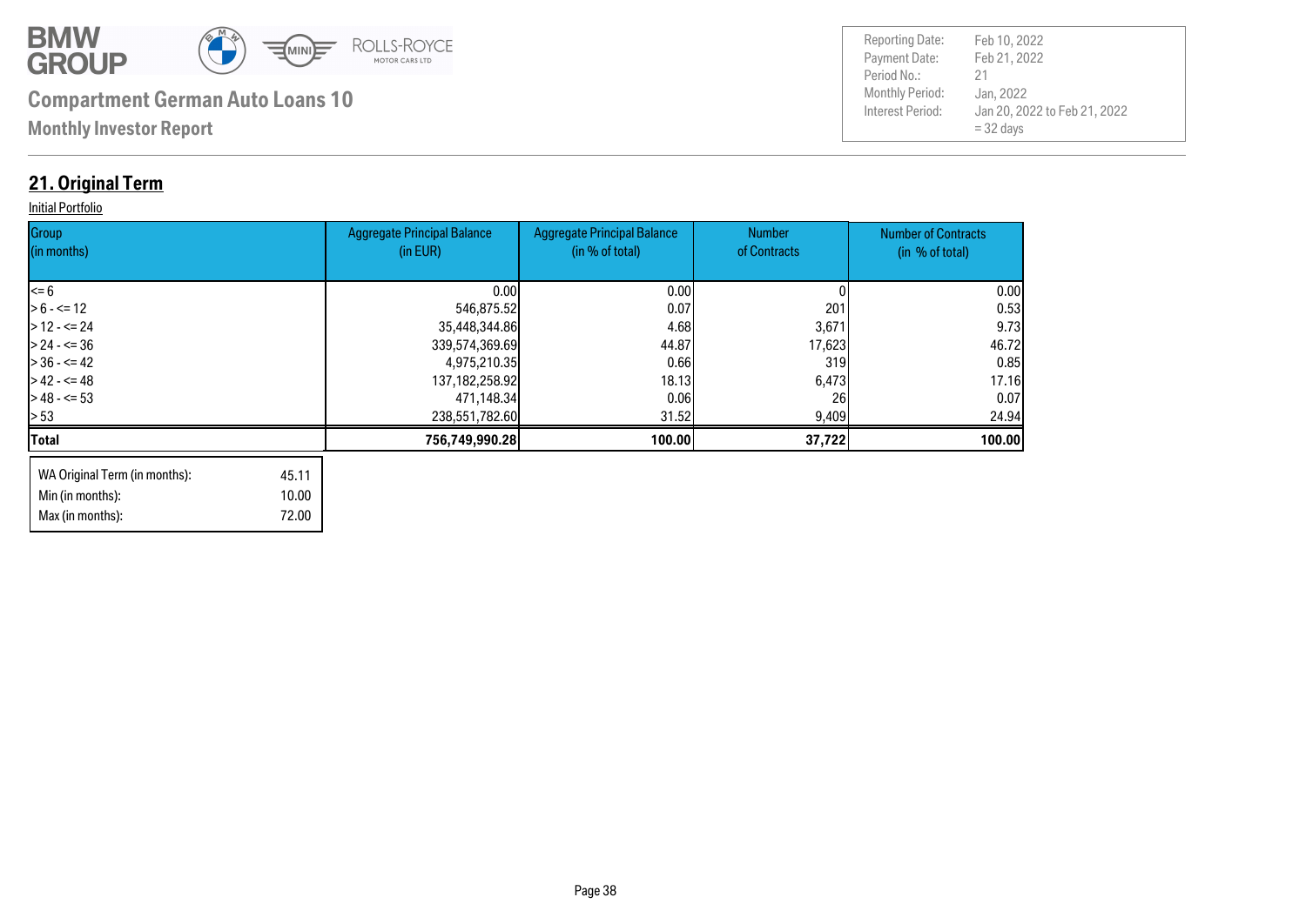**Compartment German Auto Loans 10**

**Monthly Investor Report**

| Reporting Date: | Feb 10, 2022 |
|---|---|
| Payment Date: | Feb 21, 2022 |
| Period No.: | 21 |
| Monthly Period: | Jan, 2022 |
| Interest Period: | Jan 20, 2022 to Feb 21, 2022 = 32 days |

## 21. Original Term

Initial Portfolio

| Group (in months) | Aggregate Principal Balance (in EUR) | Aggregate Principal Balance (in % of total) | Number of Contracts | Number of Contracts (in % of total) |
|---|---|---|---|---|
| <= 6 | 0.00 | 0.00 | 0 | 0.00 |
| > 6 - <= 12 | 546,875.52 | 0.07 | 201 | 0.53 |
| > 12 - <= 24 | 35,448,344.86 | 4.68 | 3,671 | 9.73 |
| > 24 - <= 36 | 339,574,369.69 | 44.87 | 17,623 | 46.72 |
| > 36 - <= 42 | 4,975,210.35 | 0.66 | 319 | 0.85 |
| > 42 - <= 48 | 137,182,258.92 | 18.13 | 6,473 | 17.16 |
| > 48 - <= 53 | 471,148.34 | 0.06 | 26 | 0.07 |
| > 53 | 238,551,782.60 | 31.52 | 9,409 | 24.94 |
| **Total** | **756,749,990.28** | **100.00** | **37,722** | **100.00** |

| | |
|---|---|
| WA Original Term (in months): | 45.11 |
| Min (in months): | 10.00 |
| Max (in months): | 72.00 |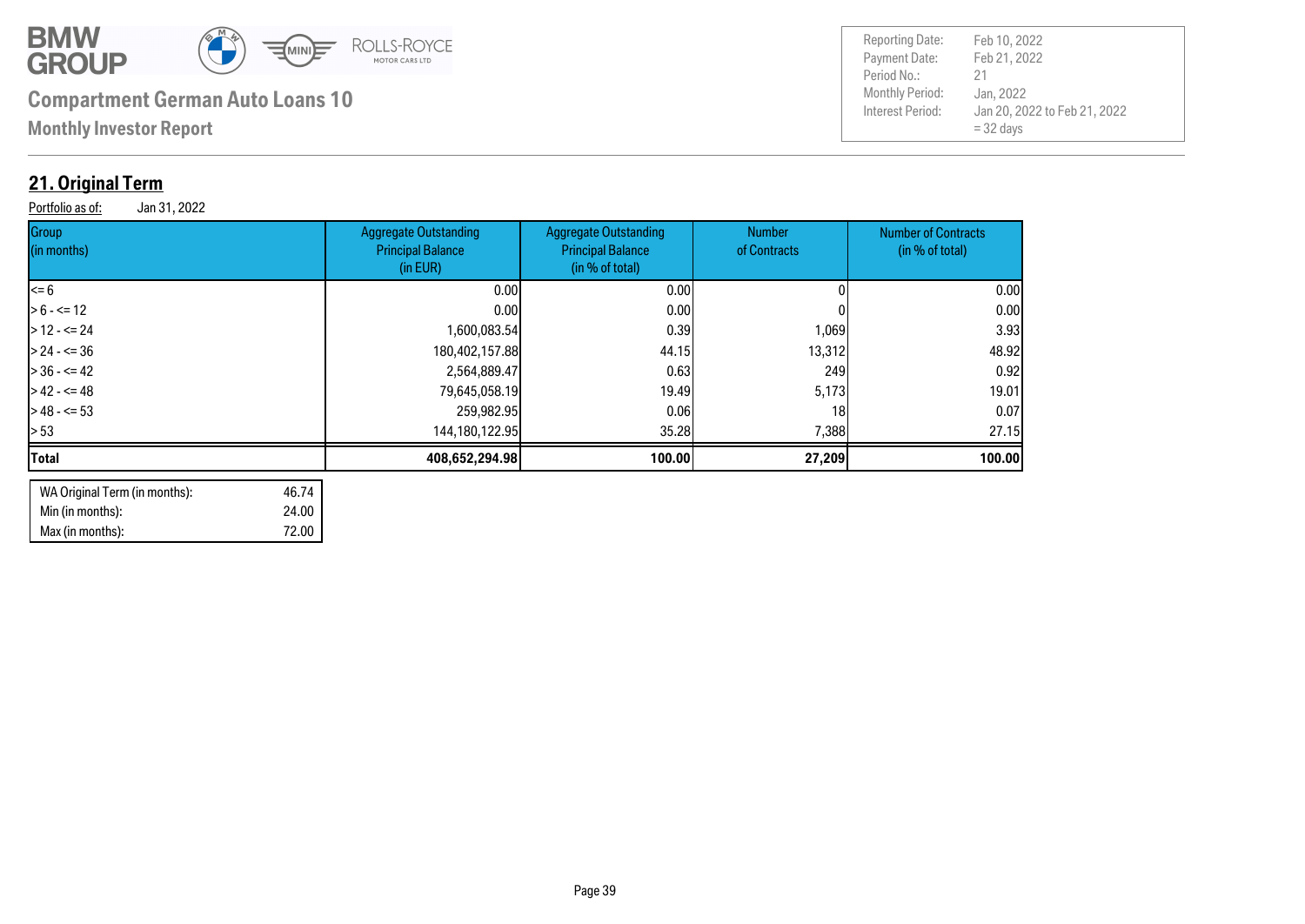**Compartment German Auto Loans 10**

**Monthly Investor Report**

| | |
|---|---|
| Reporting Date: | Feb 10, 2022 |
| Payment Date: | Feb 21, 2022 |
| Period No.: | 21 |
| Monthly Period: | Jan, 2022 |
| Interest Period: | Jan 20, 2022 to Feb 21, 2022 = 32 days |

## 21. Original Term

Portfolio as of: Jan 31, 2022

| Group (in months) | Aggregate Outstanding Principal Balance (in EUR) | Aggregate Outstanding Principal Balance (in % of total) | Number of Contracts | Number of Contracts (in % of total) |
|---|---|---|---|---|
| <= 6 | 0.00 | 0.00 | 0 | 0.00 |
| > 6 - <= 12 | 0.00 | 0.00 | 0 | 0.00 |
| > 12 - <= 24 | 1,600,083.54 | 0.39 | 1,069 | 3.93 |
| > 24 - <= 36 | 180,402,157.88 | 44.15 | 13,312 | 48.92 |
| > 36 - <= 42 | 2,564,889.47 | 0.63 | 249 | 0.92 |
| > 42 - <= 48 | 79,645,058.19 | 19.49 | 5,173 | 19.01 |
| > 48 - <= 53 | 259,982.95 | 0.06 | 18 | 0.07 |
| > 53 | 144,180,122.95 | 35.28 | 7,388 | 27.15 |
| **Total** | **408,652,294.98** | **100.00** | **27,209** | **100.00** |

| | |
|---|---|
| WA Original Term (in months): | 46.74 |
| Min (in months): | 24.00 |
| Max (in months): | 72.00 |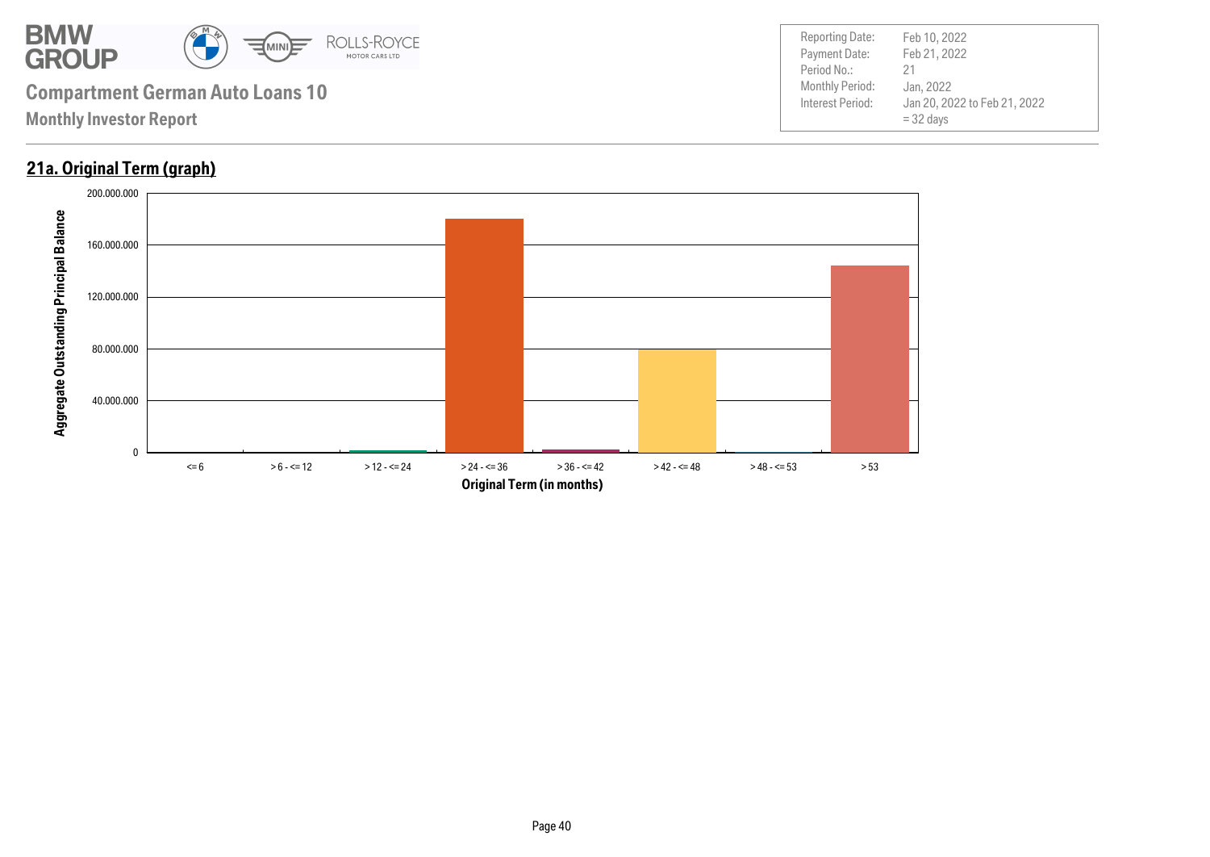**Compartment German Auto Loans 10**

**Monthly Investor Report**

| | |
|---|---|
| Reporting Date: | Feb 10, 2022 |
| Payment Date: | Feb 21, 2022 |
| Period No.: | 21 |
| Monthly Period: | Jan, 2022 |
| Interest Period: | Jan 20, 2022 to Feb 21, 2022 = 32 days |

## 21a. Original Term (graph)

Aggregate Outstanding Principal Balance

200.000.000
160.000.000
120.000.000
80.000.000
40.000.000
0

<= 6 | > 6 - <= 12 | > 12 - <= 24 | > 24 - <= 36 | > 36 - <= 42 | > 42 - <= 48 | > 48 - <= 53 | > 53

**Original Term (in months)**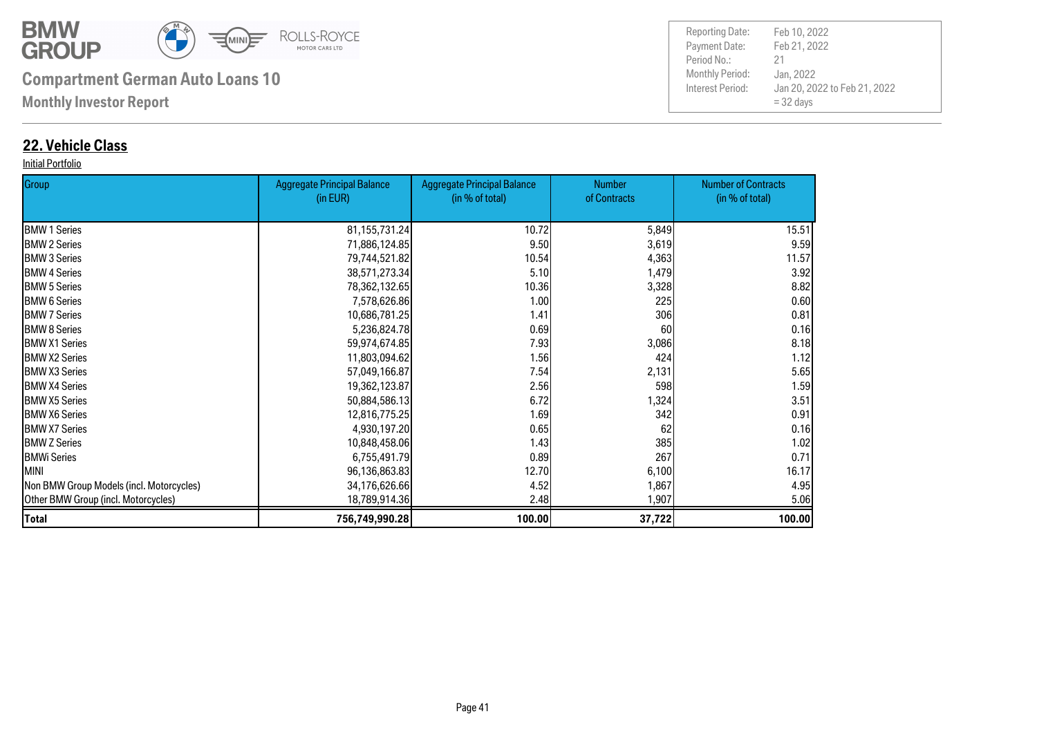# Compartment German Auto Loans 10

**Monthly Investor Report**

| Reporting Date: | Feb 10, 2022 |
|---|---|
| Payment Date: | Feb 21, 2022 |
| Period No.: | 21 |
| Monthly Period: | Jan, 2022 |
| Interest Period: | Jan 20, 2022 to Feb 21, 2022 = 32 days |

## 22. Vehicle Class

Initial Portfolio

| Group | Aggregate Principal Balance (in EUR) | Aggregate Principal Balance (in % of total) | Number of Contracts | Number of Contracts (in % of total) |
|---|---|---|---|---|
| BMW 1 Series | 81,155,731.24 | 10.72 | 5,849 | 15.51 |
| BMW 2 Series | 71,886,124.85 | 9.50 | 3,619 | 9.59 |
| BMW 3 Series | 79,744,521.82 | 10.54 | 4,363 | 11.57 |
| BMW 4 Series | 38,571,273.34 | 5.10 | 1,479 | 3.92 |
| BMW 5 Series | 78,362,132.65 | 10.36 | 3,328 | 8.82 |
| BMW 6 Series | 7,578,626.86 | 1.00 | 225 | 0.60 |
| BMW 7 Series | 10,686,781.25 | 1.41 | 306 | 0.81 |
| BMW 8 Series | 5,236,824.78 | 0.69 | 60 | 0.16 |
| BMW X1 Series | 59,974,674.85 | 7.93 | 3,086 | 8.18 |
| BMW X2 Series | 11,803,094.62 | 1.56 | 424 | 1.12 |
| BMW X3 Series | 57,049,166.87 | 7.54 | 2,131 | 5.65 |
| BMW X4 Series | 19,362,123.87 | 2.56 | 598 | 1.59 |
| BMW X5 Series | 50,884,586.13 | 6.72 | 1,324 | 3.51 |
| BMW X6 Series | 12,816,775.25 | 1.69 | 342 | 0.91 |
| BMW X7 Series | 4,930,197.20 | 0.65 | 62 | 0.16 |
| BMW Z Series | 10,848,458.06 | 1.43 | 385 | 1.02 |
| BMWi Series | 6,755,491.79 | 0.89 | 267 | 0.71 |
| MINI | 96,136,863.83 | 12.70 | 6,100 | 16.17 |
| Non BMW Group Models (incl. Motorcycles) | 34,176,626.66 | 4.52 | 1,867 | 4.95 |
| Other BMW Group (incl. Motorcycles) | 18,789,914.36 | 2.48 | 1,907 | 5.06 |
| **Total** | **756,749,990.28** | **100.00** | **37,722** | **100.00** |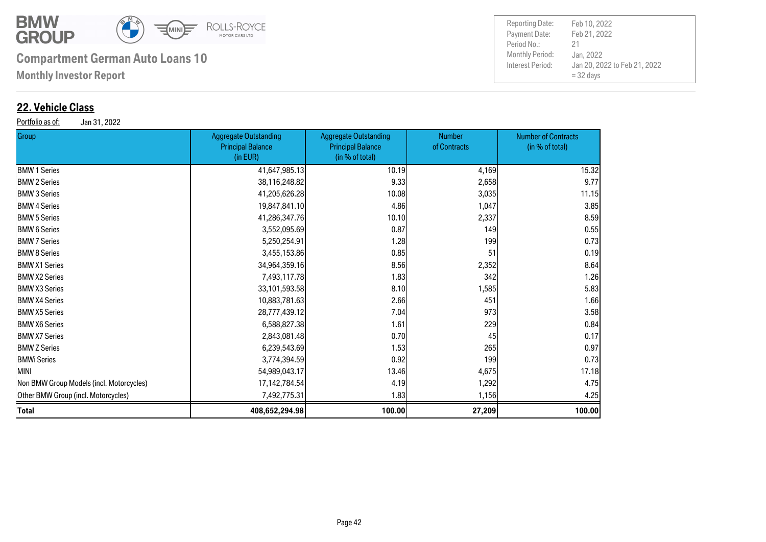## 22. Vehicle Class

Portfolio as of: Jan 31, 2022

| Group | Aggregate Outstanding Principal Balance (in EUR) | Aggregate Outstanding Principal Balance (in % of total) | Number of Contracts | Number of Contracts (in % of total) |
|---|---|---|---|---|
| BMW 1 Series | 41,647,985.13 | 10.19 | 4,169 | 15.32 |
| BMW 2 Series | 38,116,248.82 | 9.33 | 2,658 | 9.77 |
| BMW 3 Series | 41,205,626.28 | 10.08 | 3,035 | 11.15 |
| BMW 4 Series | 19,847,841.10 | 4.86 | 1,047 | 3.85 |
| BMW 5 Series | 41,286,347.76 | 10.10 | 2,337 | 8.59 |
| BMW 6 Series | 3,552,095.69 | 0.87 | 149 | 0.55 |
| BMW 7 Series | 5,250,254.91 | 1.28 | 199 | 0.73 |
| BMW 8 Series | 3,455,153.86 | 0.85 | 51 | 0.19 |
| BMW X1 Series | 34,964,359.16 | 8.56 | 2,352 | 8.64 |
| BMW X2 Series | 7,493,117.78 | 1.83 | 342 | 1.26 |
| BMW X3 Series | 33,101,593.58 | 8.10 | 1,585 | 5.83 |
| BMW X4 Series | 10,883,781.63 | 2.66 | 451 | 1.66 |
| BMW X5 Series | 28,777,439.12 | 7.04 | 973 | 3.58 |
| BMW X6 Series | 6,588,827.38 | 1.61 | 229 | 0.84 |
| BMW X7 Series | 2,843,081.48 | 0.70 | 45 | 0.17 |
| BMW Z Series | 6,239,543.69 | 1.53 | 265 | 0.97 |
| BMWi Series | 3,774,394.59 | 0.92 | 199 | 0.73 |
| MINI | 54,989,043.17 | 13.46 | 4,675 | 17.18 |
| Non BMW Group Models (incl. Motorcycles) | 17,142,784.54 | 4.19 | 1,292 | 4.75 |
| Other BMW Group (incl. Motorcycles) | 7,492,775.31 | 1.83 | 1,156 | 4.25 |
| **Total** | **408,652,294.98** | **100.00** | **27,209** | **100.00** |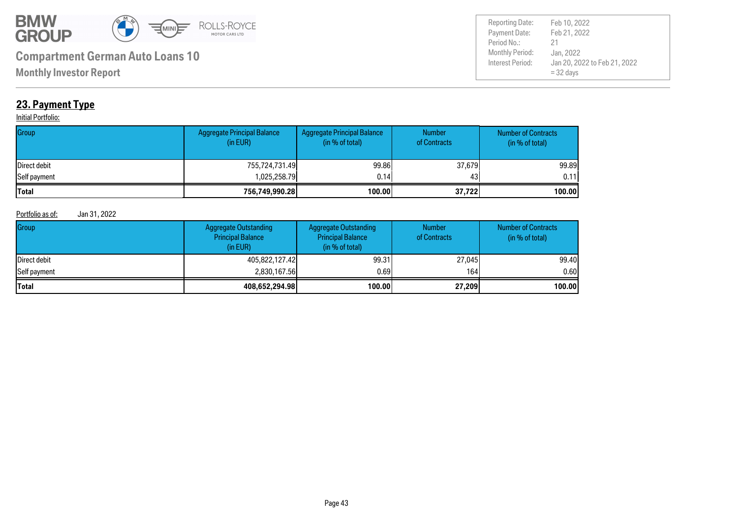# Compartment German Auto Loans 10

**Monthly Investor Report**

| | |
|---|---|
| Reporting Date: | Feb 10, 2022 |
| Payment Date: | Feb 21, 2022 |
| Period No.: | 21 |
| Monthly Period: | Jan, 2022 |
| Interest Period: | Jan 20, 2022 to Feb 21, 2022 = 32 days |

## 23. Payment Type

Initial Portfolio:

| Group | Aggregate Principal Balance (in EUR) | Aggregate Principal Balance (in % of total) | Number of Contracts | Number of Contracts (in % of total) |
|---|---|---|---|---|
| Direct debit | 755,724,731.49 | 99.86 | 37,679 | 99.89 |
| Self payment | 1,025,258.79 | 0.14 | 43 | 0.11 |
| **Total** | **756,749,990.28** | **100.00** | **37,722** | **100.00** |

Portfolio as of: Jan 31, 2022

| Group | Aggregate Outstanding Principal Balance (in EUR) | Aggregate Outstanding Principal Balance (in % of total) | Number of Contracts | Number of Contracts (in % of total) |
|---|---|---|---|---|
| Direct debit | 405,822,127.42 | 99.31 | 27,045 | 99.40 |
| Self payment | 2,830,167.56 | 0.69 | 164 | 0.60 |
| **Total** | **408,652,294.98** | **100.00** | **27,209** | **100.00** |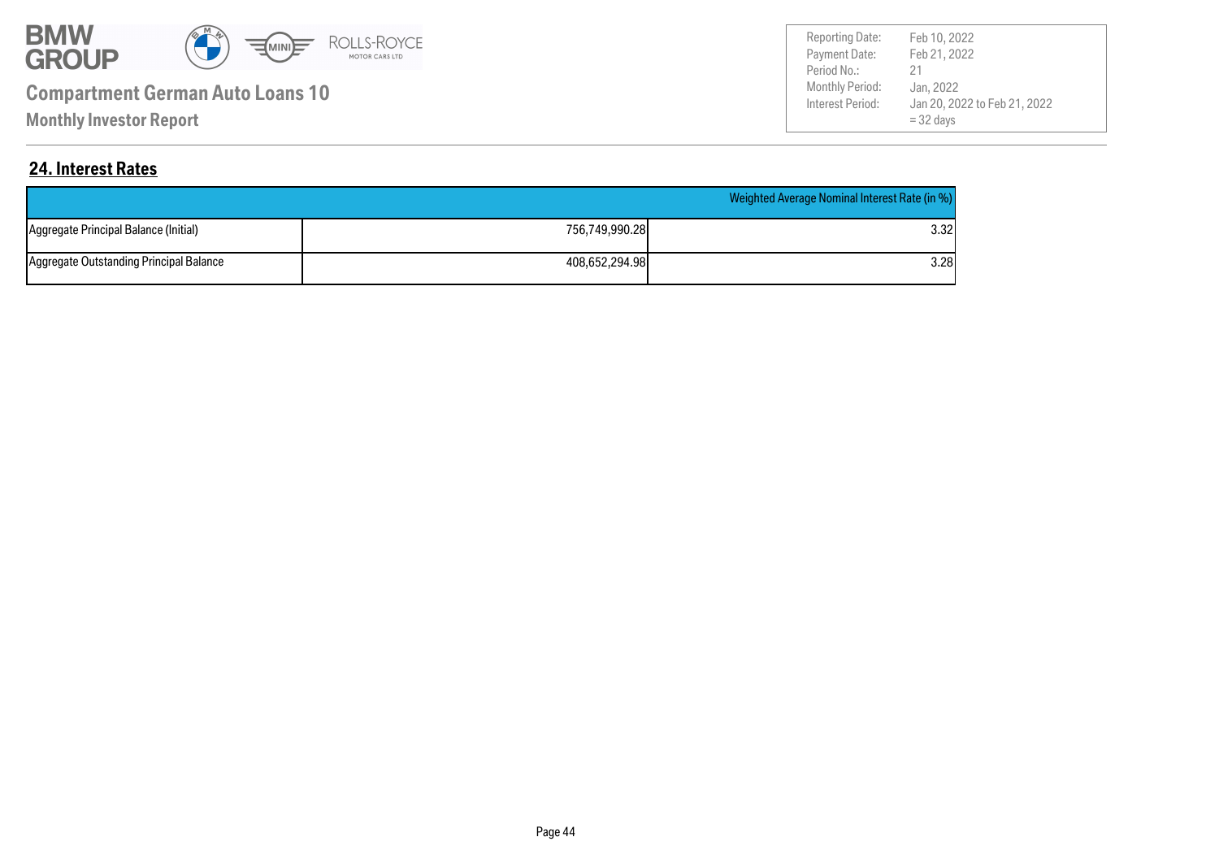## 24. Interest Rates

| | | Weighted Average Nominal Interest Rate (in %) |
|---|---|---|
| Aggregate Principal Balance (Initial) | 756,749,990.28 | 3.32 |
| Aggregate Outstanding Principal Balance | 408,652,294.98 | 3.28 |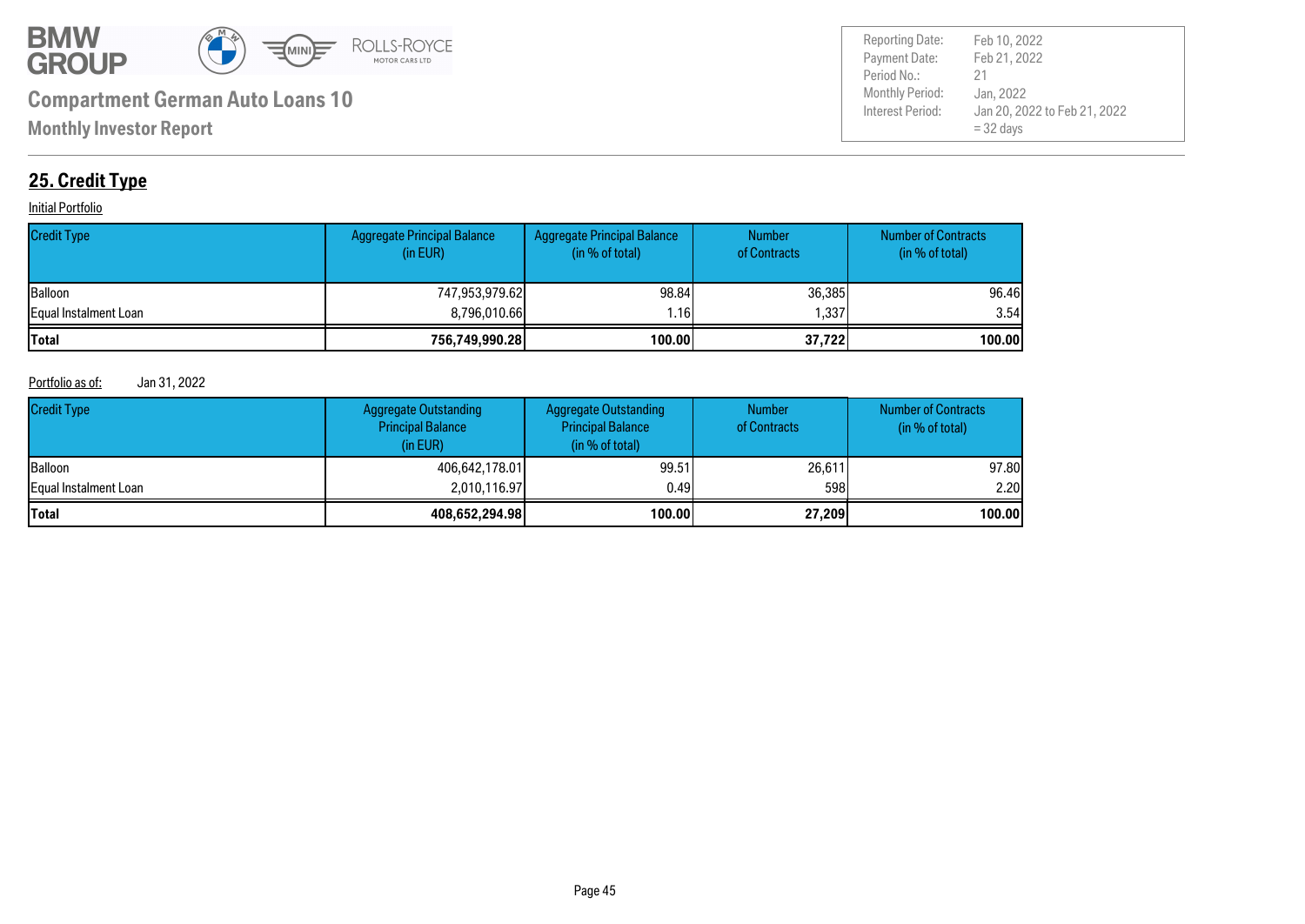**Compartment German Auto Loans 10**

**Monthly Investor Report**

| | |
|---|---|
| Reporting Date: | Feb 10, 2022 |
| Payment Date: | Feb 21, 2022 |
| Period No.: | 21 |
| Monthly Period: | Jan, 2022 |
| Interest Period: | Jan 20, 2022 to Feb 21, 2022 = 32 days |

## 25. Credit Type

Initial Portfolio

| Credit Type | Aggregate Principal Balance (in EUR) | Aggregate Principal Balance (in % of total) | Number of Contracts | Number of Contracts (in % of total) |
|---|---|---|---|---|
| Balloon | 747,953,979.62 | 98.84 | 36,385 | 96.46 |
| Equal Instalment Loan | 8,796,010.66 | 1.16 | 1,337 | 3.54 |
| **Total** | **756,749,990.28** | **100.00** | **37,722** | **100.00** |

Portfolio as of: Jan 31, 2022

| Credit Type | Aggregate Outstanding Principal Balance (in EUR) | Aggregate Outstanding Principal Balance (in % of total) | Number of Contracts | Number of Contracts (in % of total) |
|---|---|---|---|---|
| Balloon | 406,642,178.01 | 99.51 | 26,611 | 97.80 |
| Equal Instalment Loan | 2,010,116.97 | 0.49 | 598 | 2.20 |
| **Total** | **408,652,294.98** | **100.00** | **27,209** | **100.00** |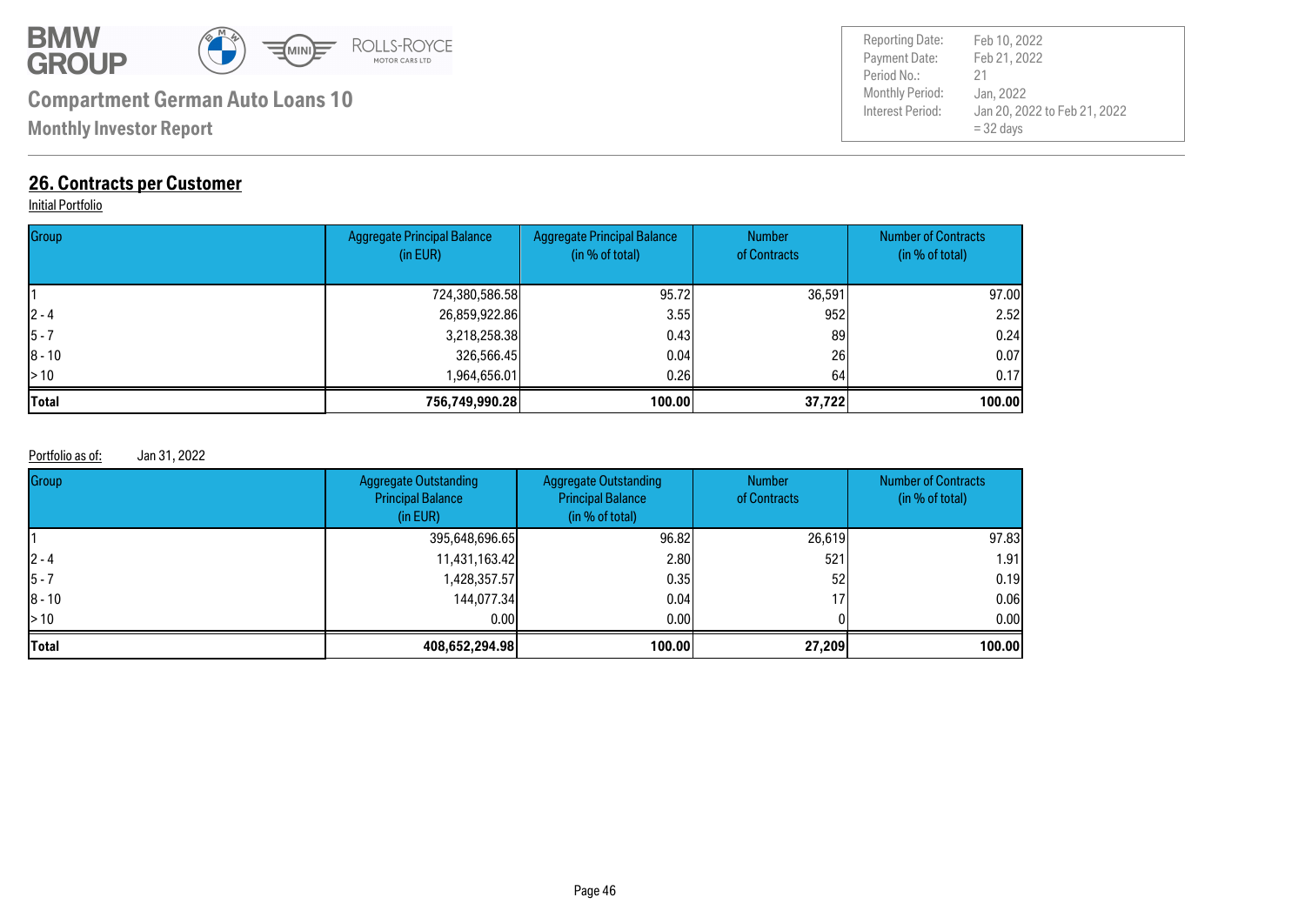## 26. Contracts per Customer

Initial Portfolio

| Group | Aggregate Principal Balance (in EUR) | Aggregate Principal Balance (in % of total) | Number of Contracts | Number of Contracts (in % of total) |
|---|---|---|---|---|
| 1 | 724,380,586.58 | 95.72 | 36,591 | 97.00 |
| 2 - 4 | 26,859,922.86 | 3.55 | 952 | 2.52 |
| 5 - 7 | 3,218,258.38 | 0.43 | 89 | 0.24 |
| 8 - 10 | 326,566.45 | 0.04 | 26 | 0.07 |
| > 10 | 1,964,656.01 | 0.26 | 64 | 0.17 |
| **Total** | **756,749,990.28** | **100.00** | **37,722** | **100.00** |

Portfolio as of: Jan 31, 2022

| Group | Aggregate Outstanding Principal Balance (in EUR) | Aggregate Outstanding Principal Balance (in % of total) | Number of Contracts | Number of Contracts (in % of total) |
|---|---|---|---|---|
| 1 | 395,648,696.65 | 96.82 | 26,619 | 97.83 |
| 2 - 4 | 11,431,163.42 | 2.80 | 521 | 1.91 |
| 5 - 7 | 1,428,357.57 | 0.35 | 52 | 0.19 |
| 8 - 10 | 144,077.34 | 0.04 | 17 | 0.06 |
| > 10 | 0.00 | 0.00 | 0 | 0.00 |
| **Total** | **408,652,294.98** | **100.00** | **27,209** | **100.00** |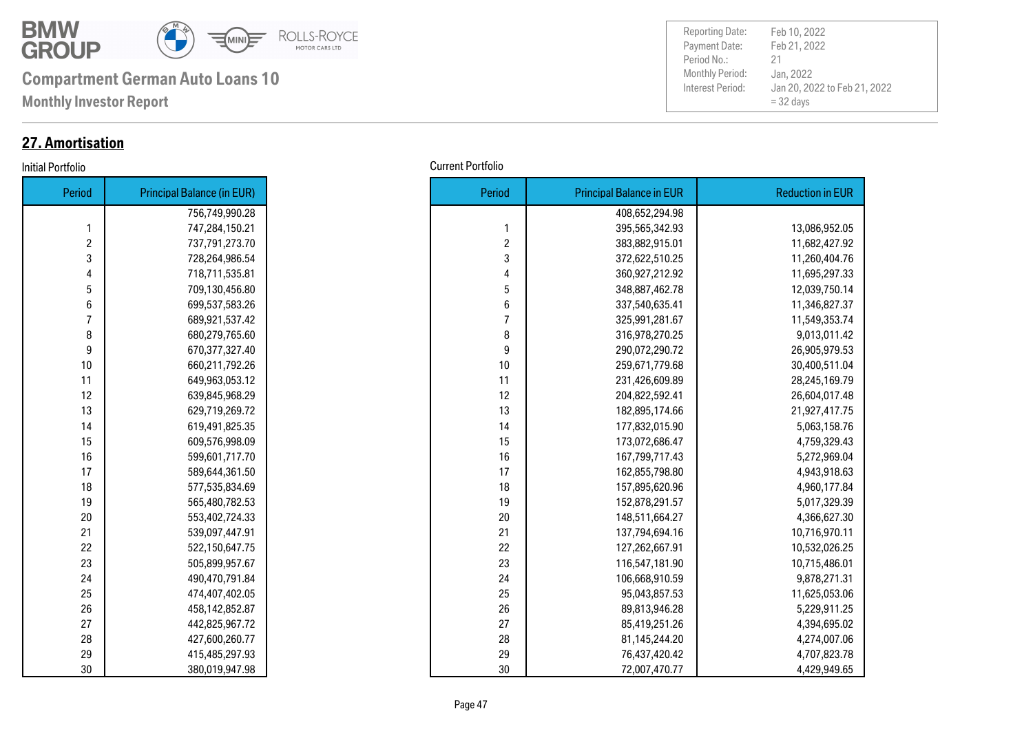**Compartment German Auto Loans 10**

**Monthly Investor Report**

| | |
|---|---|
| Reporting Date: | Feb 10, 2022 |
| Payment Date: | Feb 21, 2022 |
| Period No.: | 21 |
| Monthly Period: | Jan, 2022 |
| Interest Period: | Jan 20, 2022 to Feb 21, 2022 = 32 days |

## 27. Amortisation

Initial Portfolio

| Period | Principal Balance (in EUR) |
|---|---|
| | 756,749,990.28 |
| 1 | 747,284,150.21 |
| 2 | 737,791,273.70 |
| 3 | 728,264,986.54 |
| 4 | 718,711,535.81 |
| 5 | 709,130,456.80 |
| 6 | 699,537,583.26 |
| 7 | 689,921,537.42 |
| 8 | 680,279,765.60 |
| 9 | 670,377,327.40 |
| 10 | 660,211,792.26 |
| 11 | 649,963,053.12 |
| 12 | 639,845,968.29 |
| 13 | 629,719,269.72 |
| 14 | 619,491,825.35 |
| 15 | 609,576,998.09 |
| 16 | 599,601,717.70 |
| 17 | 589,644,361.50 |
| 18 | 577,535,834.69 |
| 19 | 565,480,782.53 |
| 20 | 553,402,724.33 |
| 21 | 539,097,447.91 |
| 22 | 522,150,647.75 |
| 23 | 505,899,957.67 |
| 24 | 490,470,791.84 |
| 25 | 474,407,402.05 |
| 26 | 458,142,852.87 |
| 27 | 442,825,967.72 |
| 28 | 427,600,260.77 |
| 29 | 415,485,297.93 |
| 30 | 380,019,947.98 |

Current Portfolio

| Period | Principal Balance in EUR | Reduction in EUR |
|---|---|---|
| | 408,652,294.98 | |
| 1 | 395,565,342.93 | 13,086,952.05 |
| 2 | 383,882,915.01 | 11,682,427.92 |
| 3 | 372,622,510.25 | 11,260,404.76 |
| 4 | 360,927,212.92 | 11,695,297.33 |
| 5 | 348,887,462.78 | 12,039,750.14 |
| 6 | 337,540,635.41 | 11,346,827.37 |
| 7 | 325,991,281.67 | 11,549,353.74 |
| 8 | 316,978,270.25 | 9,013,011.42 |
| 9 | 290,072,290.72 | 26,905,979.53 |
| 10 | 259,671,779.68 | 30,400,511.04 |
| 11 | 231,426,609.89 | 28,245,169.79 |
| 12 | 204,822,592.41 | 26,604,017.48 |
| 13 | 182,895,174.66 | 21,927,417.75 |
| 14 | 177,832,015.90 | 5,063,158.76 |
| 15 | 173,072,686.47 | 4,759,329.43 |
| 16 | 167,799,717.43 | 5,272,969.04 |
| 17 | 162,855,798.80 | 4,943,918.63 |
| 18 | 157,895,620.96 | 4,960,177.84 |
| 19 | 152,878,291.57 | 5,017,329.39 |
| 20 | 148,511,664.27 | 4,366,627.30 |
| 21 | 137,794,694.16 | 10,716,970.11 |
| 22 | 127,262,667.91 | 10,532,026.25 |
| 23 | 116,547,181.90 | 10,715,486.01 |
| 24 | 106,668,910.59 | 9,878,271.31 |
| 25 | 95,043,857.53 | 11,625,053.06 |
| 26 | 89,813,946.28 | 5,229,911.25 |
| 27 | 85,419,251.26 | 4,394,695.02 |
| 28 | 81,145,244.20 | 4,274,007.06 |
| 29 | 76,437,420.42 | 4,707,823.78 |
| 30 | 72,007,470.77 | 4,429,949.65 |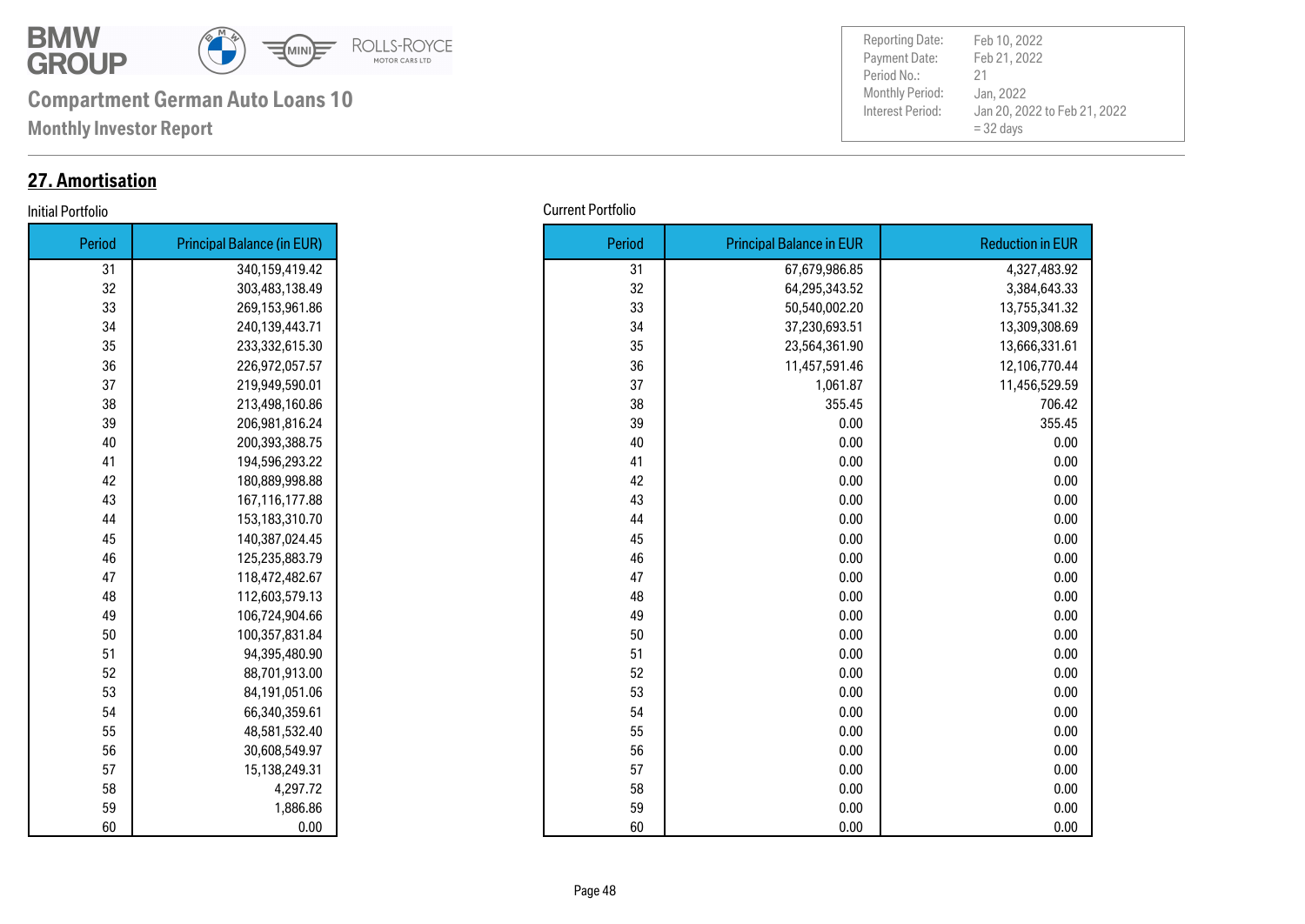**Compartment German Auto Loans 10**

**Monthly Investor Report**

| Reporting Date: | Feb 10, 2022 |
|---|---|
| Payment Date: | Feb 21, 2022 |
| Period No.: | 21 |
| Monthly Period: | Jan, 2022 |
| Interest Period: | Jan 20, 2022 to Feb 21, 2022 = 32 days |

## 27. Amortisation

Initial Portfolio

| Period | Principal Balance (in EUR) |
|---|---|
| 31 | 340,159,419.42 |
| 32 | 303,483,138.49 |
| 33 | 269,153,961.86 |
| 34 | 240,139,443.71 |
| 35 | 233,332,615.30 |
| 36 | 226,972,057.57 |
| 37 | 219,949,590.01 |
| 38 | 213,498,160.86 |
| 39 | 206,981,816.24 |
| 40 | 200,393,388.75 |
| 41 | 194,596,293.22 |
| 42 | 180,889,998.88 |
| 43 | 167,116,177.88 |
| 44 | 153,183,310.70 |
| 45 | 140,387,024.45 |
| 46 | 125,235,883.79 |
| 47 | 118,472,482.67 |
| 48 | 112,603,579.13 |
| 49 | 106,724,904.66 |
| 50 | 100,357,831.84 |
| 51 | 94,395,480.90 |
| 52 | 88,701,913.00 |
| 53 | 84,191,051.06 |
| 54 | 66,340,359.61 |
| 55 | 48,581,532.40 |
| 56 | 30,608,549.97 |
| 57 | 15,138,249.31 |
| 58 | 4,297.72 |
| 59 | 1,886.86 |
| 60 | 0.00 |

Current Portfolio

| Period | Principal Balance in EUR | Reduction in EUR |
|---|---|---|
| 31 | 67,679,986.85 | 4,327,483.92 |
| 32 | 64,295,343.52 | 3,384,643.33 |
| 33 | 50,540,002.20 | 13,755,341.32 |
| 34 | 37,230,693.51 | 13,309,308.69 |
| 35 | 23,564,361.90 | 13,666,331.61 |
| 36 | 11,457,591.46 | 12,106,770.44 |
| 37 | 1,061.87 | 11,456,529.59 |
| 38 | 355.45 | 706.42 |
| 39 | 0.00 | 355.45 |
| 40 | 0.00 | 0.00 |
| 41 | 0.00 | 0.00 |
| 42 | 0.00 | 0.00 |
| 43 | 0.00 | 0.00 |
| 44 | 0.00 | 0.00 |
| 45 | 0.00 | 0.00 |
| 46 | 0.00 | 0.00 |
| 47 | 0.00 | 0.00 |
| 48 | 0.00 | 0.00 |
| 49 | 0.00 | 0.00 |
| 50 | 0.00 | 0.00 |
| 51 | 0.00 | 0.00 |
| 52 | 0.00 | 0.00 |
| 53 | 0.00 | 0.00 |
| 54 | 0.00 | 0.00 |
| 55 | 0.00 | 0.00 |
| 56 | 0.00 | 0.00 |
| 57 | 0.00 | 0.00 |
| 58 | 0.00 | 0.00 |
| 59 | 0.00 | 0.00 |
| 60 | 0.00 | 0.00 |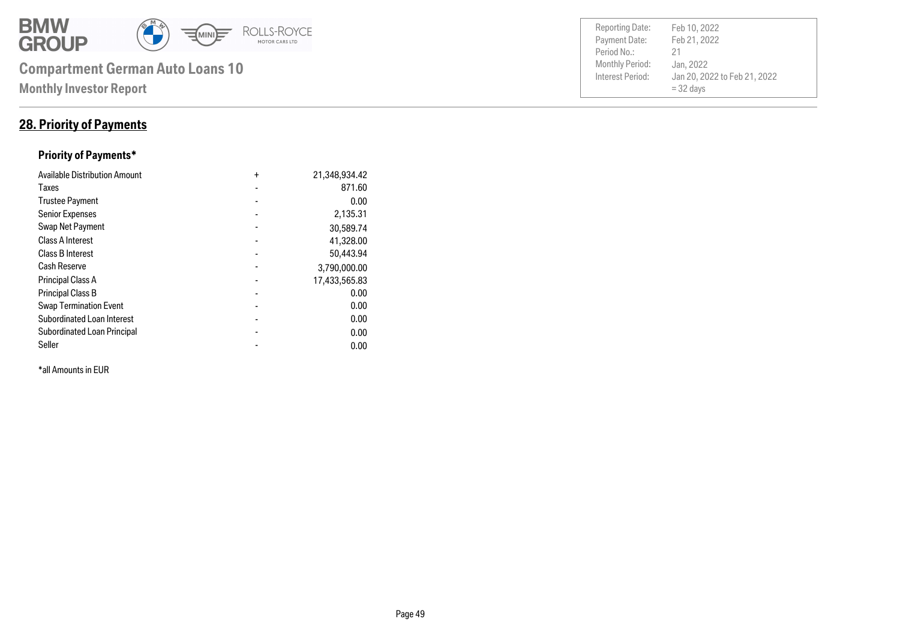# Compartment German Auto Loans 10

**Monthly Investor Report**

| | |
|---|---|
| Reporting Date: | Feb 10, 2022 |
| Payment Date: | Feb 21, 2022 |
| Period No.: | 21 |
| Monthly Period: | Jan, 2022 |
| Interest Period: | Jan 20, 2022 to Feb 21, 2022 = 32 days |

## 28. Priority of Payments

### Priority of Payments*

| | | |
|---|---|---:|
| Available Distribution Amount | + | 21,348,934.42 |
| Taxes | - | 871.60 |
| Trustee Payment | - | 0.00 |
| Senior Expenses | - | 2,135.31 |
| Swap Net Payment | - | 30,589.74 |
| Class A Interest | - | 41,328.00 |
| Class B Interest | - | 50,443.94 |
| Cash Reserve | - | 3,790,000.00 |
| Principal Class A | - | 17,433,565.83 |
| Principal Class B | - | 0.00 |
| Swap Termination Event | - | 0.00 |
| Subordinated Loan Interest | - | 0.00 |
| Subordinated Loan Principal | - | 0.00 |
| Seller | - | 0.00 |

*all Amounts in EUR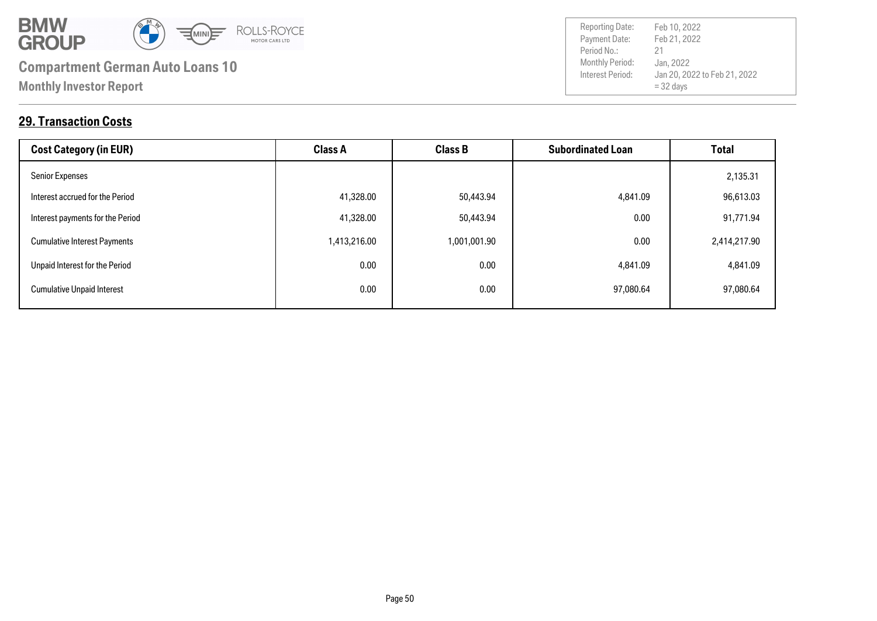# Compartment German Auto Loans 10

**Monthly Investor Report**

| | |
|---|---|
| Reporting Date: | Feb 10, 2022 |
| Payment Date: | Feb 21, 2022 |
| Period No.: | 21 |
| Monthly Period: | Jan, 2022 |
| Interest Period: | Jan 20, 2022 to Feb 21, 2022 = 32 days |

## 29. Transaction Costs

| Cost Category (in EUR) | Class A | Class B | Subordinated Loan | Total |
|---|---|---|---|---|
| Senior Expenses | | | | 2,135.31 |
| Interest accrued for the Period | 41,328.00 | 50,443.94 | 4,841.09 | 96,613.03 |
| Interest payments for the Period | 41,328.00 | 50,443.94 | 0.00 | 91,771.94 |
| Cumulative Interest Payments | 1,413,216.00 | 1,001,001.90 | 0.00 | 2,414,217.90 |
| Unpaid Interest for the Period | 0.00 | 0.00 | 4,841.09 | 4,841.09 |
| Cumulative Unpaid Interest | 0.00 | 0.00 | 97,080.64 | 97,080.64 |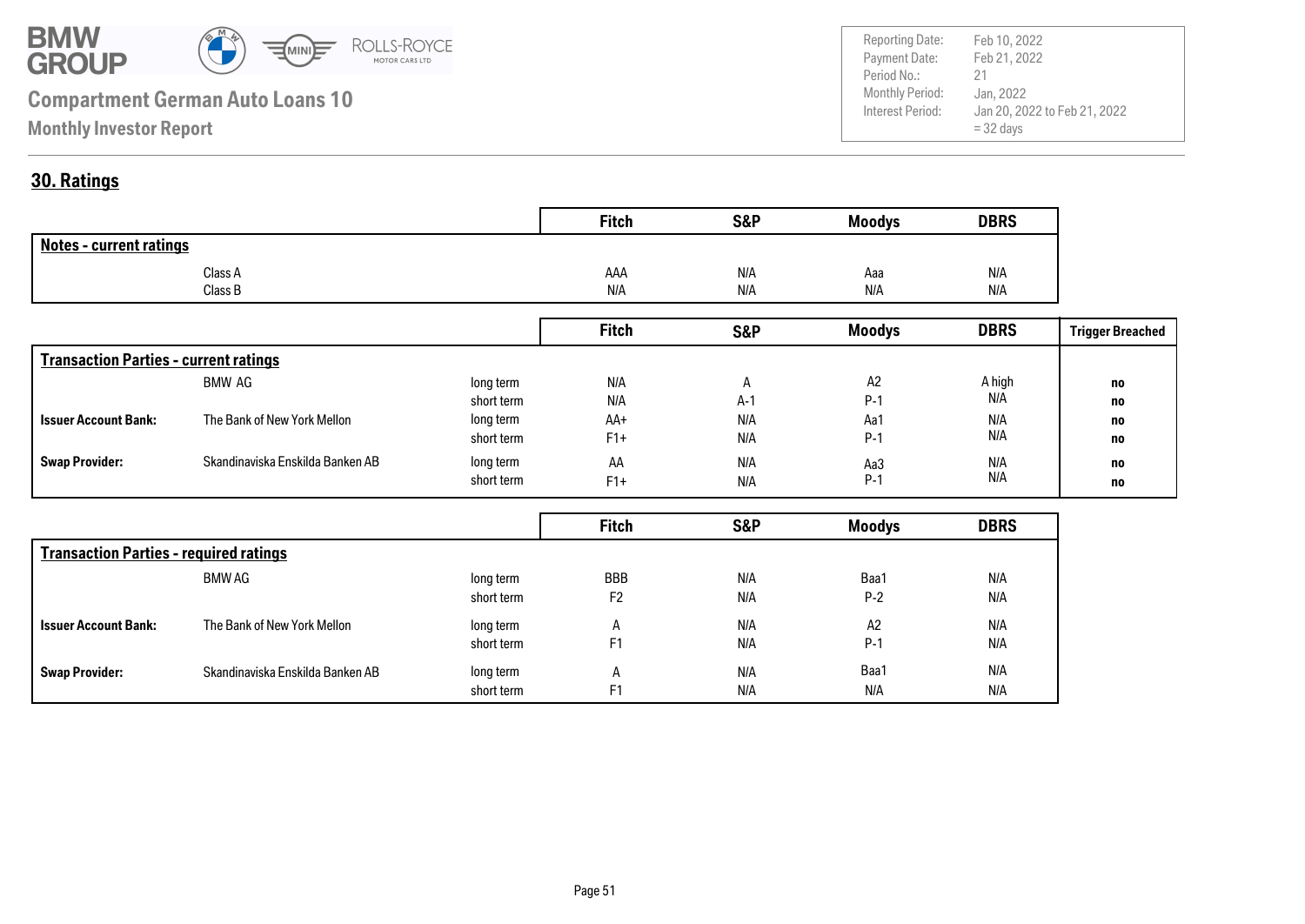# Compartment German Auto Loans 10

**Monthly Investor Report**

| | |
|---|---|
| Reporting Date: | Feb 10, 2022 |
| Payment Date: | Feb 21, 2022 |
| Period No.: | 21 |
| Monthly Period: | Jan, 2022 |
| Interest Period: | Jan 20, 2022 to Feb 21, 2022 = 32 days |

## 30. Ratings

| Notes - current ratings | | Fitch | S&P | Moodys | DBRS |
|---|---|---|---|---|---|
| Class A | | AAA | N/A | Aaa | N/A |
| Class B | | N/A | N/A | N/A | N/A |

| Transaction Parties - current ratings | | | Fitch | S&P | Moodys | DBRS | Trigger Breached |
|---|---|---|---|---|---|---|---|
| | BMW AG | long term | N/A | A | A2 | A high | no |
| | | short term | N/A | A-1 | P-1 | N/A | no |
| **Issuer Account Bank:** | The Bank of New York Mellon | long term | AA+ | N/A | Aa1 | N/A | no |
| | | short term | F1+ | N/A | P-1 | N/A | no |
| **Swap Provider:** | Skandinaviska Enskilda Banken AB | long term | AA | N/A | Aa3 | N/A | no |
| | | short term | F1+ | N/A | P-1 | N/A | no |

| Transaction Parties - required ratings | | | Fitch | S&P | Moodys | DBRS |
|---|---|---|---|---|---|---|
| | BMW AG | long term | BBB | N/A | Baa1 | N/A |
| | | short term | F2 | N/A | P-2 | N/A |
| **Issuer Account Bank:** | The Bank of New York Mellon | long term | A | N/A | A2 | N/A |
| | | short term | F1 | N/A | P-1 | N/A |
| **Swap Provider:** | Skandinaviska Enskilda Banken AB | long term | A | N/A | Baa1 | N/A |
| | | short term | F1 | N/A | N/A | N/A |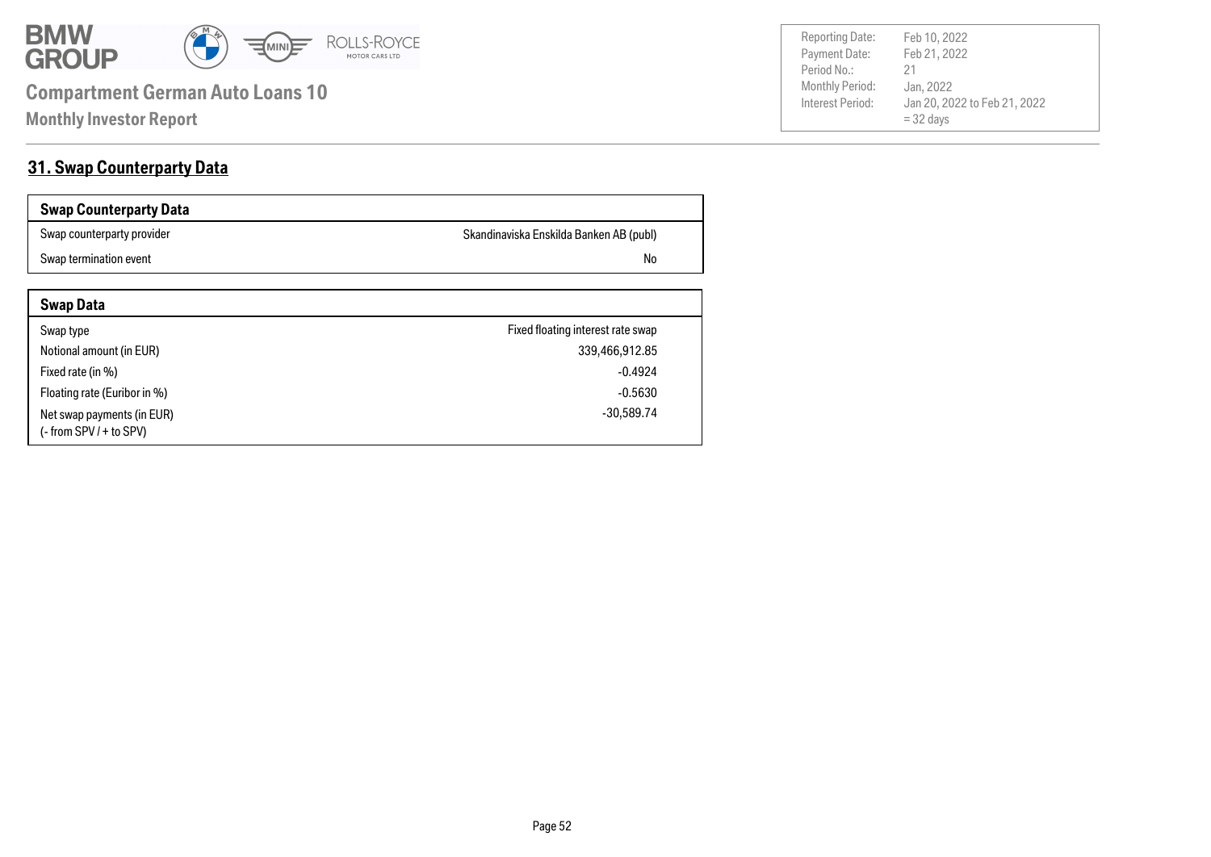## 31. Swap Counterparty Data

| Swap Counterparty Data | |
|---|---|
| Swap counterparty provider | Skandinaviska Enskilda Banken AB (publ) |
| Swap termination event | No |

| Swap Data | |
|---|---|
| Swap type | Fixed floating interest rate swap |
| Notional amount (in EUR) | 339,466,912.85 |
| Fixed rate (in %) | -0.4924 |
| Floating rate (Euribor in %) | -0.5630 |
| Net swap payments (in EUR) (- from SPV / + to SPV) | -30,589.74 |